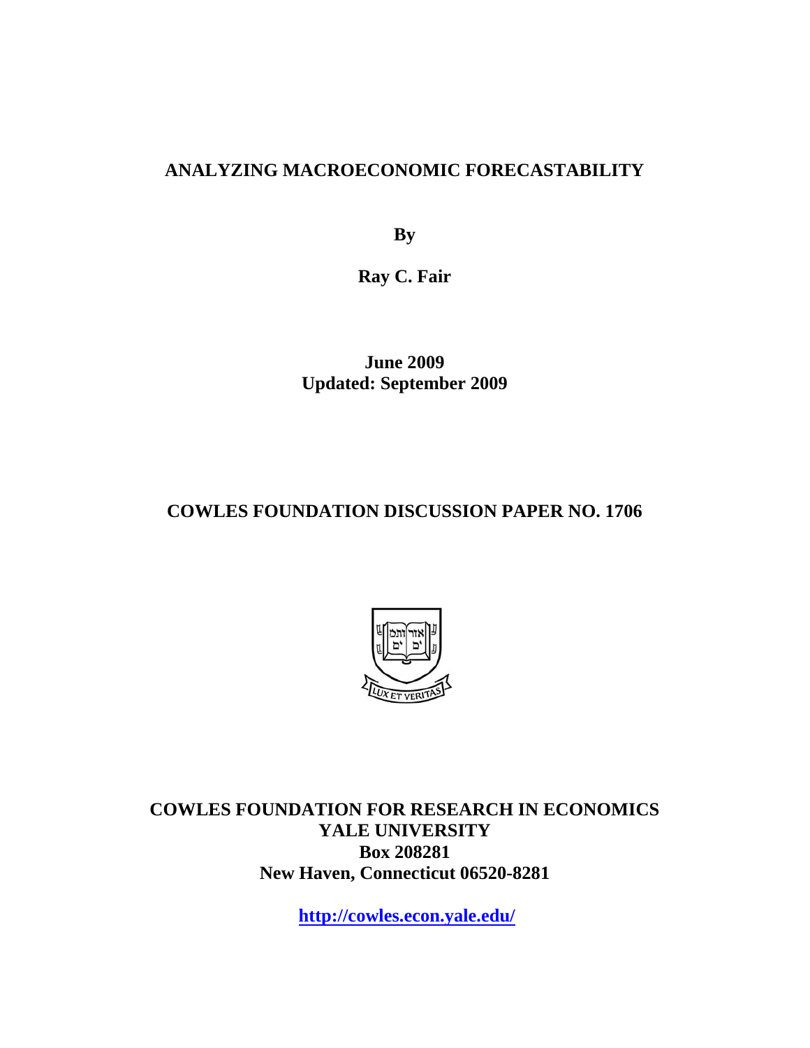# ANALYZING MACROECONOMIC FORECASTABILITY

**By**

**Ray C. Fair**

**June 2009**
**Updated: September 2009**

**COWLES FOUNDATION DISCUSSION PAPER NO. 1706**

**COWLES FOUNDATION FOR RESEARCH IN ECONOMICS**
**YALE UNIVERSITY**
**Box 208281**
**New Haven, Connecticut 06520-8281**

**http://cowles.econ.yale.edu/**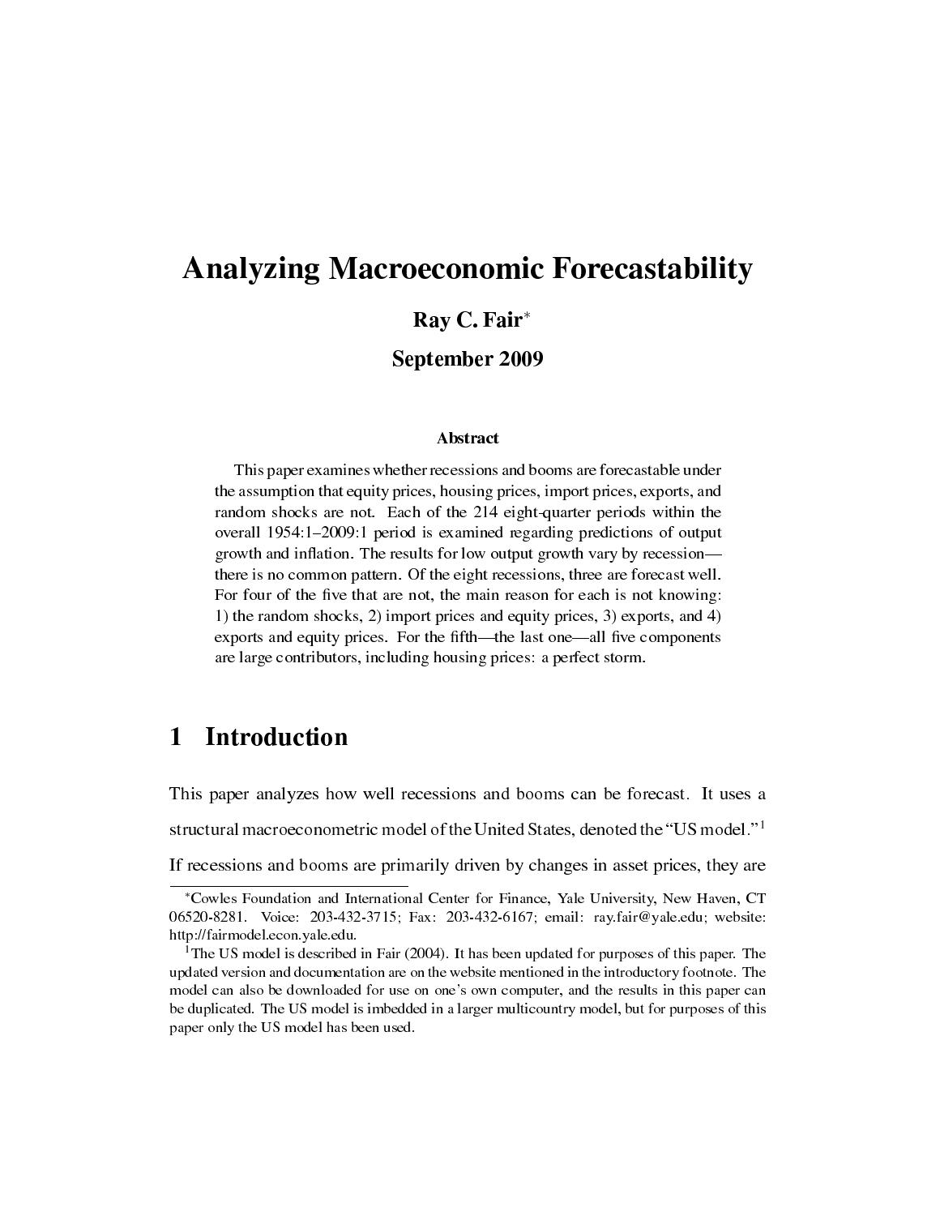# Analyzing Macroeconomic Forecastability

**Ray C. Fair**[*]

**September 2009**

### Abstract

This paper examines whether recessions and booms are forecastable under the assumption that equity prices, housing prices, import prices, exports, and random shocks are not. Each of the 214 eight-quarter periods within the overall 1954:1–2009:1 period is examined regarding predictions of output growth and inflation. The results for low output growth vary by recession—there is no common pattern. Of the eight recessions, three are forecast well. For four of the five that are not, the main reason for each is not knowing: 1) the random shocks, 2) import prices and equity prices, 3) exports, and 4) exports and equity prices. For the fifth—the last one—all five components are large contributors, including housing prices: a perfect storm.

## 1 Introduction

This paper analyzes how well recessions and booms can be forecast. It uses a structural macroeconometric model of the United States, denoted the "US model."[1] If recessions and booms are primarily driven by changes in asset prices, they are

---

[*]Cowles Foundation and International Center for Finance, Yale University, New Haven, CT 06520-8281. Voice: 203-432-3715; Fax: 203-432-6167; email: ray.fair@yale.edu; website: http://fairmodel.econ.yale.edu.

[1]The US model is described in Fair (2004). It has been updated for purposes of this paper. The updated version and documentation are on the website mentioned in the introductory footnote. The model can also be downloaded for use on one's own computer, and the results in this paper can be duplicated. The US model is imbedded in a larger multicountry model, but for purposes of this paper only the US model has been used.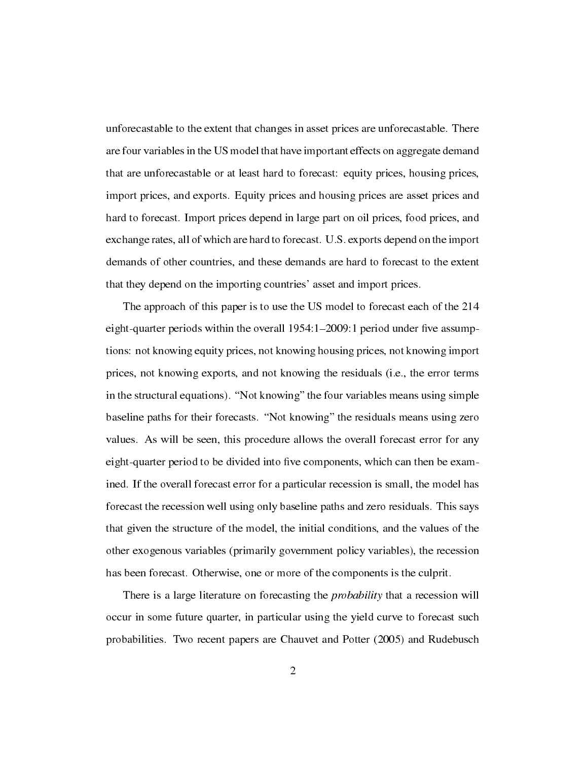unforecastable to the extent that changes in asset prices are unforecastable. There are four variables in the US model that have important effects on aggregate demand that are unforecastable or at least hard to forecast: equity prices, housing prices, import prices, and exports. Equity prices and housing prices are asset prices and hard to forecast. Import prices depend in large part on oil prices, food prices, and exchange rates, all of which are hard to forecast. U.S. exports depend on the import demands of other countries, and these demands are hard to forecast to the extent that they depend on the importing countries' asset and import prices.

The approach of this paper is to use the US model to forecast each of the 214 eight-quarter periods within the overall 1954:1–2009:1 period under five assumptions: not knowing equity prices, not knowing housing prices, not knowing import prices, not knowing exports, and not knowing the residuals (i.e., the error terms in the structural equations). "Not knowing" the four variables means using simple baseline paths for their forecasts. "Not knowing" the residuals means using zero values. As will be seen, this procedure allows the overall forecast error for any eight-quarter period to be divided into five components, which can then be examined. If the overall forecast error for a particular recession is small, the model has forecast the recession well using only baseline paths and zero residuals. This says that given the structure of the model, the initial conditions, and the values of the other exogenous variables (primarily government policy variables), the recession has been forecast. Otherwise, one or more of the components is the culprit.

There is a large literature on forecasting the *probability* that a recession will occur in some future quarter, in particular using the yield curve to forecast such probabilities. Two recent papers are Chauvet and Potter (2005) and Rudebusch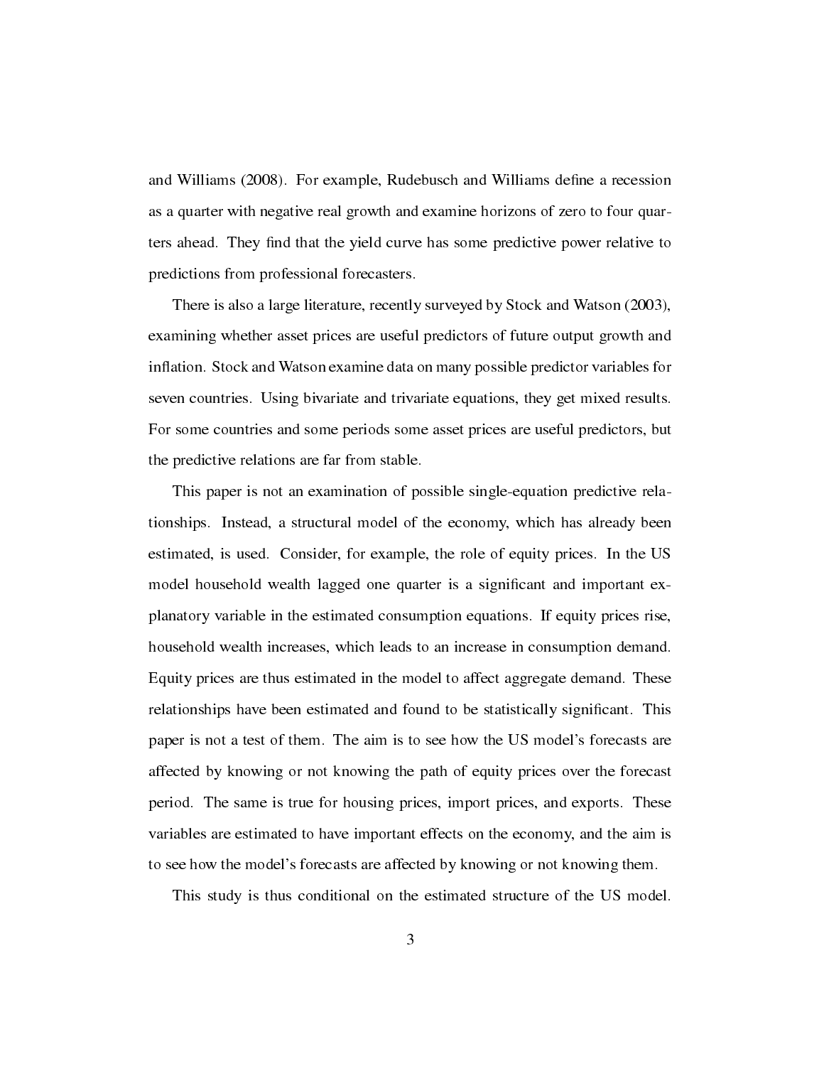and Williams (2008). For example, Rudebusch and Williams define a recession as a quarter with negative real growth and examine horizons of zero to four quarters ahead. They find that the yield curve has some predictive power relative to predictions from professional forecasters.

There is also a large literature, recently surveyed by Stock and Watson (2003), examining whether asset prices are useful predictors of future output growth and inflation. Stock and Watson examine data on many possible predictor variables for seven countries. Using bivariate and trivariate equations, they get mixed results. For some countries and some periods some asset prices are useful predictors, but the predictive relations are far from stable.

This paper is not an examination of possible single-equation predictive relationships. Instead, a structural model of the economy, which has already been estimated, is used. Consider, for example, the role of equity prices. In the US model household wealth lagged one quarter is a significant and important explanatory variable in the estimated consumption equations. If equity prices rise, household wealth increases, which leads to an increase in consumption demand. Equity prices are thus estimated in the model to affect aggregate demand. These relationships have been estimated and found to be statistically significant. This paper is not a test of them. The aim is to see how the US model's forecasts are affected by knowing or not knowing the path of equity prices over the forecast period. The same is true for housing prices, import prices, and exports. These variables are estimated to have important effects on the economy, and the aim is to see how the model's forecasts are affected by knowing or not knowing them.

This study is thus conditional on the estimated structure of the US model.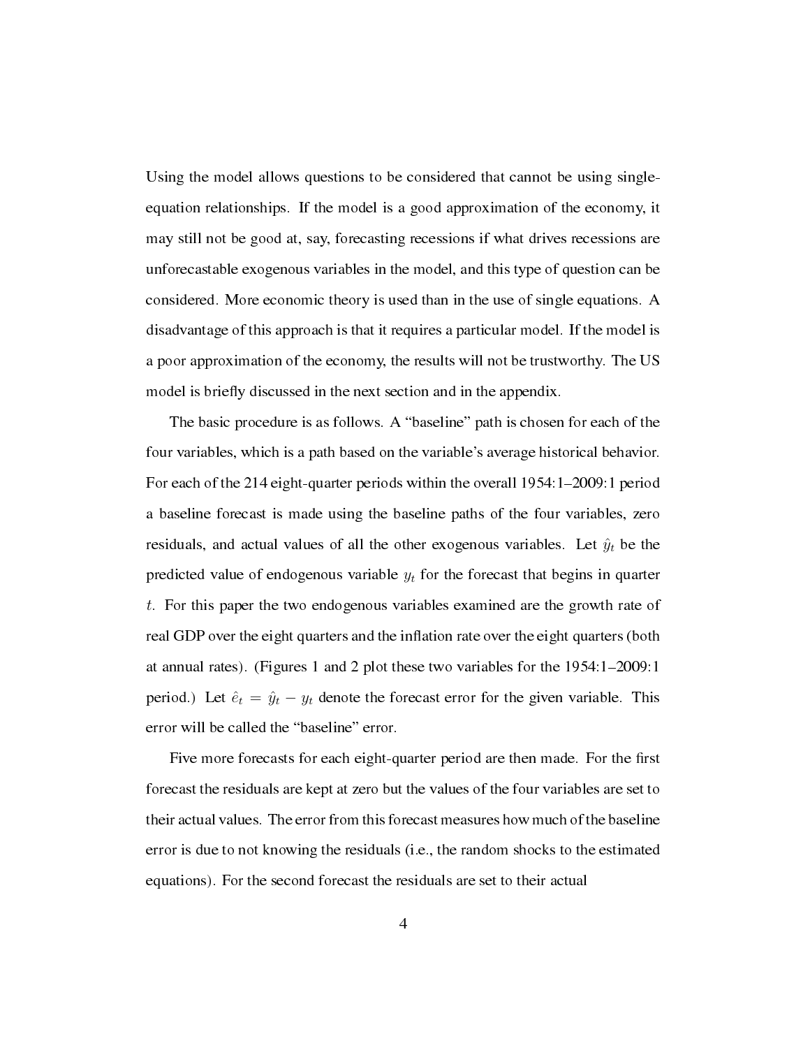Using the model allows questions to be considered that cannot be using single-equation relationships. If the model is a good approximation of the economy, it may still not be good at, say, forecasting recessions if what drives recessions are unforecastable exogenous variables in the model, and this type of question can be considered. More economic theory is used than in the use of single equations. A disadvantage of this approach is that it requires a particular model. If the model is a poor approximation of the economy, the results will not be trustworthy. The US model is briefly discussed in the next section and in the appendix.

The basic procedure is as follows. A "baseline" path is chosen for each of the four variables, which is a path based on the variable's average historical behavior. For each of the 214 eight-quarter periods within the overall 1954:1–2009:1 period a baseline forecast is made using the baseline paths of the four variables, zero residuals, and actual values of all the other exogenous variables. Let $\hat{y}_t$ be the predicted value of endogenous variable $y_t$ for the forecast that begins in quarter $t$. For this paper the two endogenous variables examined are the growth rate of real GDP over the eight quarters and the inflation rate over the eight quarters (both at annual rates). (Figures 1 and 2 plot these two variables for the 1954:1–2009:1 period.) Let $\hat{e}_t = \hat{y}_t - y_t$ denote the forecast error for the given variable. This error will be called the "baseline" error.

Five more forecasts for each eight-quarter period are then made. For the first forecast the residuals are kept at zero but the values of the four variables are set to their actual values. The error from this forecast measures how much of the baseline error is due to not knowing the residuals (i.e., the random shocks to the estimated equations). For the second forecast the residuals are set to their actual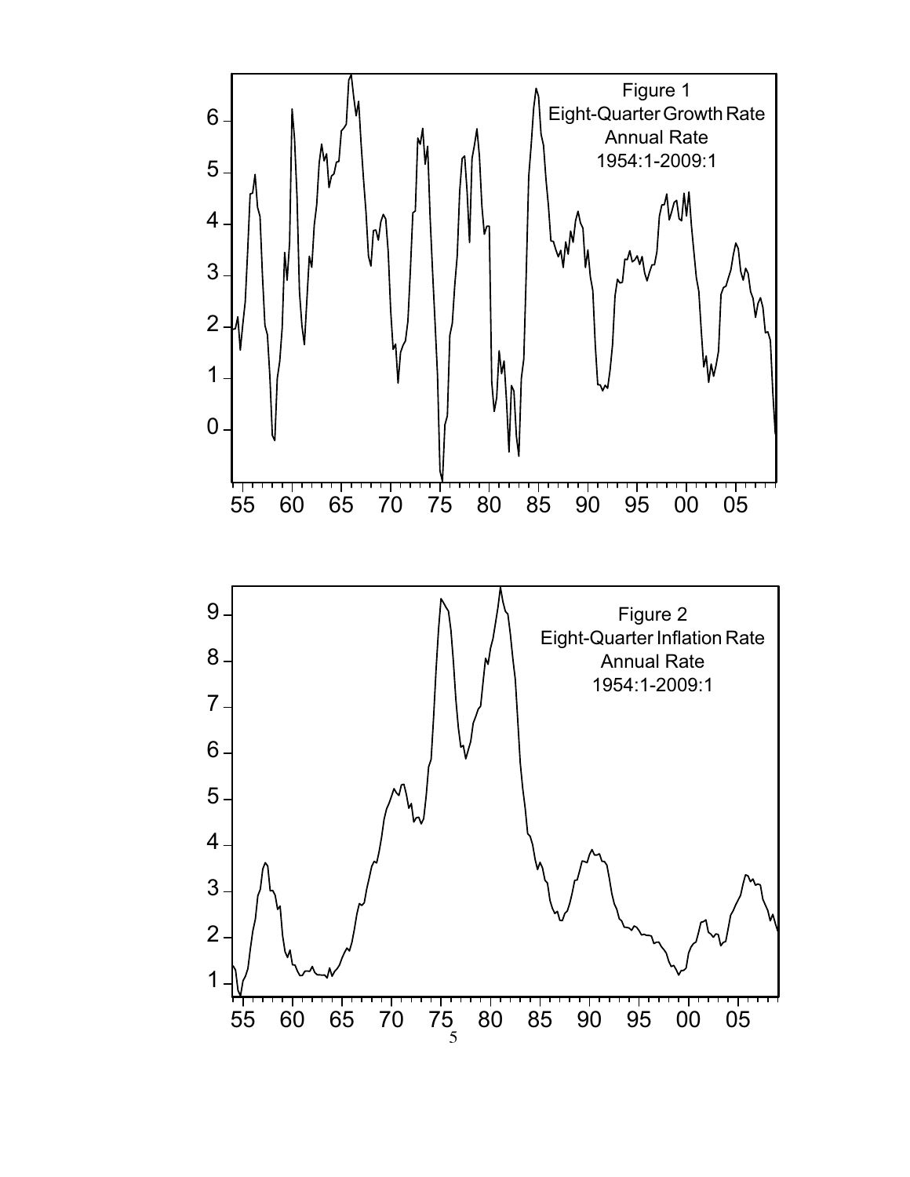Figure 1
Eight-Quarter Growth Rate
Annual Rate
1954:1-2009:1

Figure 2
Eight-Quarter Inflation Rate
Annual Rate
1954:1-2009:1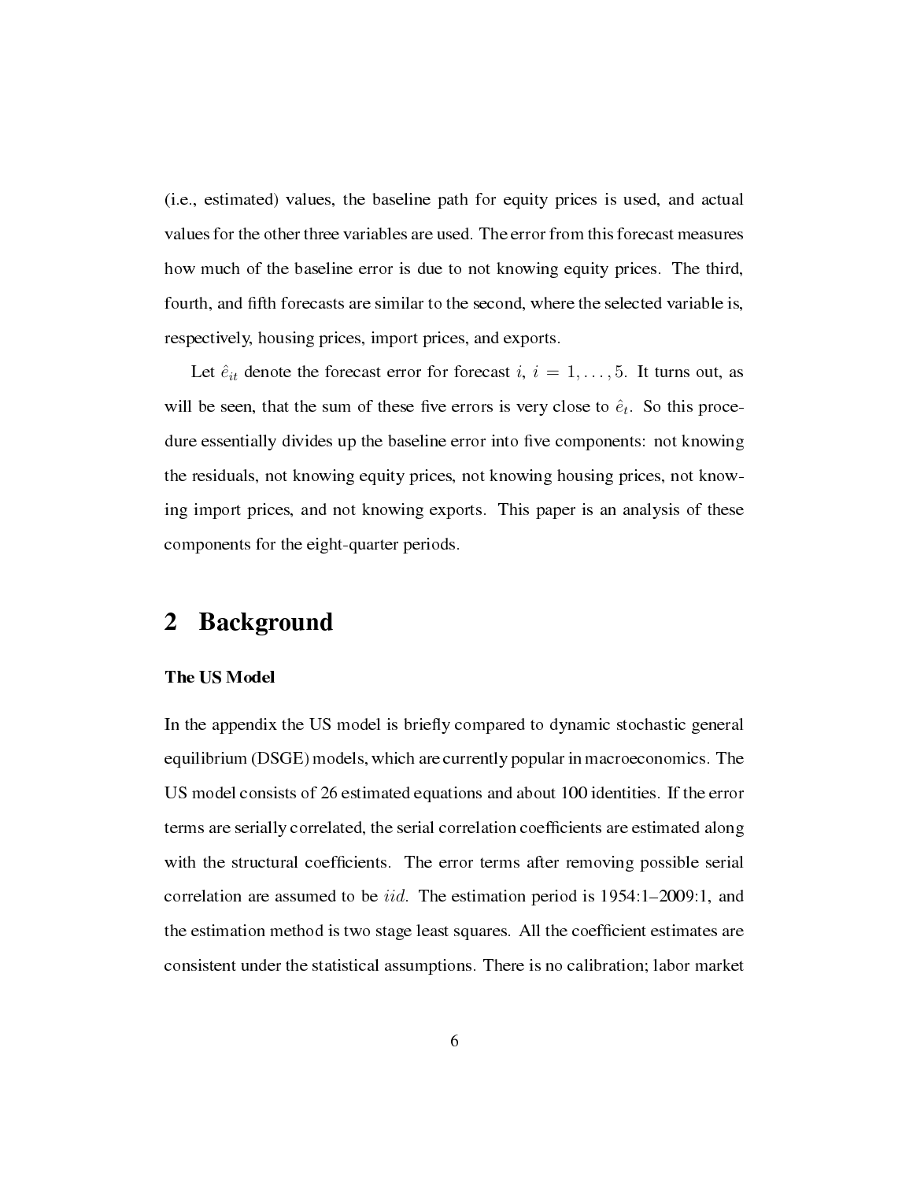(i.e., estimated) values, the baseline path for equity prices is used, and actual values for the other three variables are used. The error from this forecast measures how much of the baseline error is due to not knowing equity prices. The third, fourth, and fifth forecasts are similar to the second, where the selected variable is, respectively, housing prices, import prices, and exports.

Let $\hat{e}_{it}$ denote the forecast error for forecast $i$, $i = 1, \ldots, 5$. It turns out, as will be seen, that the sum of these five errors is very close to $\hat{e}_t$. So this procedure essentially divides up the baseline error into five components: not knowing the residuals, not knowing equity prices, not knowing housing prices, not knowing import prices, and not knowing exports. This paper is an analysis of these components for the eight-quarter periods.

## 2 Background

### The US Model

In the appendix the US model is briefly compared to dynamic stochastic general equilibrium (DSGE) models, which are currently popular in macroeconomics. The US model consists of 26 estimated equations and about 100 identities. If the error terms are serially correlated, the serial correlation coefficients are estimated along with the structural coefficients. The error terms after removing possible serial correlation are assumed to be $iid$. The estimation period is 1954:1–2009:1, and the estimation method is two stage least squares. All the coefficient estimates are consistent under the statistical assumptions. There is no calibration; labor market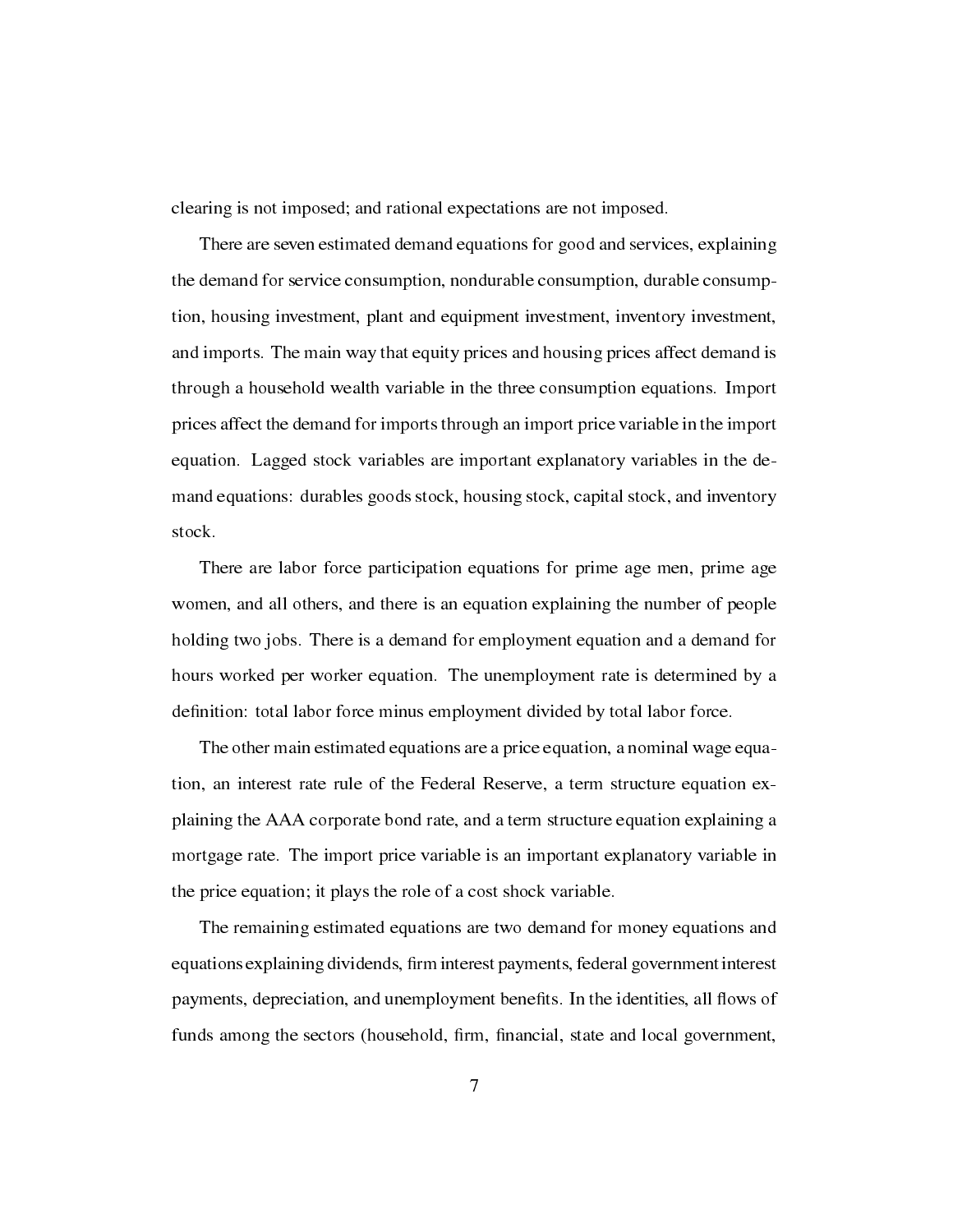clearing is not imposed; and rational expectations are not imposed.

There are seven estimated demand equations for good and services, explaining the demand for service consumption, nondurable consumption, durable consumption, housing investment, plant and equipment investment, inventory investment, and imports. The main way that equity prices and housing prices affect demand is through a household wealth variable in the three consumption equations. Import prices affect the demand for imports through an import price variable in the import equation. Lagged stock variables are important explanatory variables in the demand equations: durables goods stock, housing stock, capital stock, and inventory stock.

There are labor force participation equations for prime age men, prime age women, and all others, and there is an equation explaining the number of people holding two jobs. There is a demand for employment equation and a demand for hours worked per worker equation. The unemployment rate is determined by a definition: total labor force minus employment divided by total labor force.

The other main estimated equations are a price equation, a nominal wage equation, an interest rate rule of the Federal Reserve, a term structure equation explaining the AAA corporate bond rate, and a term structure equation explaining a mortgage rate. The import price variable is an important explanatory variable in the price equation; it plays the role of a cost shock variable.

The remaining estimated equations are two demand for money equations and equations explaining dividends, firm interest payments, federal government interest payments, depreciation, and unemployment benefits. In the identities, all flows of funds among the sectors (household, firm, financial, state and local government,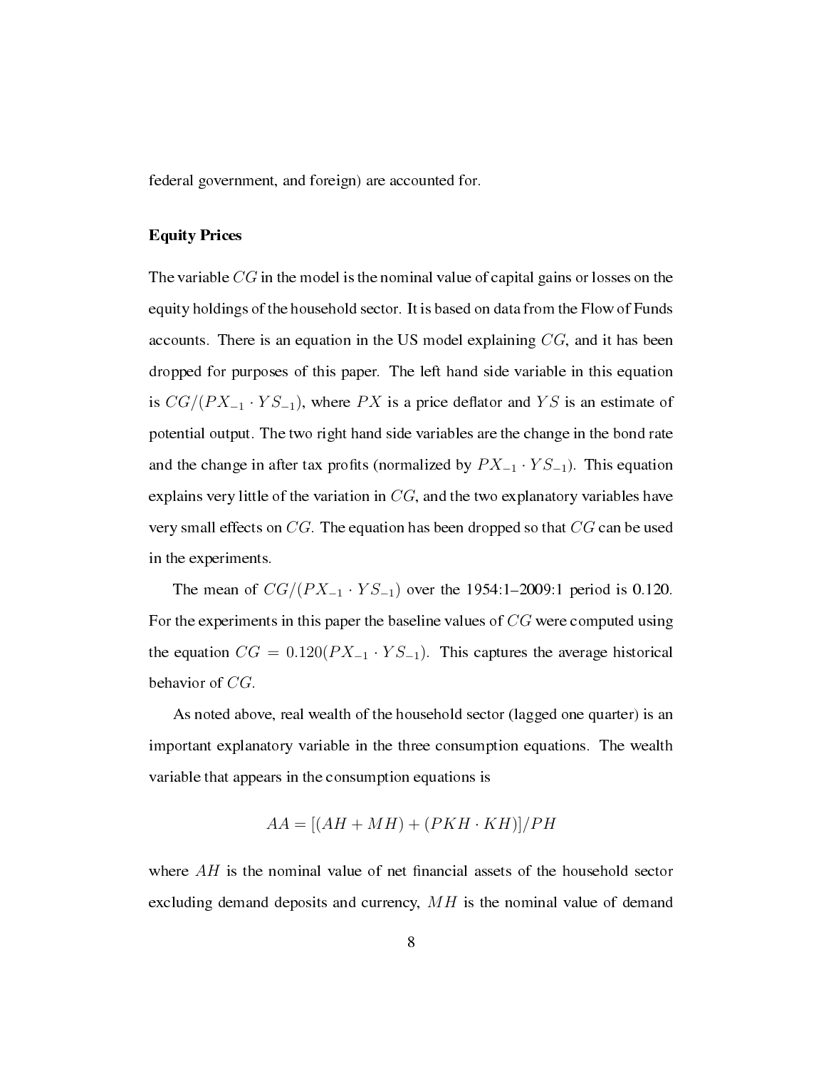federal government, and foreign) are accounted for.

### Equity Prices

The variable $CG$ in the model is the nominal value of capital gains or losses on the equity holdings of the household sector. It is based on data from the Flow of Funds accounts. There is an equation in the US model explaining $CG$, and it has been dropped for purposes of this paper. The left hand side variable in this equation is $CG/(PX_{-1} \cdot YS_{-1})$, where $PX$ is a price deflator and $YS$ is an estimate of potential output. The two right hand side variables are the change in the bond rate and the change in after tax profits (normalized by $PX_{-1} \cdot YS_{-1}$). This equation explains very little of the variation in $CG$, and the two explanatory variables have very small effects on $CG$. The equation has been dropped so that $CG$ can be used in the experiments.

The mean of $CG/(PX_{-1} \cdot YS_{-1})$ over the 1954:1–2009:1 period is 0.120. For the experiments in this paper the baseline values of $CG$ were computed using the equation $CG = 0.120(PX_{-1} \cdot YS_{-1})$. This captures the average historical behavior of $CG$.

As noted above, real wealth of the household sector (lagged one quarter) is an important explanatory variable in the three consumption equations. The wealth variable that appears in the consumption equations is

$$AA = [(AH + MH) + (PKH \cdot KH)]/PH$$

where $AH$ is the nominal value of net financial assets of the household sector excluding demand deposits and currency, $MH$ is the nominal value of demand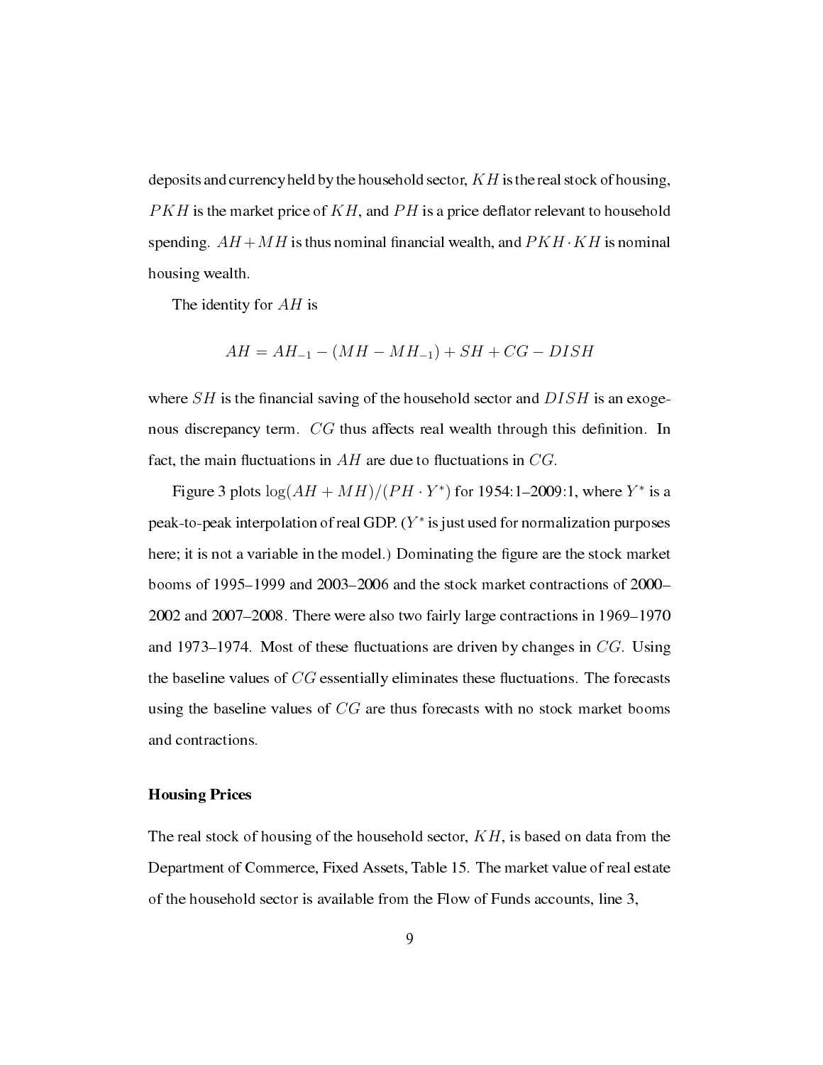deposits and currency held by the household sector, $KH$ is the real stock of housing, $PKH$ is the market price of $KH$, and $PH$ is a price deflator relevant to household spending. $AH + MH$ is thus nominal financial wealth, and $PKH \cdot KH$ is nominal housing wealth.

The identity for $AH$ is

$$AH = AH_{-1} - (MH - MH_{-1}) + SH + CG - DISH$$

where $SH$ is the financial saving of the household sector and $DISH$ is an exogenous discrepancy term. $CG$ thus affects real wealth through this definition. In fact, the main fluctuations in $AH$ are due to fluctuations in $CG$.

Figure 3 plots $\log(AH + MH)/(PH \cdot Y^*)$ for 1954:1–2009:1, where $Y^*$ is a peak-to-peak interpolation of real GDP. ($Y^*$ is just used for normalization purposes here; it is not a variable in the model.) Dominating the figure are the stock market booms of 1995–1999 and 2003–2006 and the stock market contractions of 2000–2002 and 2007–2008. There were also two fairly large contractions in 1969–1970 and 1973–1974. Most of these fluctuations are driven by changes in $CG$. Using the baseline values of $CG$ essentially eliminates these fluctuations. The forecasts using the baseline values of $CG$ are thus forecasts with no stock market booms and contractions.

### Housing Prices

The real stock of housing of the household sector, $KH$, is based on data from the Department of Commerce, Fixed Assets, Table 15. The market value of real estate of the household sector is available from the Flow of Funds accounts, line 3,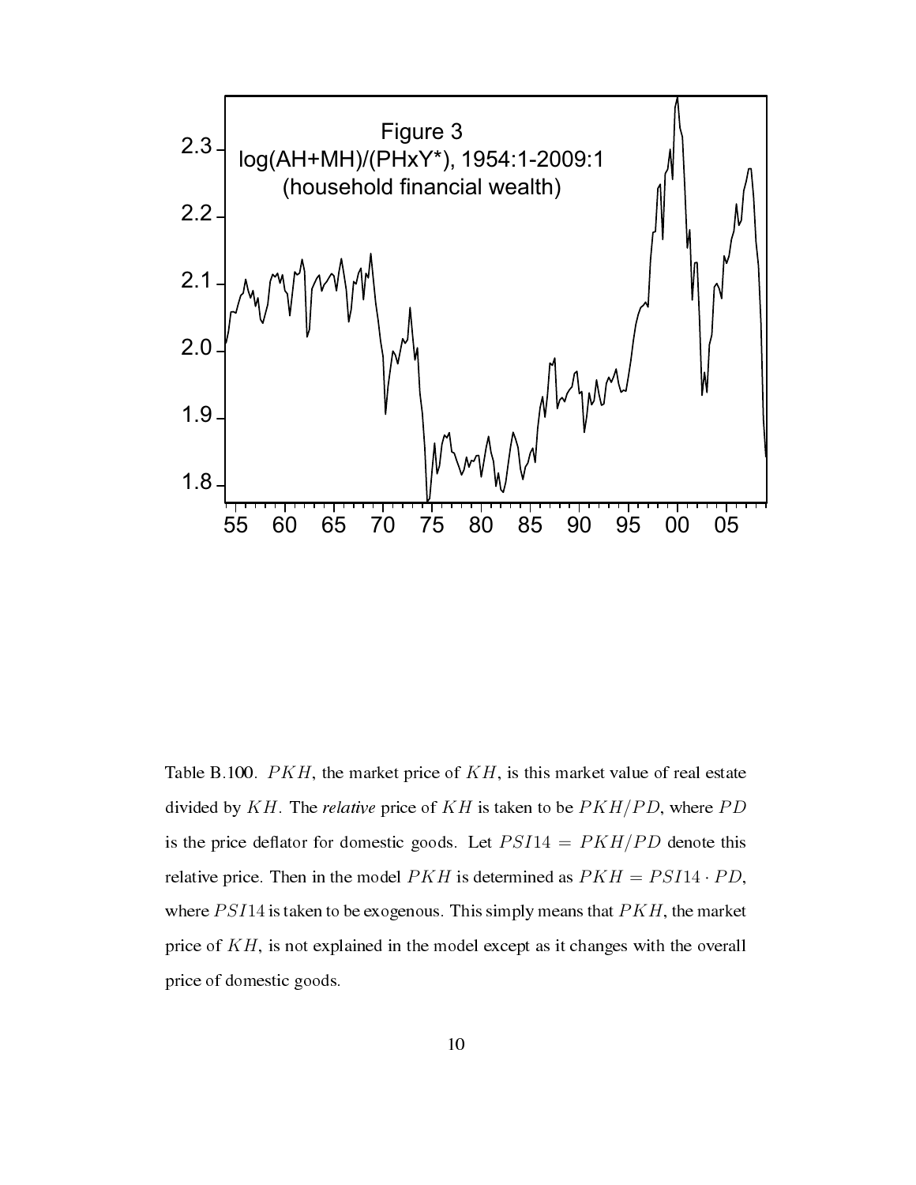Figure 3
log(AH+MH)/(PHxY*), 1954:1-2009:1
(household financial wealth)

Table B.100. $PKH$, the market price of $KH$, is this market value of real estate divided by $KH$. The *relative* price of $KH$ is taken to be $PKH/PD$, where $PD$ is the price deflator for domestic goods. Let $PSI14 = PKH/PD$ denote this relative price. Then in the model $PKH$ is determined as $PKH = PSI14 \cdot PD$, where $PSI14$ is taken to be exogenous. This simply means that $PKH$, the market price of $KH$, is not explained in the model except as it changes with the overall price of domestic goods.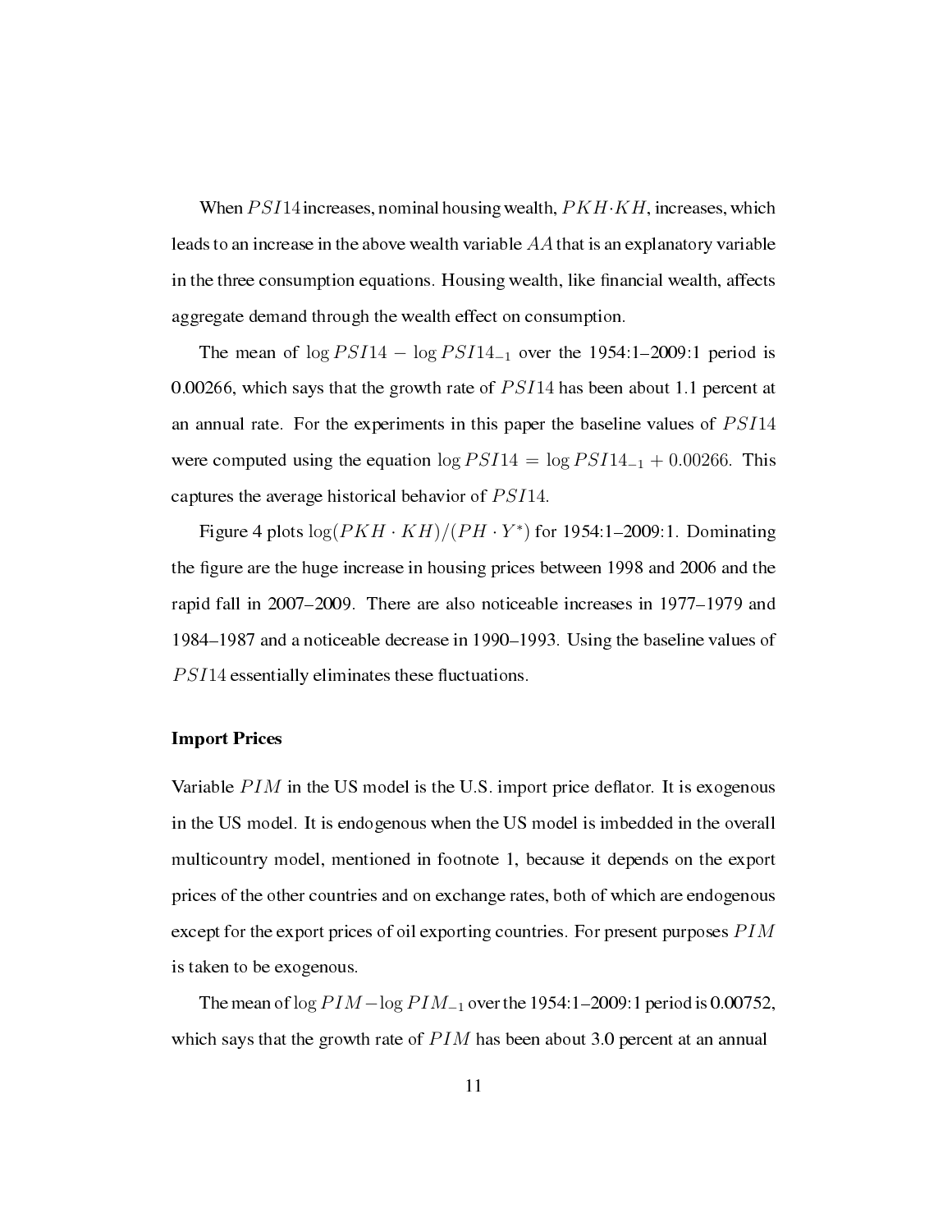When $PSI14$ increases, nominal housing wealth, $PKH{\cdot}KH$, increases, which leads to an increase in the above wealth variable $AA$ that is an explanatory variable in the three consumption equations. Housing wealth, like financial wealth, affects aggregate demand through the wealth effect on consumption.

The mean of $\log PSI14 - \log PSI14_{-1}$ over the 1954:1–2009:1 period is 0.00266, which says that the growth rate of $PSI14$ has been about 1.1 percent at an annual rate. For the experiments in this paper the baseline values of $PSI14$ were computed using the equation $\log PSI14 = \log PSI14_{-1} + 0.00266$. This captures the average historical behavior of $PSI14$.

Figure 4 plots $\log(PKH \cdot KH)/(PH \cdot Y^{*})$ for 1954:1–2009:1. Dominating the figure are the huge increase in housing prices between 1998 and 2006 and the rapid fall in 2007–2009. There are also noticeable increases in 1977–1979 and 1984–1987 and a noticeable decrease in 1990–1993. Using the baseline values of $PSI14$ essentially eliminates these fluctuations.

**Import Prices**

Variable $PIM$ in the US model is the U.S. import price deflator. It is exogenous in the US model. It is endogenous when the US model is imbedded in the overall multicountry model, mentioned in footnote 1, because it depends on the export prices of the other countries and on exchange rates, both of which are endogenous except for the export prices of oil exporting countries. For present purposes $PIM$ is taken to be exogenous.

The mean of $\log PIM - \log PIM_{-1}$ over the 1954:1–2009:1 period is 0.00752, which says that the growth rate of $PIM$ has been about 3.0 percent at an annual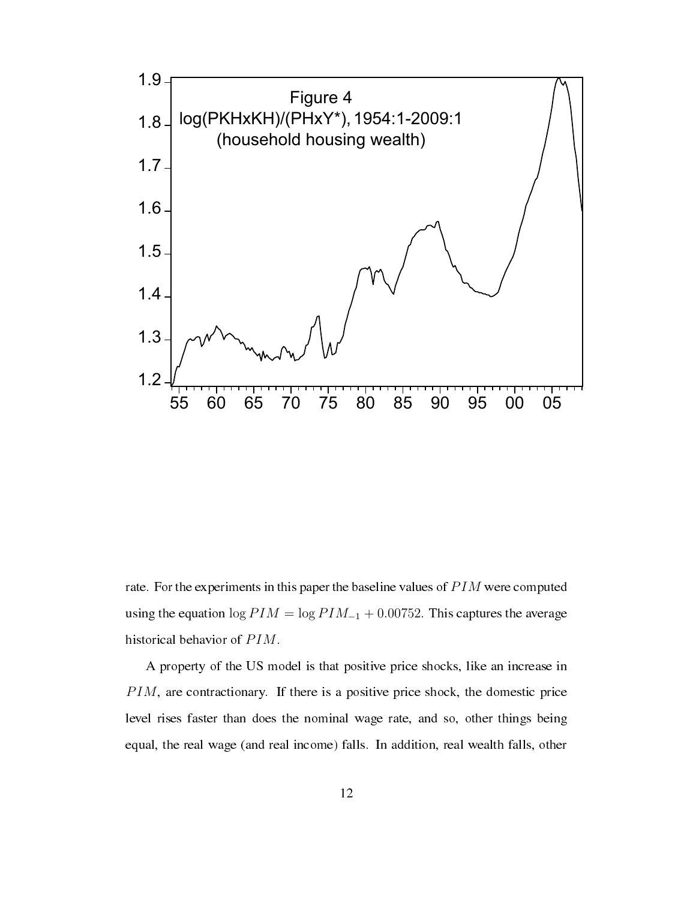Figure 4
log(PKHxKH)/(PHxY*), 1954:1-2009:1
(household housing wealth)

rate. For the experiments in this paper the baseline values of $PIM$ were computed using the equation $\log PIM = \log PIM_{-1} + 0.00752$. This captures the average historical behavior of $PIM$.

A property of the US model is that positive price shocks, like an increase in $PIM$, are contractionary. If there is a positive price shock, the domestic price level rises faster than does the nominal wage rate, and so, other things being equal, the real wage (and real income) falls. In addition, real wealth falls, other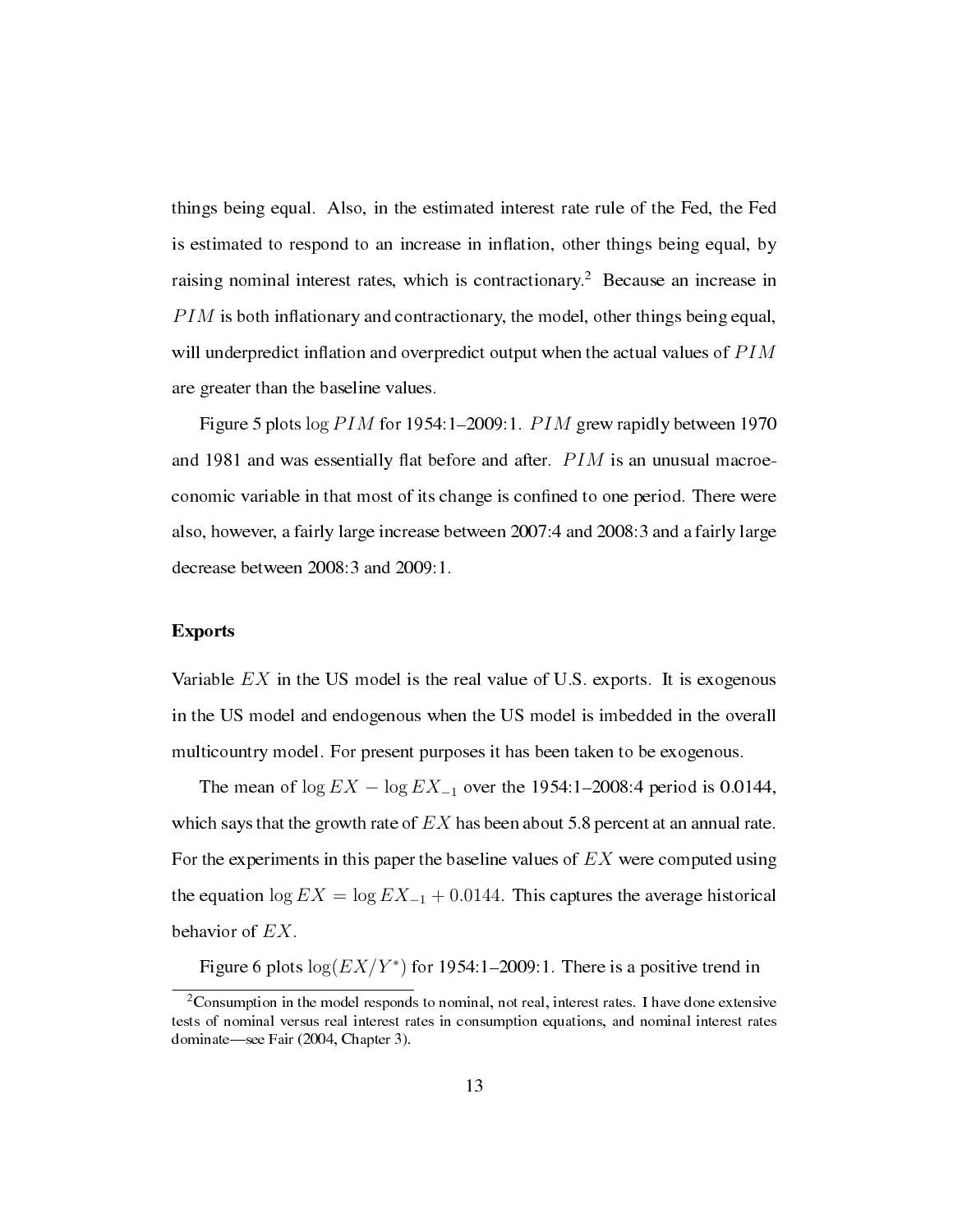things being equal. Also, in the estimated interest rate rule of the Fed, the Fed is estimated to respond to an increase in inflation, other things being equal, by raising nominal interest rates, which is contractionary.[2] Because an increase in $PIM$ is both inflationary and contractionary, the model, other things being equal, will underpredict inflation and overpredict output when the actual values of $PIM$ are greater than the baseline values.

Figure 5 plots $\log PIM$ for 1954:1–2009:1. $PIM$ grew rapidly between 1970 and 1981 and was essentially flat before and after. $PIM$ is an unusual macroeconomic variable in that most of its change is confined to one period. There were also, however, a fairly large increase between 2007:4 and 2008:3 and a fairly large decrease between 2008:3 and 2009:1.

### Exports

Variable $EX$ in the US model is the real value of U.S. exports. It is exogenous in the US model and endogenous when the US model is imbedded in the overall multicountry model. For present purposes it has been taken to be exogenous.

The mean of $\log EX - \log EX_{-1}$ over the 1954:1–2008:4 period is 0.0144, which says that the growth rate of $EX$ has been about 5.8 percent at an annual rate. For the experiments in this paper the baseline values of $EX$ were computed using the equation $\log EX = \log EX_{-1} + 0.0144$. This captures the average historical behavior of $EX$.

Figure 6 plots $\log(EX/Y^{*})$ for 1954:1–2009:1. There is a positive trend in

[2] Consumption in the model responds to nominal, not real, interest rates. I have done extensive tests of nominal versus real interest rates in consumption equations, and nominal interest rates dominate—see Fair (2004, Chapter 3).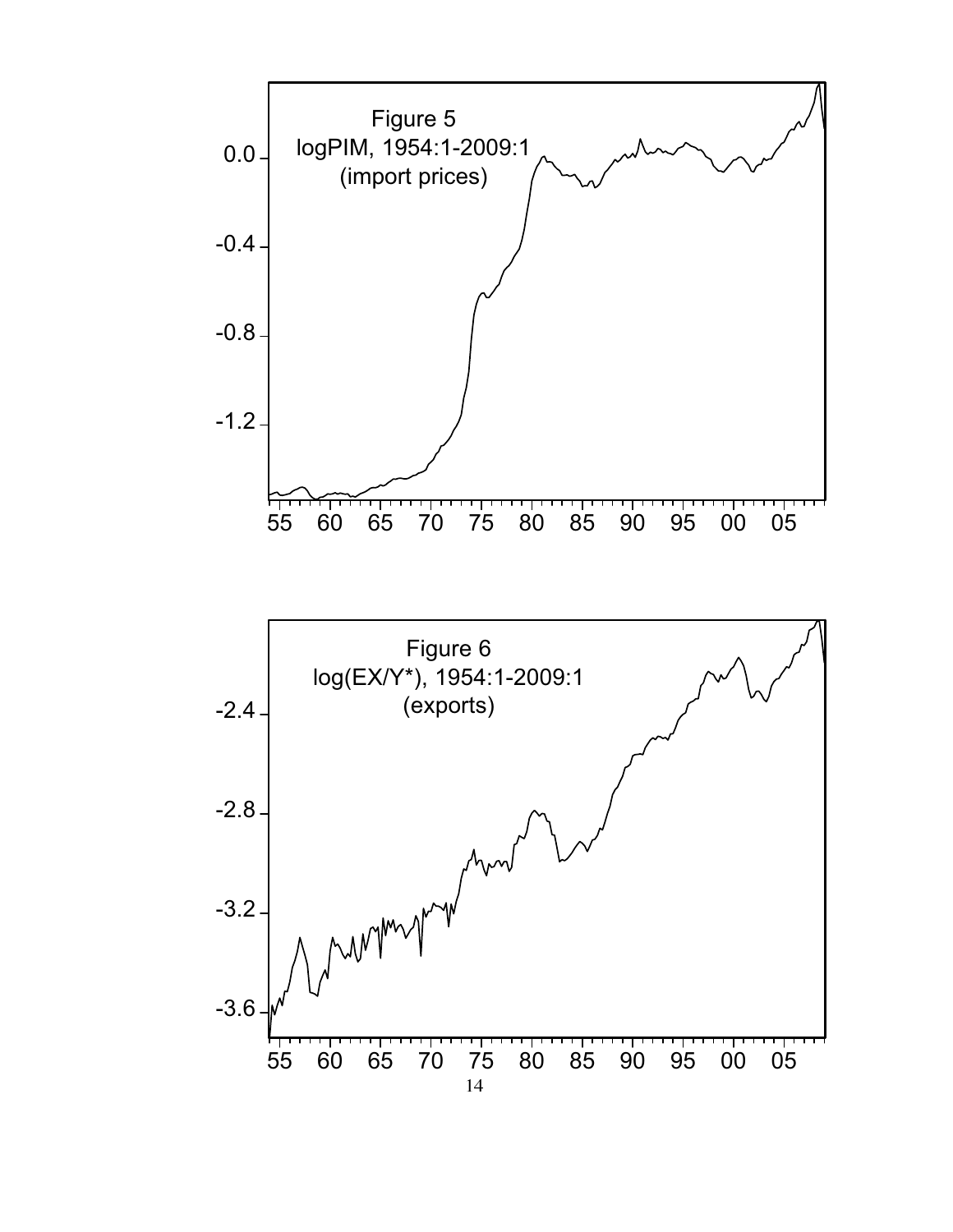Figure 5
logPIM, 1954:1-2009:1
(import prices)

Figure 6
log(EX/Y*), 1954:1-2009:1
(exports)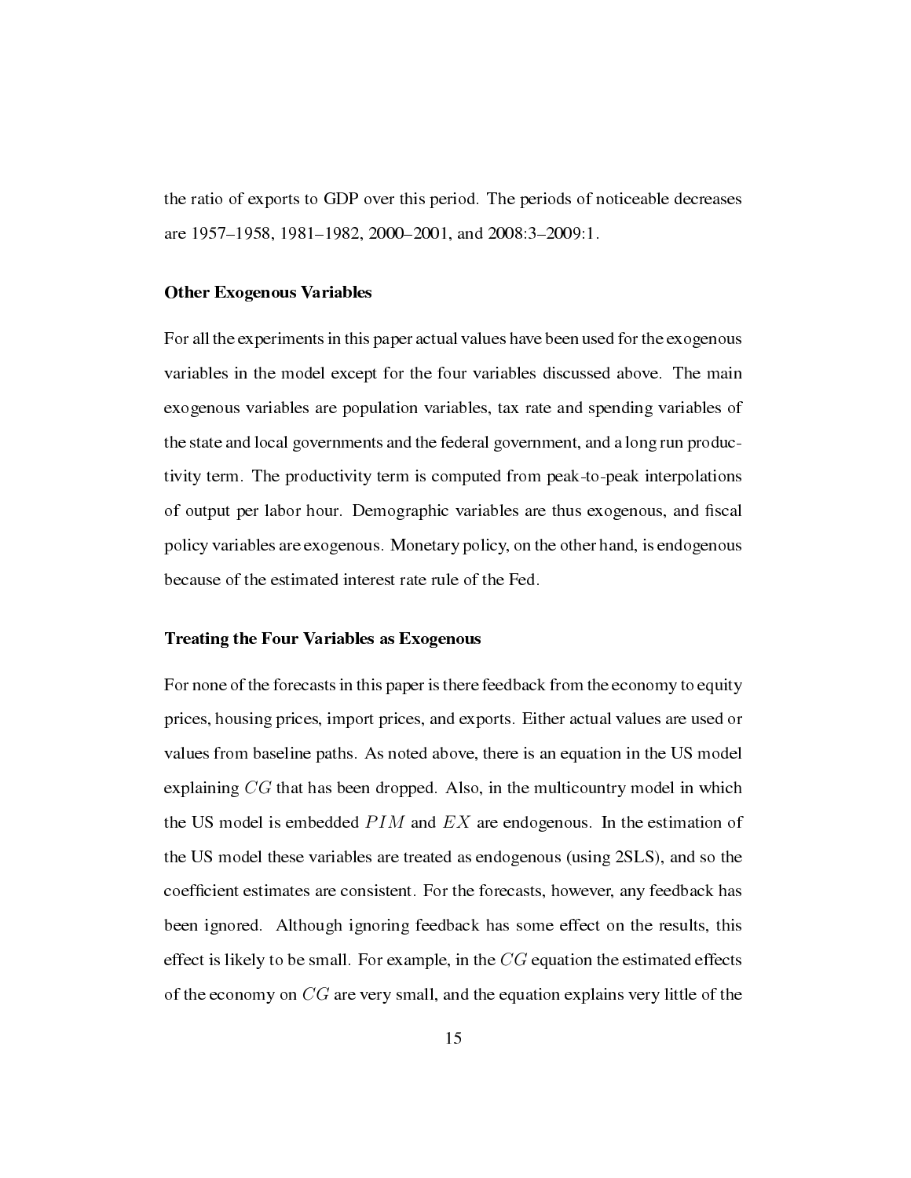the ratio of exports to GDP over this period. The periods of noticeable decreases are 1957–1958, 1981–1982, 2000–2001, and 2008:3–2009:1.

### Other Exogenous Variables

For all the experiments in this paper actual values have been used for the exogenous variables in the model except for the four variables discussed above. The main exogenous variables are population variables, tax rate and spending variables of the state and local governments and the federal government, and a long run productivity term. The productivity term is computed from peak-to-peak interpolations of output per labor hour. Demographic variables are thus exogenous, and fiscal policy variables are exogenous. Monetary policy, on the other hand, is endogenous because of the estimated interest rate rule of the Fed.

### Treating the Four Variables as Exogenous

For none of the forecasts in this paper is there feedback from the economy to equity prices, housing prices, import prices, and exports. Either actual values are used or values from baseline paths. As noted above, there is an equation in the US model explaining $CG$ that has been dropped. Also, in the multicountry model in which the US model is embedded $PIM$ and $EX$ are endogenous. In the estimation of the US model these variables are treated as endogenous (using 2SLS), and so the coefficient estimates are consistent. For the forecasts, however, any feedback has been ignored. Although ignoring feedback has some effect on the results, this effect is likely to be small. For example, in the $CG$ equation the estimated effects of the economy on $CG$ are very small, and the equation explains very little of the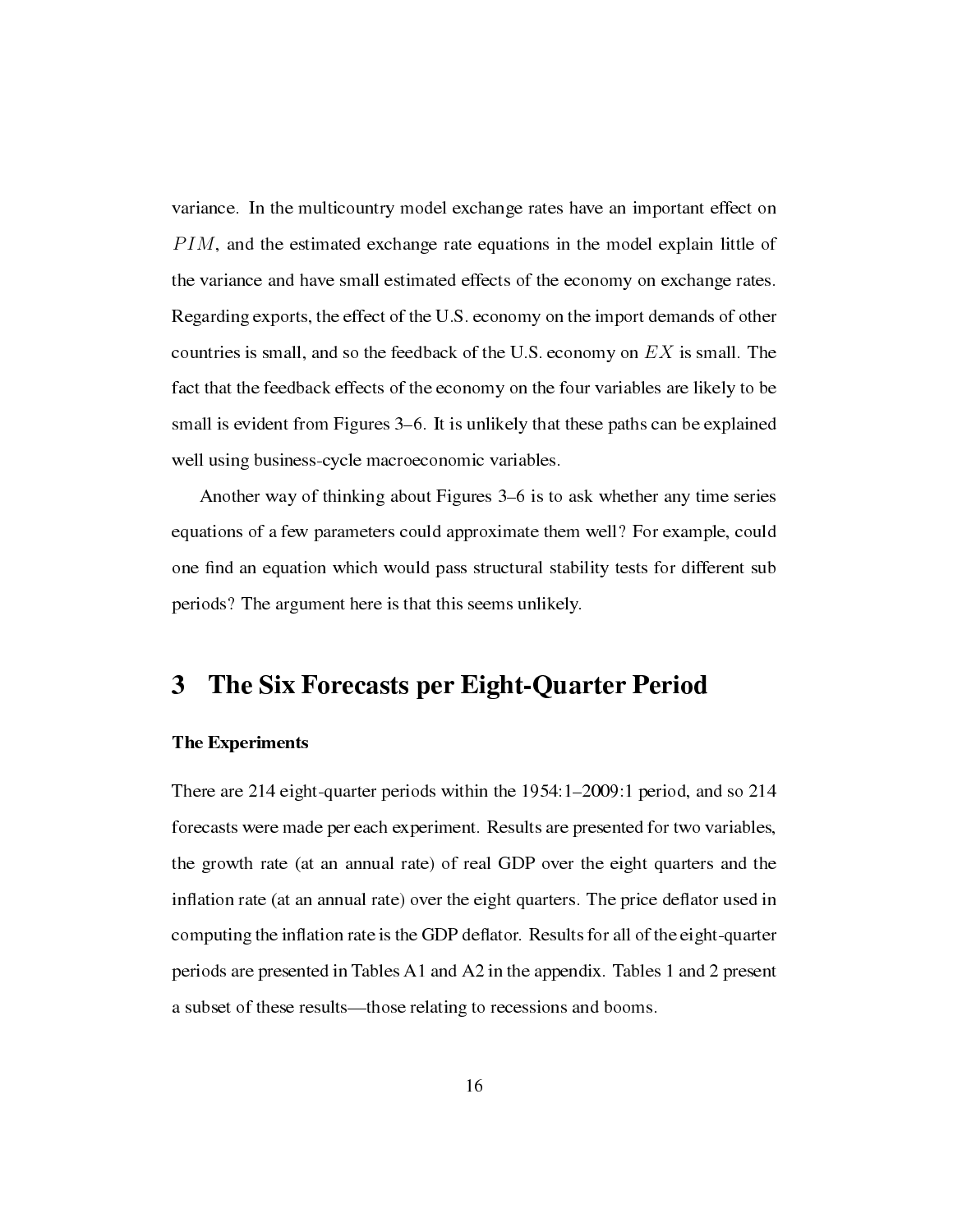variance. In the multicountry model exchange rates have an important effect on $PIM$, and the estimated exchange rate equations in the model explain little of the variance and have small estimated effects of the economy on exchange rates. Regarding exports, the effect of the U.S. economy on the import demands of other countries is small, and so the feedback of the U.S. economy on $EX$ is small. The fact that the feedback effects of the economy on the four variables are likely to be small is evident from Figures 3–6. It is unlikely that these paths can be explained well using business-cycle macroeconomic variables.

Another way of thinking about Figures 3–6 is to ask whether any time series equations of a few parameters could approximate them well? For example, could one find an equation which would pass structural stability tests for different sub periods? The argument here is that this seems unlikely.

# 3 The Six Forecasts per Eight-Quarter Period

#### The Experiments

There are 214 eight-quarter periods within the 1954:1–2009:1 period, and so 214 forecasts were made per each experiment. Results are presented for two variables, the growth rate (at an annual rate) of real GDP over the eight quarters and the inflation rate (at an annual rate) over the eight quarters. The price deflator used in computing the inflation rate is the GDP deflator. Results for all of the eight-quarter periods are presented in Tables A1 and A2 in the appendix. Tables 1 and 2 present a subset of these results—those relating to recessions and booms.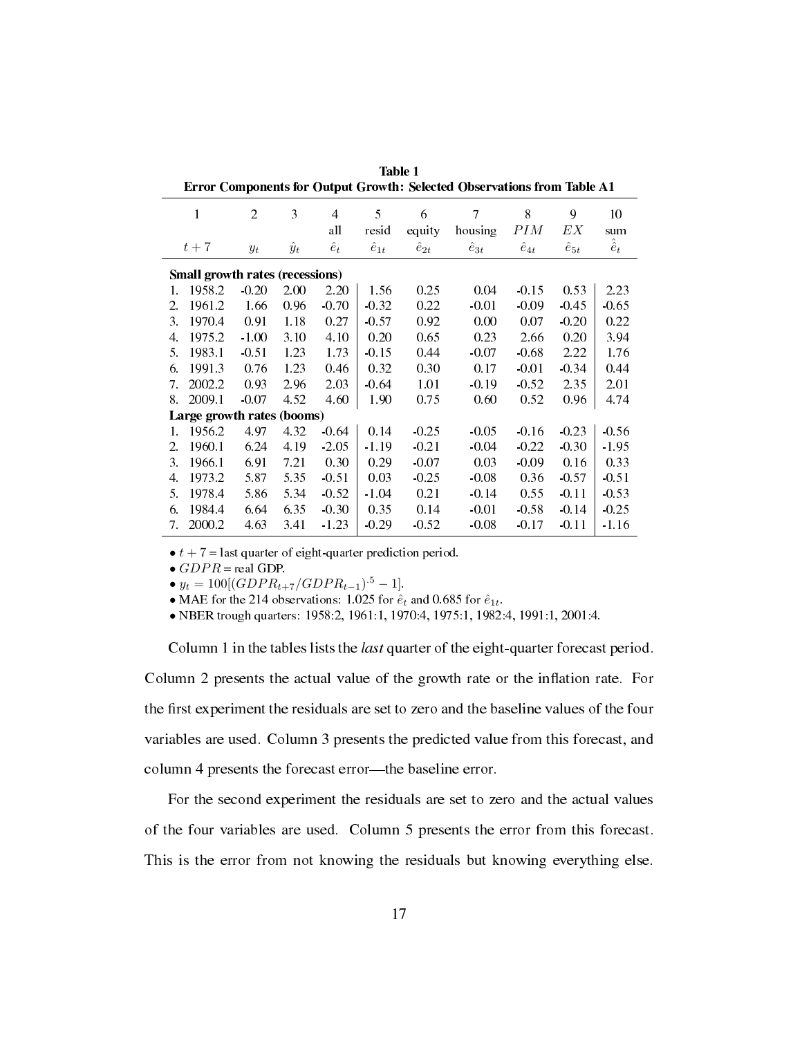**Table 1**
**Error Components for Output Growth: Selected Observations from Table A1**

| 1 | 2 | 3 | 4 | 5 | 6 | 7 | 8 | 9 | 10 |
|---|---|---|---|---|---|---|---|---|---|
| | | | all | resid | equity | housing | $PIM$ | $EX$ | sum |
| $t+7$ | $y_t$ | $\hat{y}_t$ | $\hat{e}_t$ | $\hat{e}_{1t}$ | $\hat{e}_{2t}$ | $\hat{e}_{3t}$ | $\hat{e}_{4t}$ | $\hat{e}_{5t}$ | $\hat{\hat{e}}_t$ |
| **Small growth rates (recessions)** | | | | | | | | | |
| 1. 1958.2 | -0.20 | 2.00 | 2.20 | 1.56 | 0.25 | 0.04 | -0.15 | 0.53 | 2.23 |
| 2. 1961.2 | 1.66 | 0.96 | -0.70 | -0.32 | 0.22 | -0.01 | -0.09 | -0.45 | -0.65 |
| 3. 1970.4 | 0.91 | 1.18 | 0.27 | -0.57 | 0.92 | 0.00 | 0.07 | -0.20 | 0.22 |
| 4. 1975.2 | -1.00 | 3.10 | 4.10 | 0.20 | 0.65 | 0.23 | 2.66 | 0.20 | 3.94 |
| 5. 1983.1 | -0.51 | 1.23 | 1.73 | -0.15 | 0.44 | -0.07 | -0.68 | 2.22 | 1.76 |
| 6. 1991.3 | 0.76 | 1.23 | 0.46 | 0.32 | 0.30 | 0.17 | -0.01 | -0.34 | 0.44 |
| 7. 2002.2 | 0.93 | 2.96 | 2.03 | -0.64 | 1.01 | -0.19 | -0.52 | 2.35 | 2.01 |
| 8. 2009.1 | -0.07 | 4.52 | 4.60 | 1.90 | 0.75 | 0.60 | 0.52 | 0.96 | 4.74 |
| **Large growth rates (booms)** | | | | | | | | | |
| 1. 1956.2 | 4.97 | 4.32 | -0.64 | 0.14 | -0.25 | -0.05 | -0.16 | -0.23 | -0.56 |
| 2. 1960.1 | 6.24 | 4.19 | -2.05 | -1.19 | -0.21 | -0.04 | -0.22 | -0.30 | -1.95 |
| 3. 1966.1 | 6.91 | 7.21 | 0.30 | 0.29 | -0.07 | 0.03 | -0.09 | 0.16 | 0.33 |
| 4. 1973.2 | 5.87 | 5.35 | -0.51 | 0.03 | -0.25 | -0.08 | 0.36 | -0.57 | -0.51 |
| 5. 1978.4 | 5.86 | 5.34 | -0.52 | -1.04 | 0.21 | -0.14 | 0.55 | -0.11 | -0.53 |
| 6. 1984.4 | 6.64 | 6.35 | -0.30 | 0.35 | 0.14 | -0.01 | -0.58 | -0.14 | -0.25 |
| 7. 2000.2 | 4.63 | 3.41 | -1.23 | -0.29 | -0.52 | -0.08 | -0.17 | -0.11 | -1.16 |

- $t+7$ = last quarter of eight-quarter prediction period.
- $GDPR$ = real GDP.
- $y_t = 100[(GDPR_{t+7}/GDPR_{t-1})^{.5} - 1]$.
- MAE for the 214 observations: 1.025 for $\hat{e}_t$ and 0.685 for $\hat{e}_{1t}$.
- NBER trough quarters: 1958:2, 1961:1, 1970:4, 1975:1, 1982:4, 1991:1, 2001:4.

Column 1 in the tables lists the *last* quarter of the eight-quarter forecast period. Column 2 presents the actual value of the growth rate or the inflation rate. For the first experiment the residuals are set to zero and the baseline values of the four variables are used. Column 3 presents the predicted value from this forecast, and column 4 presents the forecast error—the baseline error.

For the second experiment the residuals are set to zero and the actual values of the four variables are used. Column 5 presents the error from this forecast. This is the error from not knowing the residuals but knowing everything else.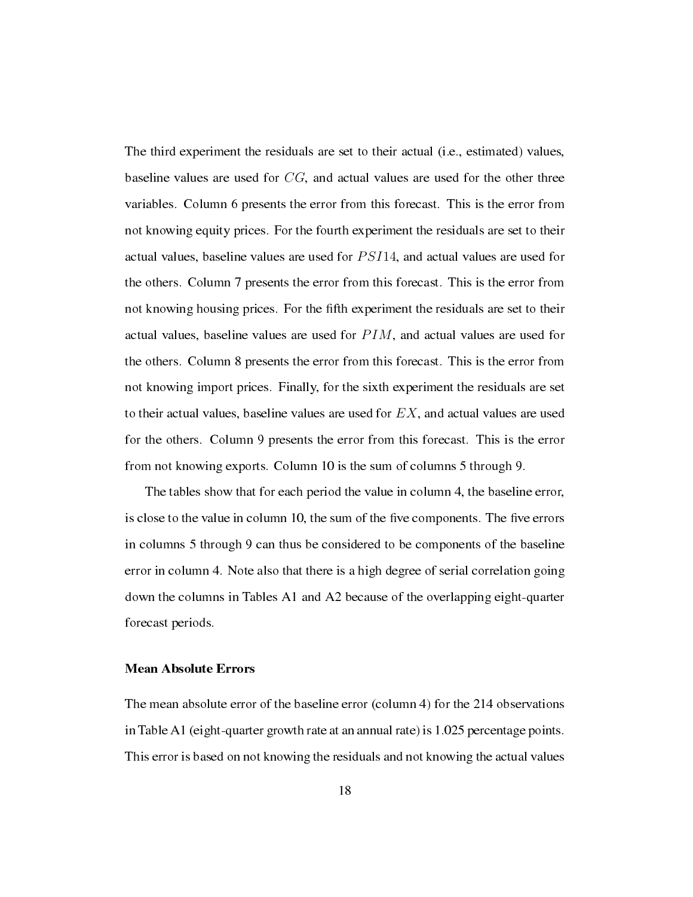The third experiment the residuals are set to their actual (i.e., estimated) values, baseline values are used for $CG$, and actual values are used for the other three variables. Column 6 presents the error from this forecast. This is the error from not knowing equity prices. For the fourth experiment the residuals are set to their actual values, baseline values are used for $PSI14$, and actual values are used for the others. Column 7 presents the error from this forecast. This is the error from not knowing housing prices. For the fifth experiment the residuals are set to their actual values, baseline values are used for $PIM$, and actual values are used for the others. Column 8 presents the error from this forecast. This is the error from not knowing import prices. Finally, for the sixth experiment the residuals are set to their actual values, baseline values are used for $EX$, and actual values are used for the others. Column 9 presents the error from this forecast. This is the error from not knowing exports. Column 10 is the sum of columns 5 through 9.

The tables show that for each period the value in column 4, the baseline error, is close to the value in column 10, the sum of the five components. The five errors in columns 5 through 9 can thus be considered to be components of the baseline error in column 4. Note also that there is a high degree of serial correlation going down the columns in Tables A1 and A2 because of the overlapping eight-quarter forecast periods.

### Mean Absolute Errors

The mean absolute error of the baseline error (column 4) for the 214 observations in Table A1 (eight-quarter growth rate at an annual rate) is 1.025 percentage points. This error is based on not knowing the residuals and not knowing the actual values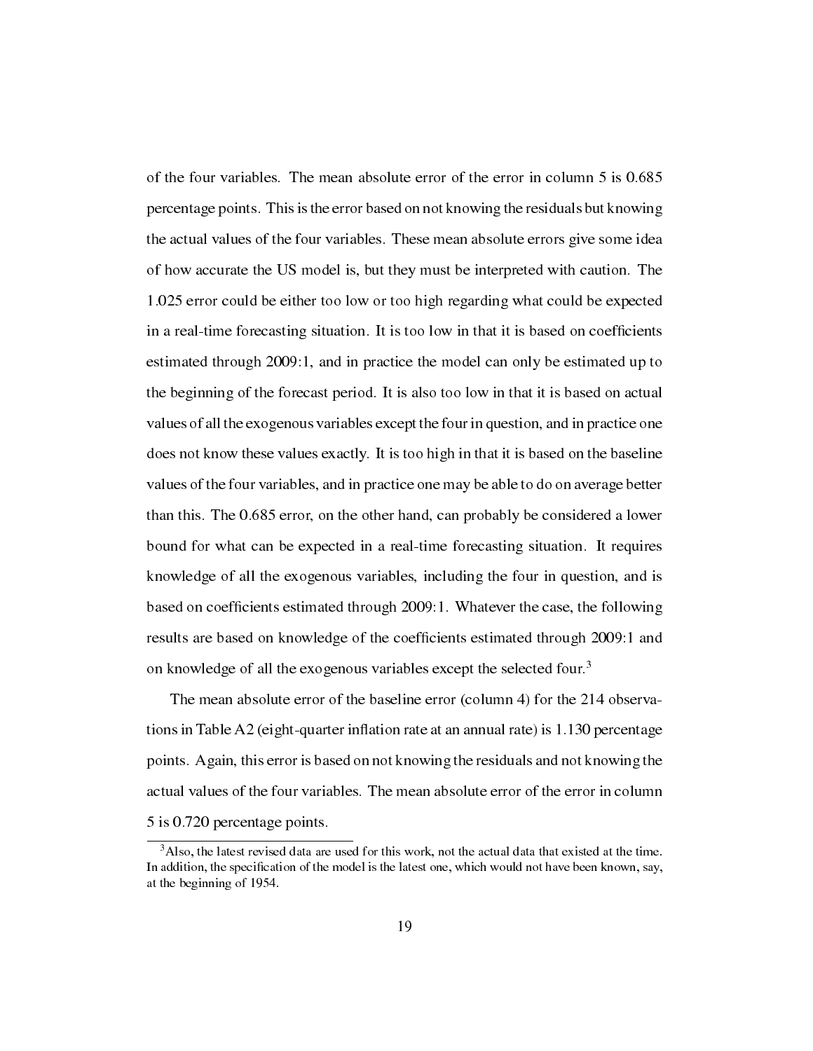of the four variables. The mean absolute error of the error in column 5 is 0.685 percentage points. This is the error based on not knowing the residuals but knowing the actual values of the four variables. These mean absolute errors give some idea of how accurate the US model is, but they must be interpreted with caution. The 1.025 error could be either too low or too high regarding what could be expected in a real-time forecasting situation. It is too low in that it is based on coefficients estimated through 2009:1, and in practice the model can only be estimated up to the beginning of the forecast period. It is also too low in that it is based on actual values of all the exogenous variables except the four in question, and in practice one does not know these values exactly. It is too high in that it is based on the baseline values of the four variables, and in practice one may be able to do on average better than this. The 0.685 error, on the other hand, can probably be considered a lower bound for what can be expected in a real-time forecasting situation. It requires knowledge of all the exogenous variables, including the four in question, and is based on coefficients estimated through 2009:1. Whatever the case, the following results are based on knowledge of the coefficients estimated through 2009:1 and on knowledge of all the exogenous variables except the selected four.[3]

The mean absolute error of the baseline error (column 4) for the 214 observations in Table A2 (eight-quarter inflation rate at an annual rate) is 1.130 percentage points. Again, this error is based on not knowing the residuals and not knowing the actual values of the four variables. The mean absolute error of the error in column 5 is 0.720 percentage points.

[3]Also, the latest revised data are used for this work, not the actual data that existed at the time. In addition, the specification of the model is the latest one, which would not have been known, say, at the beginning of 1954.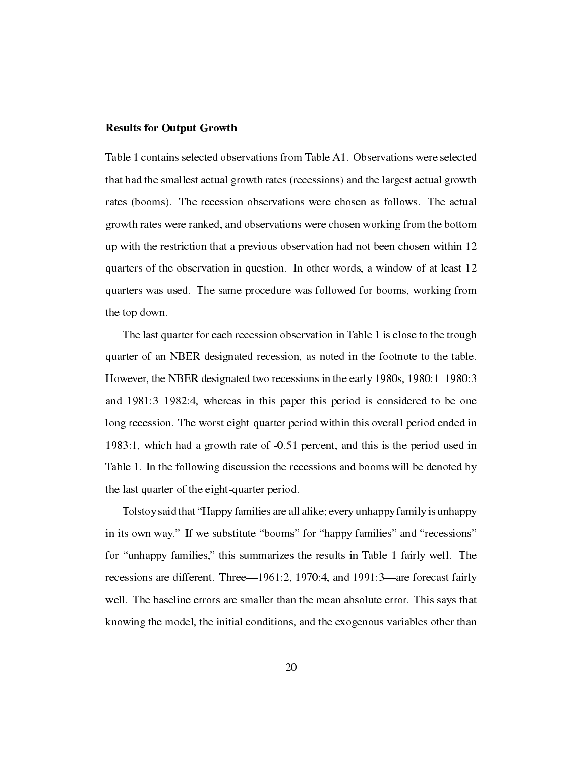### Results for Output Growth

Table 1 contains selected observations from Table A1. Observations were selected that had the smallest actual growth rates (recessions) and the largest actual growth rates (booms). The recession observations were chosen as follows. The actual growth rates were ranked, and observations were chosen working from the bottom up with the restriction that a previous observation had not been chosen within 12 quarters of the observation in question. In other words, a window of at least 12 quarters was used. The same procedure was followed for booms, working from the top down.

The last quarter for each recession observation in Table 1 is close to the trough quarter of an NBER designated recession, as noted in the footnote to the table. However, the NBER designated two recessions in the early 1980s, 1980:1–1980:3 and 1981:3–1982:4, whereas in this paper this period is considered to be one long recession. The worst eight-quarter period within this overall period ended in 1983:1, which had a growth rate of -0.51 percent, and this is the period used in Table 1. In the following discussion the recessions and booms will be denoted by the last quarter of the eight-quarter period.

Tolstoy said that "Happy families are all alike; every unhappy family is unhappy in its own way." If we substitute "booms" for "happy families" and "recessions" for "unhappy families," this summarizes the results in Table 1 fairly well. The recessions are different. Three—1961:2, 1970:4, and 1991:3—are forecast fairly well. The baseline errors are smaller than the mean absolute error. This says that knowing the model, the initial conditions, and the exogenous variables other than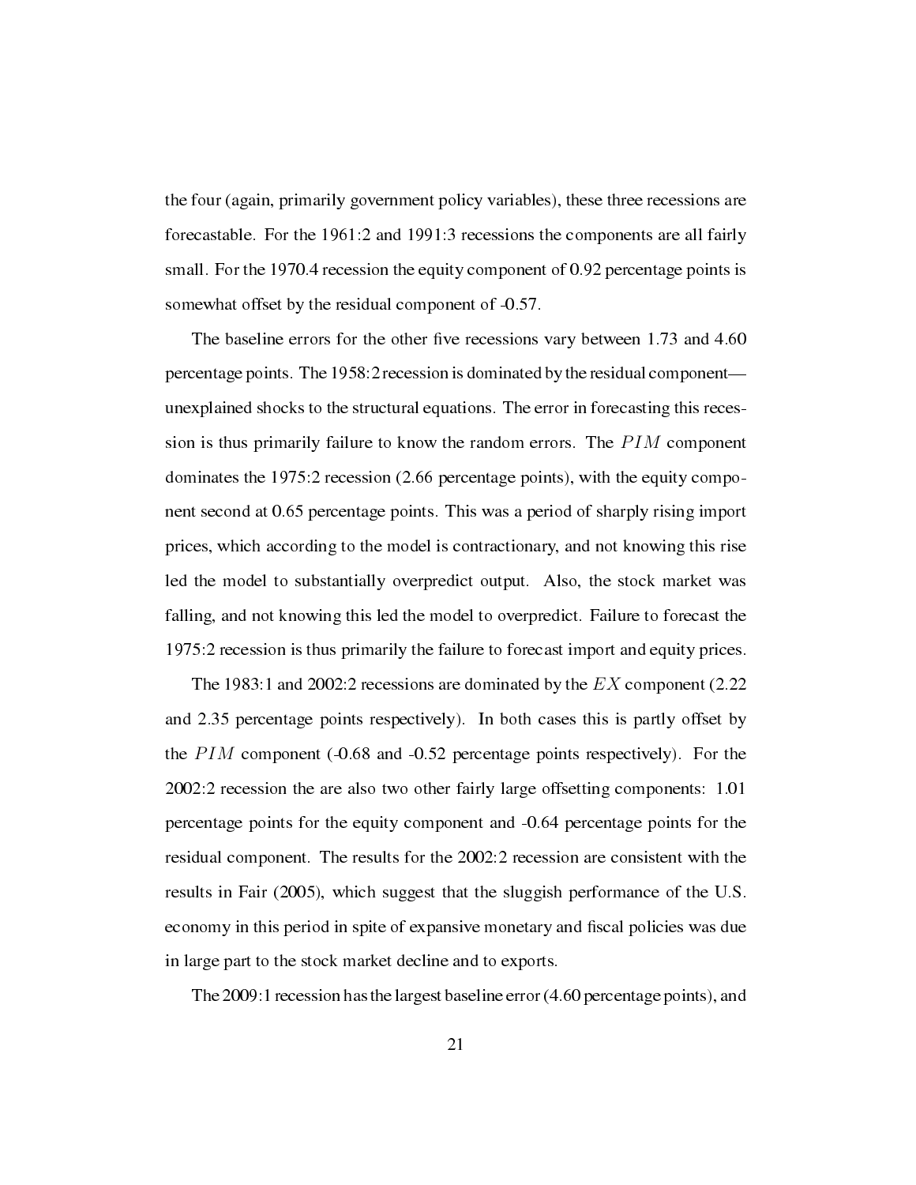the four (again, primarily government policy variables), these three recessions are forecastable. For the 1961:2 and 1991:3 recessions the components are all fairly small. For the 1970.4 recession the equity component of 0.92 percentage points is somewhat offset by the residual component of -0.57.

The baseline errors for the other five recessions vary between 1.73 and 4.60 percentage points. The 1958:2 recession is dominated by the residual component—unexplained shocks to the structural equations. The error in forecasting this recession is thus primarily failure to know the random errors. The $PIM$ component dominates the 1975:2 recession (2.66 percentage points), with the equity component second at 0.65 percentage points. This was a period of sharply rising import prices, which according to the model is contractionary, and not knowing this rise led the model to substantially overpredict output. Also, the stock market was falling, and not knowing this led the model to overpredict. Failure to forecast the 1975:2 recession is thus primarily the failure to forecast import and equity prices.

The 1983:1 and 2002:2 recessions are dominated by the $EX$ component (2.22 and 2.35 percentage points respectively). In both cases this is partly offset by the $PIM$ component (-0.68 and -0.52 percentage points respectively). For the 2002:2 recession the are also two other fairly large offsetting components: 1.01 percentage points for the equity component and -0.64 percentage points for the residual component. The results for the 2002:2 recession are consistent with the results in Fair (2005), which suggest that the sluggish performance of the U.S. economy in this period in spite of expansive monetary and fiscal policies was due in large part to the stock market decline and to exports.

The 2009:1 recession has the largest baseline error (4.60 percentage points), and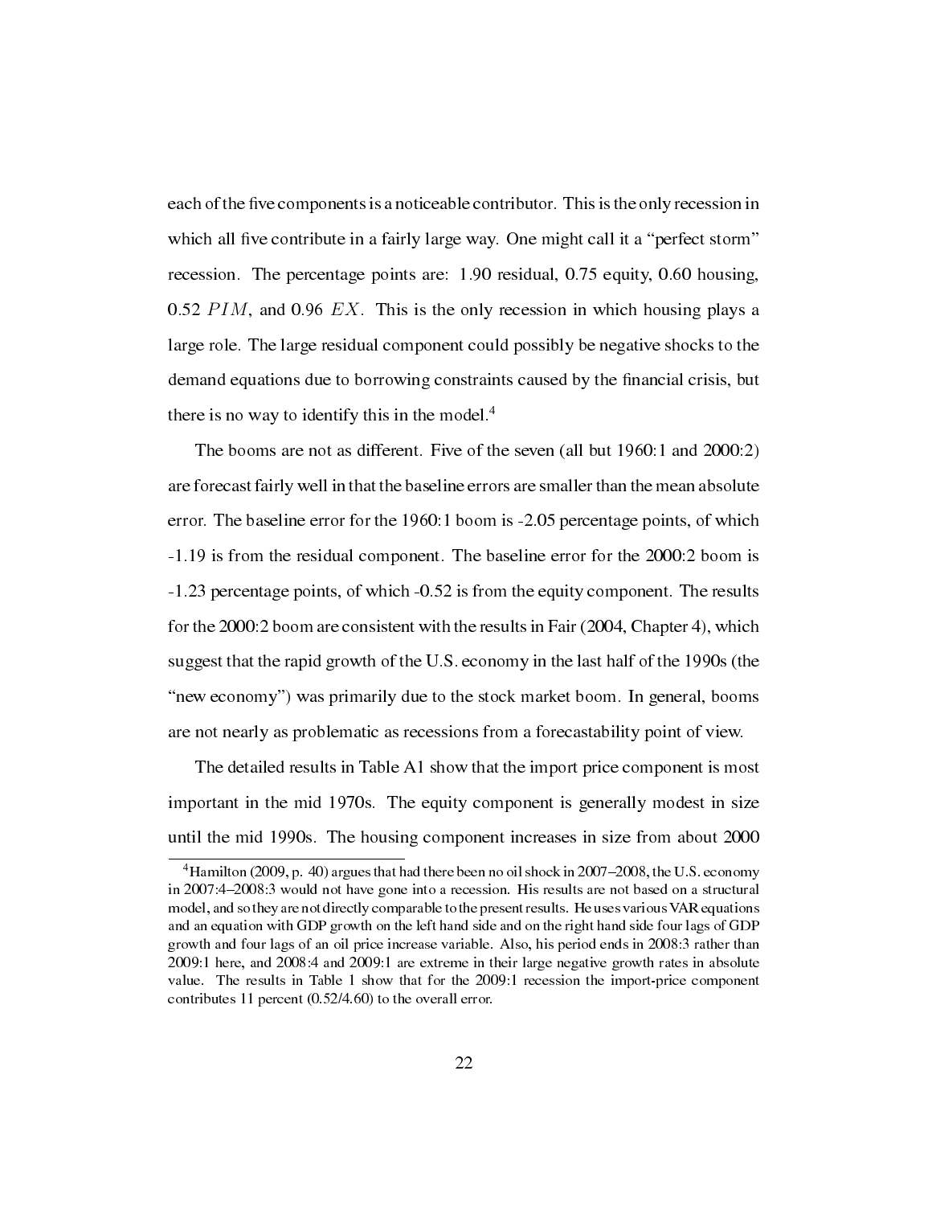each of the five components is a noticeable contributor. This is the only recession in which all five contribute in a fairly large way. One might call it a "perfect storm" recession. The percentage points are: 1.90 residual, 0.75 equity, 0.60 housing, 0.52 $PIM$, and 0.96 $EX$. This is the only recession in which housing plays a large role. The large residual component could possibly be negative shocks to the demand equations due to borrowing constraints caused by the financial crisis, but there is no way to identify this in the model.[4]

The booms are not as different. Five of the seven (all but 1960:1 and 2000:2) are forecast fairly well in that the baseline errors are smaller than the mean absolute error. The baseline error for the 1960:1 boom is -2.05 percentage points, of which -1.19 is from the residual component. The baseline error for the 2000:2 boom is -1.23 percentage points, of which -0.52 is from the equity component. The results for the 2000:2 boom are consistent with the results in Fair (2004, Chapter 4), which suggest that the rapid growth of the U.S. economy in the last half of the 1990s (the "new economy") was primarily due to the stock market boom. In general, booms are not nearly as problematic as recessions from a forecastability point of view.

The detailed results in Table A1 show that the import price component is most important in the mid 1970s. The equity component is generally modest in size until the mid 1990s. The housing component increases in size from about 2000

[4]Hamilton (2009, p. 40) argues that had there been no oil shock in 2007–2008, the U.S. economy in 2007:4–2008:3 would not have gone into a recession. His results are not based on a structural model, and so they are not directly comparable to the present results. He uses various VAR equations and an equation with GDP growth on the left hand side and on the right hand side four lags of GDP growth and four lags of an oil price increase variable. Also, his period ends in 2008:3 rather than 2009:1 here, and 2008:4 and 2009:1 are extreme in their large negative growth rates in absolute value. The results in Table 1 show that for the 2009:1 recession the import-price component contributes 11 percent (0.52/4.60) to the overall error.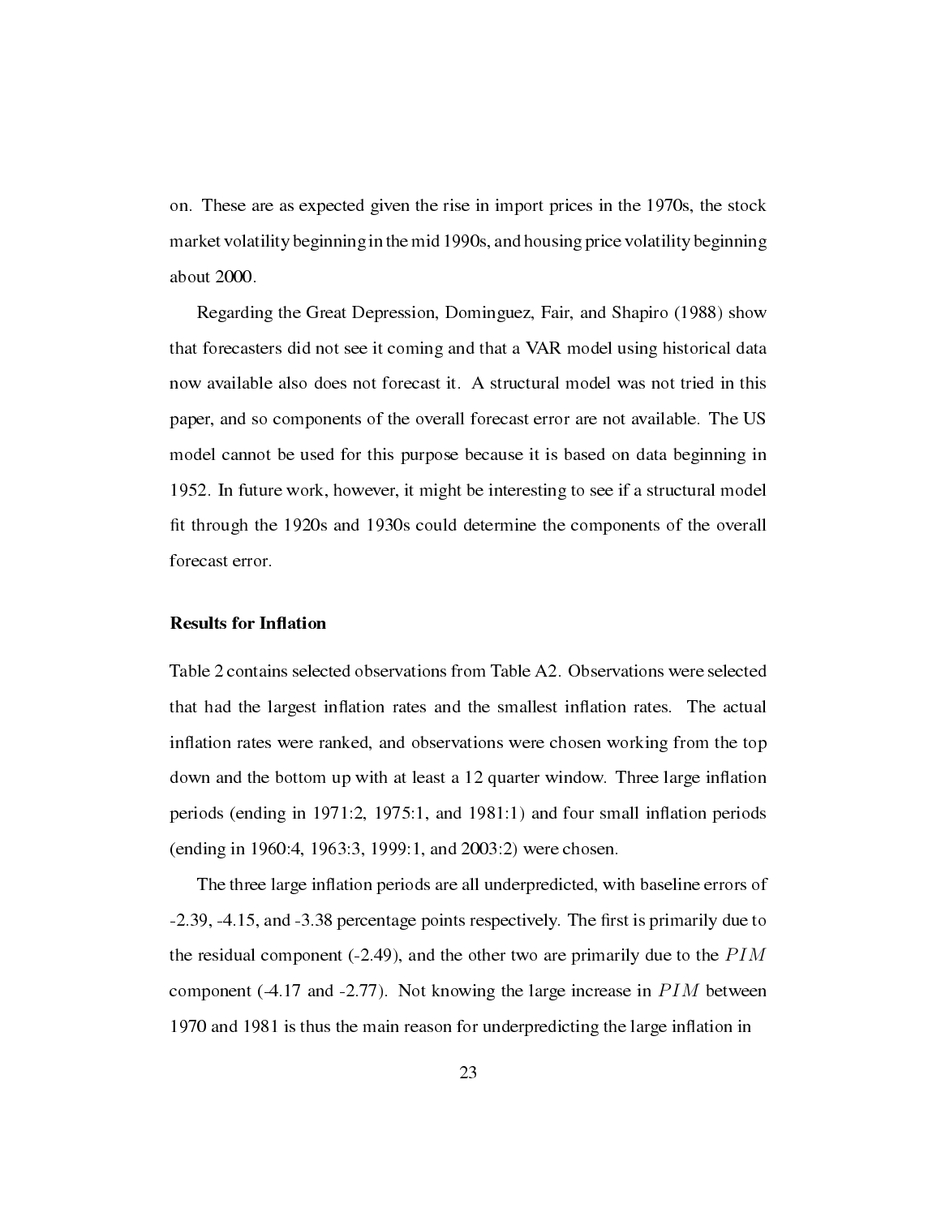on. These are as expected given the rise in import prices in the 1970s, the stock market volatility beginning in the mid 1990s, and housing price volatility beginning about 2000.

Regarding the Great Depression, Dominguez, Fair, and Shapiro (1988) show that forecasters did not see it coming and that a VAR model using historical data now available also does not forecast it. A structural model was not tried in this paper, and so components of the overall forecast error are not available. The US model cannot be used for this purpose because it is based on data beginning in 1952. In future work, however, it might be interesting to see if a structural model fit through the 1920s and 1930s could determine the components of the overall forecast error.

**Results for Inflation**

Table 2 contains selected observations from Table A2. Observations were selected that had the largest inflation rates and the smallest inflation rates. The actual inflation rates were ranked, and observations were chosen working from the top down and the bottom up with at least a 12 quarter window. Three large inflation periods (ending in 1971:2, 1975:1, and 1981:1) and four small inflation periods (ending in 1960:4, 1963:3, 1999:1, and 2003:2) were chosen.

The three large inflation periods are all underpredicted, with baseline errors of -2.39, -4.15, and -3.38 percentage points respectively. The first is primarily due to the residual component (-2.49), and the other two are primarily due to the $PIM$ component (-4.17 and -2.77). Not knowing the large increase in $PIM$ between 1970 and 1981 is thus the main reason for underpredicting the large inflation in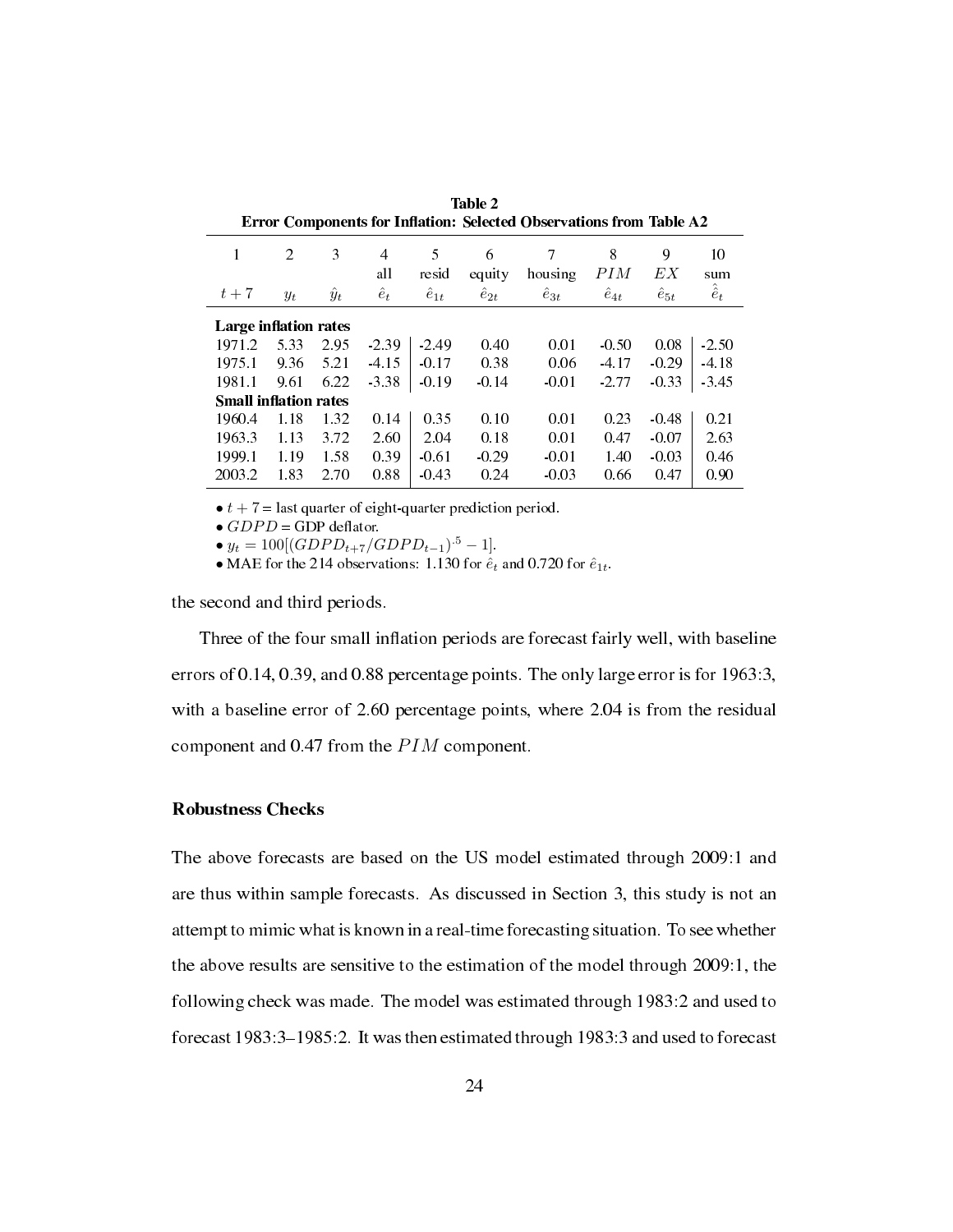**Table 2**
**Error Components for Inflation: Selected Observations from Table A2**

| 1 | 2 | 3 | 4 | 5 | 6 | 7 | 8 | 9 | 10 |
|---|---|---|---|---|---|---|---|---|---|
| | | | all | resid | equity | housing | $PIM$ | $EX$ | sum |
| $t+7$ | $y_t$ | $\hat{y}_t$ | $\hat{e}_t$ | $\hat{e}_{1t}$ | $\hat{e}_{2t}$ | $\hat{e}_{3t}$ | $\hat{e}_{4t}$ | $\hat{e}_{5t}$ | $\hat{\hat{e}}_t$ |
| **Large inflation rates** | | | | | | | | | |
| 1971.2 | 5.33 | 2.95 | -2.39 | -2.49 | 0.40 | 0.01 | -0.50 | 0.08 | -2.50 |
| 1975.1 | 9.36 | 5.21 | -4.15 | -0.17 | 0.38 | 0.06 | -4.17 | -0.29 | -4.18 |
| 1981.1 | 9.61 | 6.22 | -3.38 | -0.19 | -0.14 | -0.01 | -2.77 | -0.33 | -3.45 |
| **Small inflation rates** | | | | | | | | | |
| 1960.4 | 1.18 | 1.32 | 0.14 | 0.35 | 0.10 | 0.01 | 0.23 | -0.48 | 0.21 |
| 1963.3 | 1.13 | 3.72 | 2.60 | 2.04 | 0.18 | 0.01 | 0.47 | -0.07 | 2.63 |
| 1999.1 | 1.19 | 1.58 | 0.39 | -0.61 | -0.29 | -0.01 | 1.40 | -0.03 | 0.46 |
| 2003.2 | 1.83 | 2.70 | 0.88 | -0.43 | 0.24 | -0.03 | 0.66 | 0.47 | 0.90 |

- $t+7$ = last quarter of eight-quarter prediction period.
- $GDPD$ = GDP deflator.
- $y_t = 100[(GDPD_{t+7}/GDPD_{t-1})^{.5} - 1]$.
- MAE for the 214 observations: 1.130 for $\hat{e}_t$ and 0.720 for $\hat{e}_{1t}$.

the second and third periods.

Three of the four small inflation periods are forecast fairly well, with baseline errors of 0.14, 0.39, and 0.88 percentage points. The only large error is for 1963:3, with a baseline error of 2.60 percentage points, where 2.04 is from the residual component and 0.47 from the $PIM$ component.

### Robustness Checks

The above forecasts are based on the US model estimated through 2009:1 and are thus within sample forecasts. As discussed in Section 3, this study is not an attempt to mimic what is known in a real-time forecasting situation. To see whether the above results are sensitive to the estimation of the model through 2009:1, the following check was made. The model was estimated through 1983:2 and used to forecast 1983:3–1985:2. It was then estimated through 1983:3 and used to forecast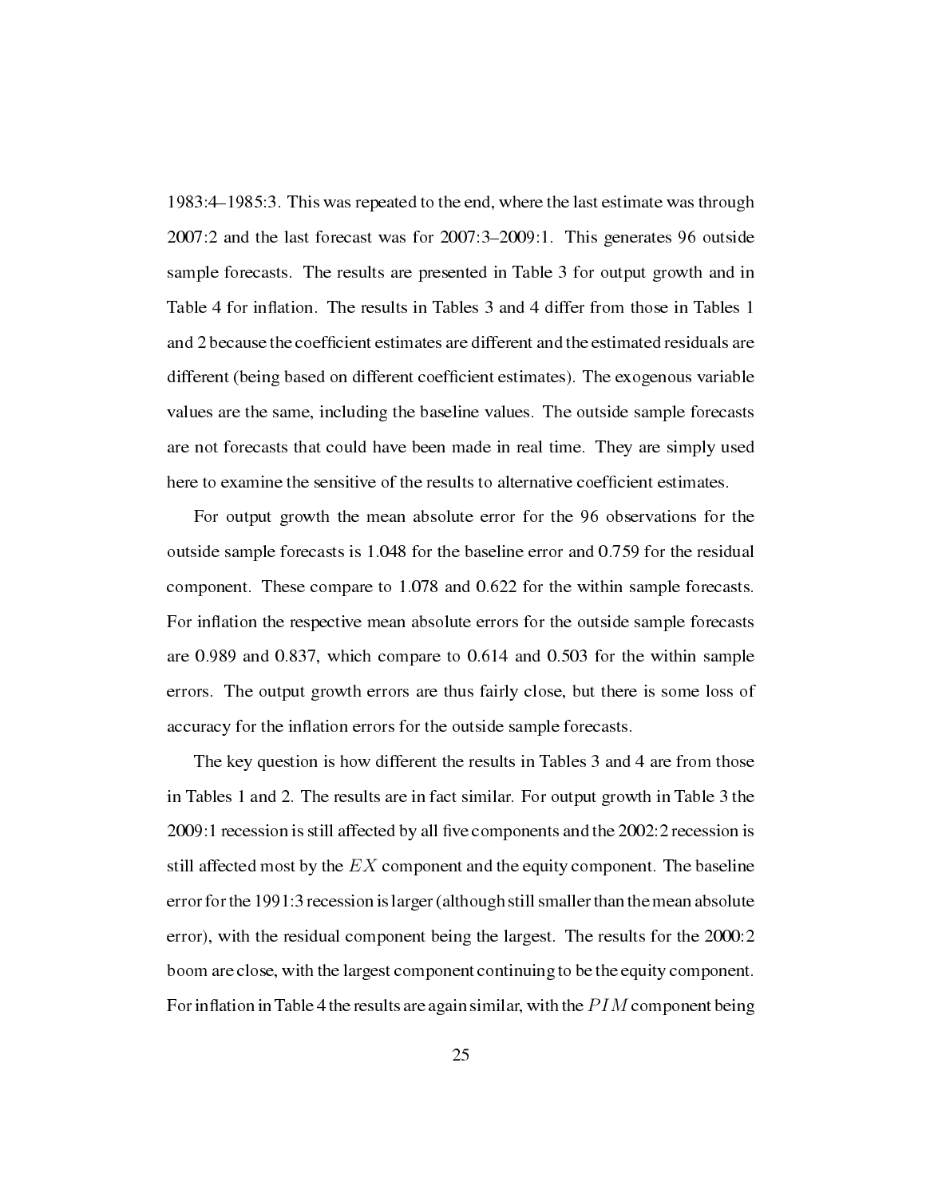1983:4–1985:3. This was repeated to the end, where the last estimate was through 2007:2 and the last forecast was for 2007:3–2009:1. This generates 96 outside sample forecasts. The results are presented in Table 3 for output growth and in Table 4 for inflation. The results in Tables 3 and 4 differ from those in Tables 1 and 2 because the coefficient estimates are different and the estimated residuals are different (being based on different coefficient estimates). The exogenous variable values are the same, including the baseline values. The outside sample forecasts are not forecasts that could have been made in real time. They are simply used here to examine the sensitive of the results to alternative coefficient estimates.

For output growth the mean absolute error for the 96 observations for the outside sample forecasts is 1.048 for the baseline error and 0.759 for the residual component. These compare to 1.078 and 0.622 for the within sample forecasts. For inflation the respective mean absolute errors for the outside sample forecasts are 0.989 and 0.837, which compare to 0.614 and 0.503 for the within sample errors. The output growth errors are thus fairly close, but there is some loss of accuracy for the inflation errors for the outside sample forecasts.

The key question is how different the results in Tables 3 and 4 are from those in Tables 1 and 2. The results are in fact similar. For output growth in Table 3 the 2009:1 recession is still affected by all five components and the 2002:2 recession is still affected most by the $EX$ component and the equity component. The baseline error for the 1991:3 recession is larger (although still smaller than the mean absolute error), with the residual component being the largest. The results for the 2000:2 boom are close, with the largest component continuing to be the equity component. For inflation in Table 4 the results are again similar, with the $PIM$ component being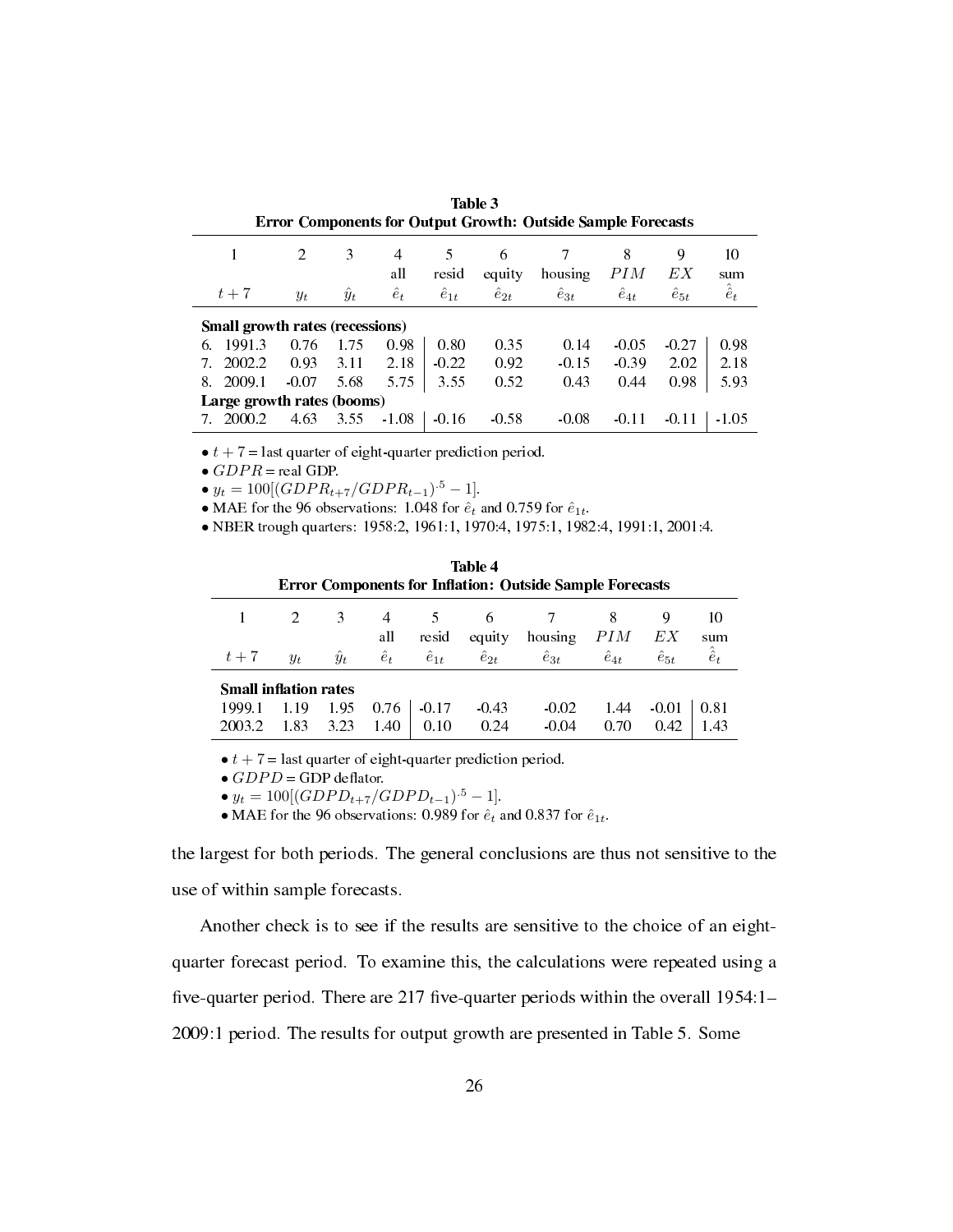**Table 3**
**Error Components for Output Growth: Outside Sample Forecasts**

| 1 | 2 | 3 | 4 | 5 | 6 | 7 | 8 | 9 | 10 |
|---|---|---|---|---|---|---|---|---|---|
| | | | all | resid | equity | housing | $PIM$ | $EX$ | sum |
| $t+7$ | $y_t$ | $\hat{y}_t$ | $\hat{e}_t$ | $\hat{e}_{1t}$ | $\hat{e}_{2t}$ | $\hat{e}_{3t}$ | $\hat{e}_{4t}$ | $\hat{e}_{5t}$ | $\hat{\hat{e}}_t$ |
| **Small growth rates (recessions)** | | | | | | | | | |
| 6. 1991.3 | 0.76 | 1.75 | 0.98 | 0.80 | 0.35 | 0.14 | -0.05 | -0.27 | 0.98 |
| 7. 2002.2 | 0.93 | 3.11 | 2.18 | -0.22 | 0.92 | -0.15 | -0.39 | 2.02 | 2.18 |
| 8. 2009.1 | -0.07 | 5.68 | 5.75 | 3.55 | 0.52 | 0.43 | 0.44 | 0.98 | 5.93 |
| **Large growth rates (booms)** | | | | | | | | | |
| 7. 2000.2 | 4.63 | 3.55 | -1.08 | -0.16 | -0.58 | -0.08 | -0.11 | -0.11 | -1.05 |

- $t+7$ = last quarter of eight-quarter prediction period.
- $GDPR$ = real GDP.
- $y_t = 100[(GDPR_{t+7}/GDPR_{t-1})^{.5} - 1]$.
- MAE for the 96 observations: 1.048 for $\hat{e}_t$ and 0.759 for $\hat{e}_{1t}$.
- NBER trough quarters: 1958:2, 1961:1, 1970:4, 1975:1, 1982:4, 1991:1, 2001:4.

**Table 4**
**Error Components for Inflation: Outside Sample Forecasts**

| 1 | 2 | 3 | 4 | 5 | 6 | 7 | 8 | 9 | 10 |
|---|---|---|---|---|---|---|---|---|---|
| | | | all | resid | equity | housing | $PIM$ | $EX$ | sum |
| $t+7$ | $y_t$ | $\hat{y}_t$ | $\hat{e}_t$ | $\hat{e}_{1t}$ | $\hat{e}_{2t}$ | $\hat{e}_{3t}$ | $\hat{e}_{4t}$ | $\hat{e}_{5t}$ | $\hat{\hat{e}}_t$ |
| **Small inflation rates** | | | | | | | | | |
| 1999.1 | 1.19 | 1.95 | 0.76 | -0.17 | -0.43 | -0.02 | 1.44 | -0.01 | 0.81 |
| 2003.2 | 1.83 | 3.23 | 1.40 | 0.10 | 0.24 | -0.04 | 0.70 | 0.42 | 1.43 |

- $t+7$ = last quarter of eight-quarter prediction period.
- $GDPD$ = GDP deflator.
- $y_t = 100[(GDPD_{t+7}/GDPD_{t-1})^{.5} - 1]$.
- MAE for the 96 observations: 0.989 for $\hat{e}_t$ and 0.837 for $\hat{e}_{1t}$.

the largest for both periods. The general conclusions are thus not sensitive to the use of within sample forecasts.

Another check is to see if the results are sensitive to the choice of an eight-quarter forecast period. To examine this, the calculations were repeated using a five-quarter period. There are 217 five-quarter periods within the overall 1954:1–2009:1 period. The results for output growth are presented in Table 5. Some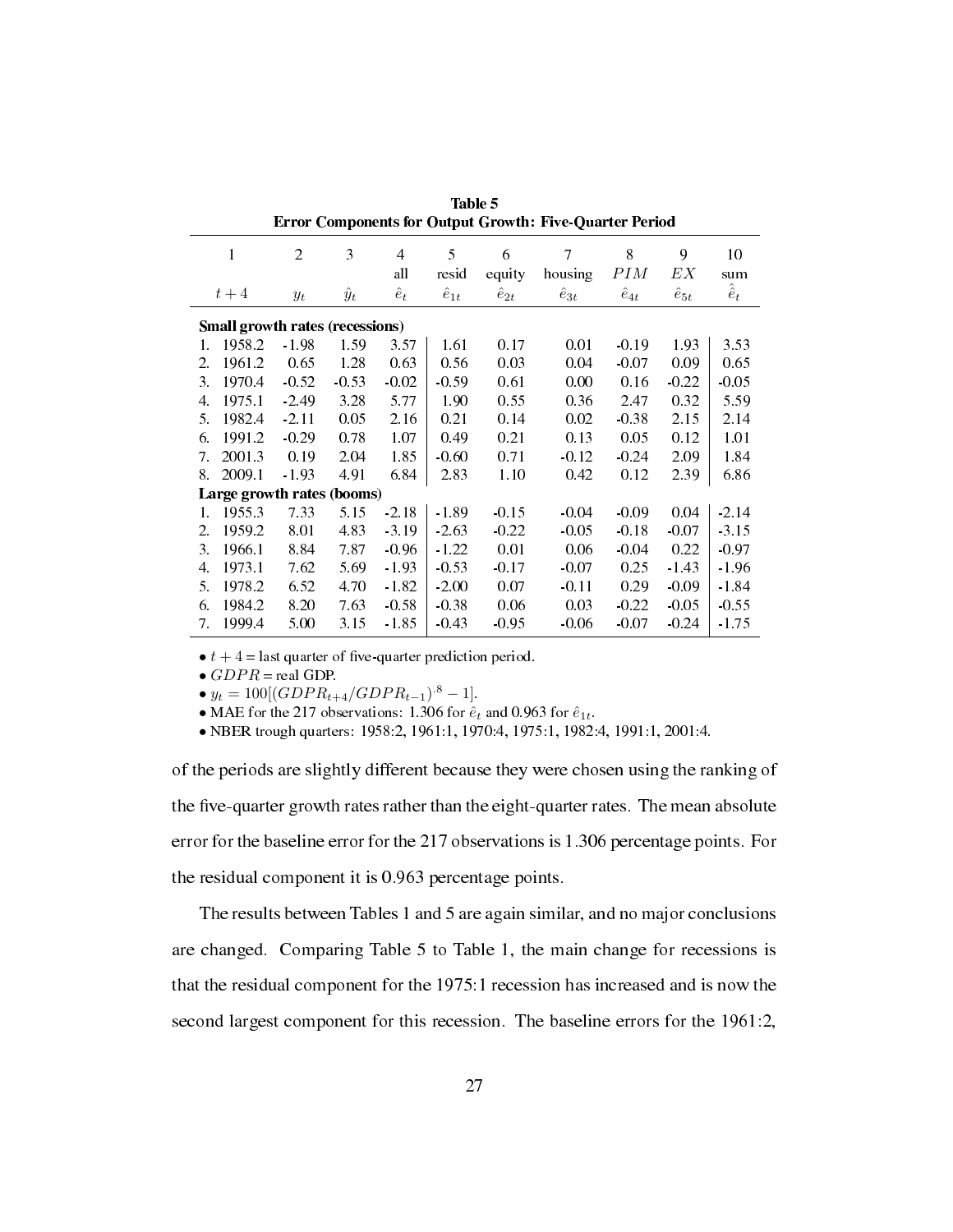**Table 5**
**Error Components for Output Growth: Five-Quarter Period**

| 1 | 2 | 3 | 4 | 5 | 6 | 7 | 8 | 9 | 10 |
|---|---|---|---|---|---|---|---|---|---|
| | | | all | resid | equity | housing | $PIM$ | $EX$ | sum |
| $t+4$ | $y_t$ | $\hat{y}_t$ | $\hat{e}_t$ | $\hat{e}_{1t}$ | $\hat{e}_{2t}$ | $\hat{e}_{3t}$ | $\hat{e}_{4t}$ | $\hat{e}_{5t}$ | $\hat{\hat{e}}_t$ |
| **Small growth rates (recessions)** | | | | | | | | | |
| 1. 1958.2 | -1.98 | 1.59 | 3.57 | 1.61 | 0.17 | 0.01 | -0.19 | 1.93 | 3.53 |
| 2. 1961.2 | 0.65 | 1.28 | 0.63 | 0.56 | 0.03 | 0.04 | -0.07 | 0.09 | 0.65 |
| 3. 1970.4 | -0.52 | -0.53 | -0.02 | -0.59 | 0.61 | 0.00 | 0.16 | -0.22 | -0.05 |
| 4. 1975.1 | -2.49 | 3.28 | 5.77 | 1.90 | 0.55 | 0.36 | 2.47 | 0.32 | 5.59 |
| 5. 1982.4 | -2.11 | 0.05 | 2.16 | 0.21 | 0.14 | 0.02 | -0.38 | 2.15 | 2.14 |
| 6. 1991.2 | -0.29 | 0.78 | 1.07 | 0.49 | 0.21 | 0.13 | 0.05 | 0.12 | 1.01 |
| 7. 2001.3 | 0.19 | 2.04 | 1.85 | -0.60 | 0.71 | -0.12 | -0.24 | 2.09 | 1.84 |
| 8. 2009.1 | -1.93 | 4.91 | 6.84 | 2.83 | 1.10 | 0.42 | 0.12 | 2.39 | 6.86 |
| **Large growth rates (booms)** | | | | | | | | | |
| 1. 1955.3 | 7.33 | 5.15 | -2.18 | -1.89 | -0.15 | -0.04 | -0.09 | 0.04 | -2.14 |
| 2. 1959.2 | 8.01 | 4.83 | -3.19 | -2.63 | -0.22 | -0.05 | -0.18 | -0.07 | -3.15 |
| 3. 1966.1 | 8.84 | 7.87 | -0.96 | -1.22 | 0.01 | 0.06 | -0.04 | 0.22 | -0.97 |
| 4. 1973.1 | 7.62 | 5.69 | -1.93 | -0.53 | -0.17 | -0.07 | 0.25 | -1.43 | -1.96 |
| 5. 1978.2 | 6.52 | 4.70 | -1.82 | -2.00 | 0.07 | -0.11 | 0.29 | -0.09 | -1.84 |
| 6. 1984.2 | 8.20 | 7.63 | -0.58 | -0.38 | 0.06 | 0.03 | -0.22 | -0.05 | -0.55 |
| 7. 1999.4 | 5.00 | 3.15 | -1.85 | -0.43 | -0.95 | -0.06 | -0.07 | -0.24 | -1.75 |

- $t+4$ = last quarter of five-quarter prediction period.
- $GDPR$ = real GDP.
- $y_t = 100[(GDPR_{t+4}/GDPR_{t-1})^{.8} - 1]$.
- MAE for the 217 observations: 1.306 for $\hat{e}_t$ and 0.963 for $\hat{e}_{1t}$.
- NBER trough quarters: 1958:2, 1961:1, 1970:4, 1975:1, 1982:4, 1991:1, 2001:4.

of the periods are slightly different because they were chosen using the ranking of the five-quarter growth rates rather than the eight-quarter rates. The mean absolute error for the baseline error for the 217 observations is 1.306 percentage points. For the residual component it is 0.963 percentage points.

The results between Tables 1 and 5 are again similar, and no major conclusions are changed. Comparing Table 5 to Table 1, the main change for recessions is that the residual component for the 1975:1 recession has increased and is now the second largest component for this recession. The baseline errors for the 1961:2,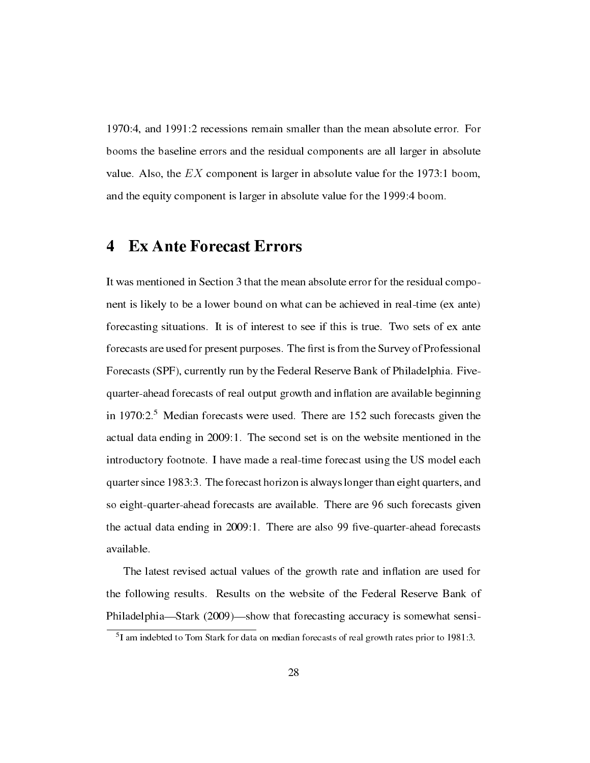1970:4, and 1991:2 recessions remain smaller than the mean absolute error. For booms the baseline errors and the residual components are all larger in absolute value. Also, the $EX$ component is larger in absolute value for the 1973:1 boom, and the equity component is larger in absolute value for the 1999:4 boom.

# 4 Ex Ante Forecast Errors

It was mentioned in Section 3 that the mean absolute error for the residual component is likely to be a lower bound on what can be achieved in real-time (ex ante) forecasting situations. It is of interest to see if this is true. Two sets of ex ante forecasts are used for present purposes. The first is from the Survey of Professional Forecasts (SPF), currently run by the Federal Reserve Bank of Philadelphia. Five-quarter-ahead forecasts of real output growth and inflation are available beginning in 1970:2.[5] Median forecasts were used. There are 152 such forecasts given the actual data ending in 2009:1. The second set is on the website mentioned in the introductory footnote. I have made a real-time forecast using the US model each quarter since 1983:3. The forecast horizon is always longer than eight quarters, and so eight-quarter-ahead forecasts are available. There are 96 such forecasts given the actual data ending in 2009:1. There are also 99 five-quarter-ahead forecasts available.

The latest revised actual values of the growth rate and inflation are used for the following results. Results on the website of the Federal Reserve Bank of Philadelphia—Stark (2009)—show that forecasting accuracy is somewhat sensi-

[5] I am indebted to Tom Stark for data on median forecasts of real growth rates prior to 1981:3.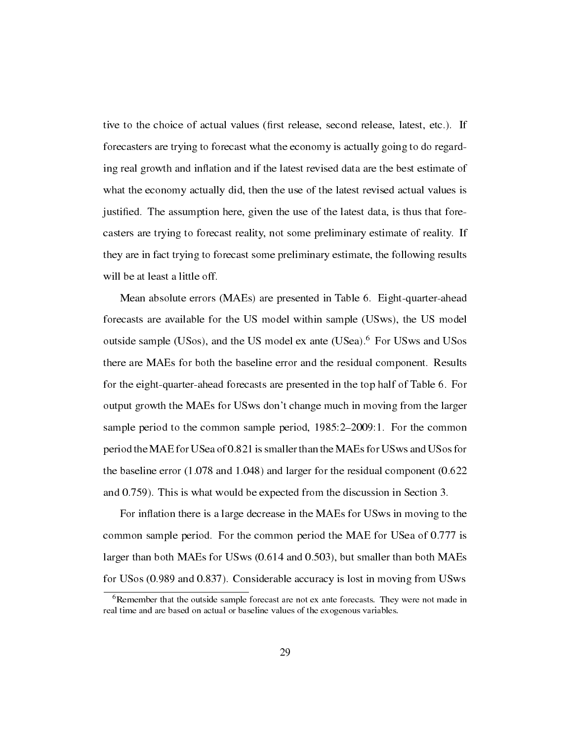tive to the choice of actual values (first release, second release, latest, etc.). If forecasters are trying to forecast what the economy is actually going to do regarding real growth and inflation and if the latest revised data are the best estimate of what the economy actually did, then the use of the latest revised actual values is justified. The assumption here, given the use of the latest data, is thus that forecasters are trying to forecast reality, not some preliminary estimate of reality. If they are in fact trying to forecast some preliminary estimate, the following results will be at least a little off.

Mean absolute errors (MAEs) are presented in Table 6. Eight-quarter-ahead forecasts are available for the US model within sample (USws), the US model outside sample (USos), and the US model ex ante (USea).[6] For USws and USos there are MAEs for both the baseline error and the residual component. Results for the eight-quarter-ahead forecasts are presented in the top half of Table 6. For output growth the MAEs for USws don't change much in moving from the larger sample period to the common sample period, 1985:2–2009:1. For the common period the MAE for USea of 0.821 is smaller than the MAEs for USws and USos for the baseline error (1.078 and 1.048) and larger for the residual component (0.622 and 0.759). This is what would be expected from the discussion in Section 3.

For inflation there is a large decrease in the MAEs for USws in moving to the common sample period. For the common period the MAE for USea of 0.777 is larger than both MAEs for USws (0.614 and 0.503), but smaller than both MAEs for USos (0.989 and 0.837). Considerable accuracy is lost in moving from USws

[6] Remember that the outside sample forecast are not ex ante forecasts. They were not made in real time and are based on actual or baseline values of the exogenous variables.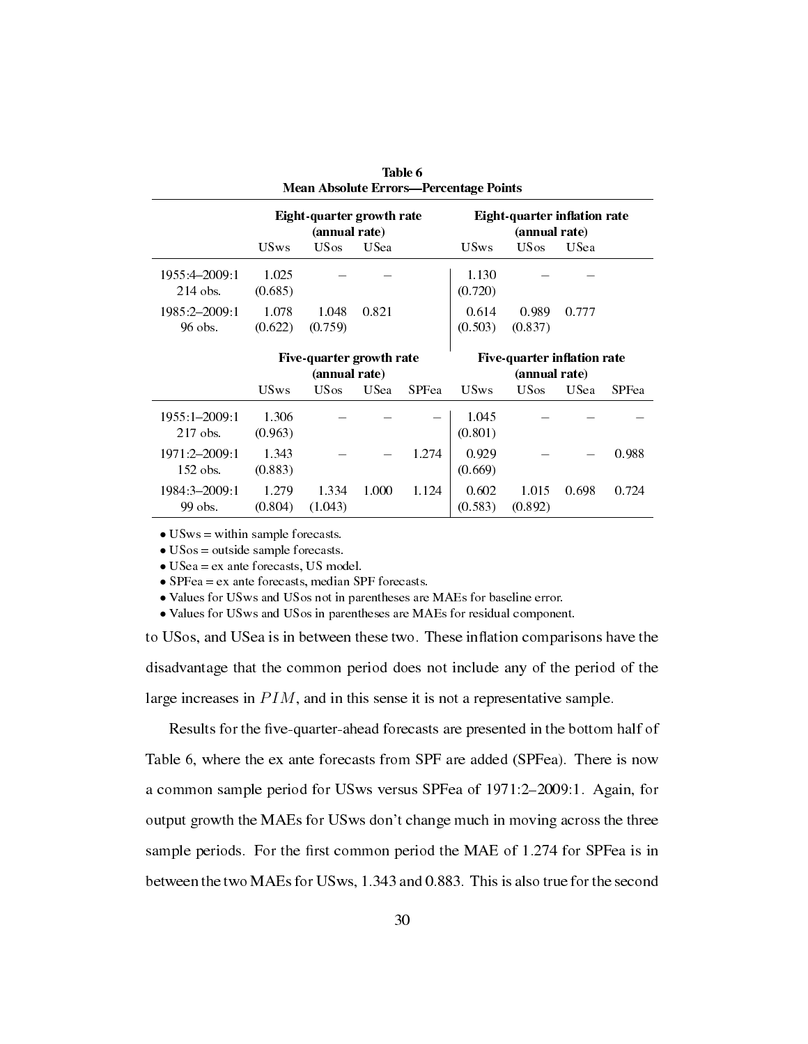**Table 6**
**Mean Absolute Errors—Percentage Points**

| | **Eight-quarter growth rate (annual rate)** | | | | **Eight-quarter inflation rate (annual rate)** | | | |
|---|---|---|---|---|---|---|---|---|
| | USws | USos | USea | | USws | USos | USea | |
| 1955:4–2009:1 214 obs. | 1.025 (0.685) | – | – | | 1.130 (0.720) | – | – | |
| 1985:2–2009:1 96 obs. | 1.078 (0.622) | 1.048 (0.759) | 0.821 | | 0.614 (0.503) | 0.989 (0.837) | 0.777 | |
| | **Five-quarter growth rate (annual rate)** | | | | **Five-quarter inflation rate (annual rate)** | | | |
| | USws | USos | USea | SPFea | USws | USos | USea | SPFea |
| 1955:1–2009:1 217 obs. | 1.306 (0.963) | – | – | – | 1.045 (0.801) | – | – | – |
| 1971:2–2009:1 152 obs. | 1.343 (0.883) | – | – | 1.274 | 0.929 (0.669) | – | – | 0.988 |
| 1984:3–2009:1 99 obs. | 1.279 (0.804) | 1.334 (1.043) | 1.000 | 1.124 | 0.602 (0.583) | 1.015 (0.892) | 0.698 | 0.724 |

- USws = within sample forecasts.
- USos = outside sample forecasts.
- USea = ex ante forecasts, US model.
- SPFea = ex ante forecasts, median SPF forecasts.
- Values for USws and USos not in parentheses are MAEs for baseline error.
- Values for USws and USos in parentheses are MAEs for residual component.

to USos, and USea is in between these two. These inflation comparisons have the disadvantage that the common period does not include any of the period of the large increases in $PIM$, and in this sense it is not a representative sample.

Results for the five-quarter-ahead forecasts are presented in the bottom half of Table 6, where the ex ante forecasts from SPF are added (SPFea). There is now a common sample period for USws versus SPFea of 1971:2–2009:1. Again, for output growth the MAEs for USws don't change much in moving across the three sample periods. For the first common period the MAE of 1.274 for SPFea is in between the two MAEs for USws, 1.343 and 0.883. This is also true for the second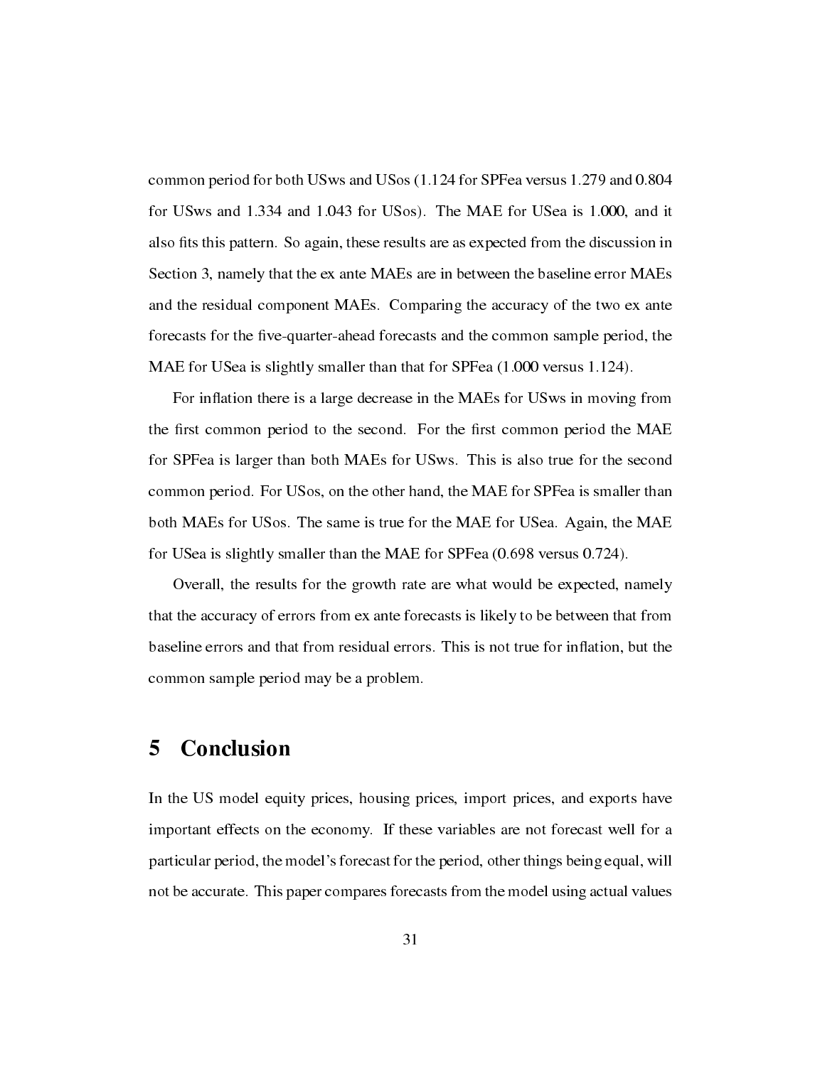common period for both USws and USos (1.124 for SPFea versus 1.279 and 0.804 for USws and 1.334 and 1.043 for USos). The MAE for USea is 1.000, and it also fits this pattern. So again, these results are as expected from the discussion in Section 3, namely that the ex ante MAEs are in between the baseline error MAEs and the residual component MAEs. Comparing the accuracy of the two ex ante forecasts for the five-quarter-ahead forecasts and the common sample period, the MAE for USea is slightly smaller than that for SPFea (1.000 versus 1.124).

For inflation there is a large decrease in the MAEs for USws in moving from the first common period to the second. For the first common period the MAE for SPFea is larger than both MAEs for USws. This is also true for the second common period. For USos, on the other hand, the MAE for SPFea is smaller than both MAEs for USos. The same is true for the MAE for USea. Again, the MAE for USea is slightly smaller than the MAE for SPFea (0.698 versus 0.724).

Overall, the results for the growth rate are what would be expected, namely that the accuracy of errors from ex ante forecasts is likely to be between that from baseline errors and that from residual errors. This is not true for inflation, but the common sample period may be a problem.

# 5 Conclusion

In the US model equity prices, housing prices, import prices, and exports have important effects on the economy. If these variables are not forecast well for a particular period, the model's forecast for the period, other things being equal, will not be accurate. This paper compares forecasts from the model using actual values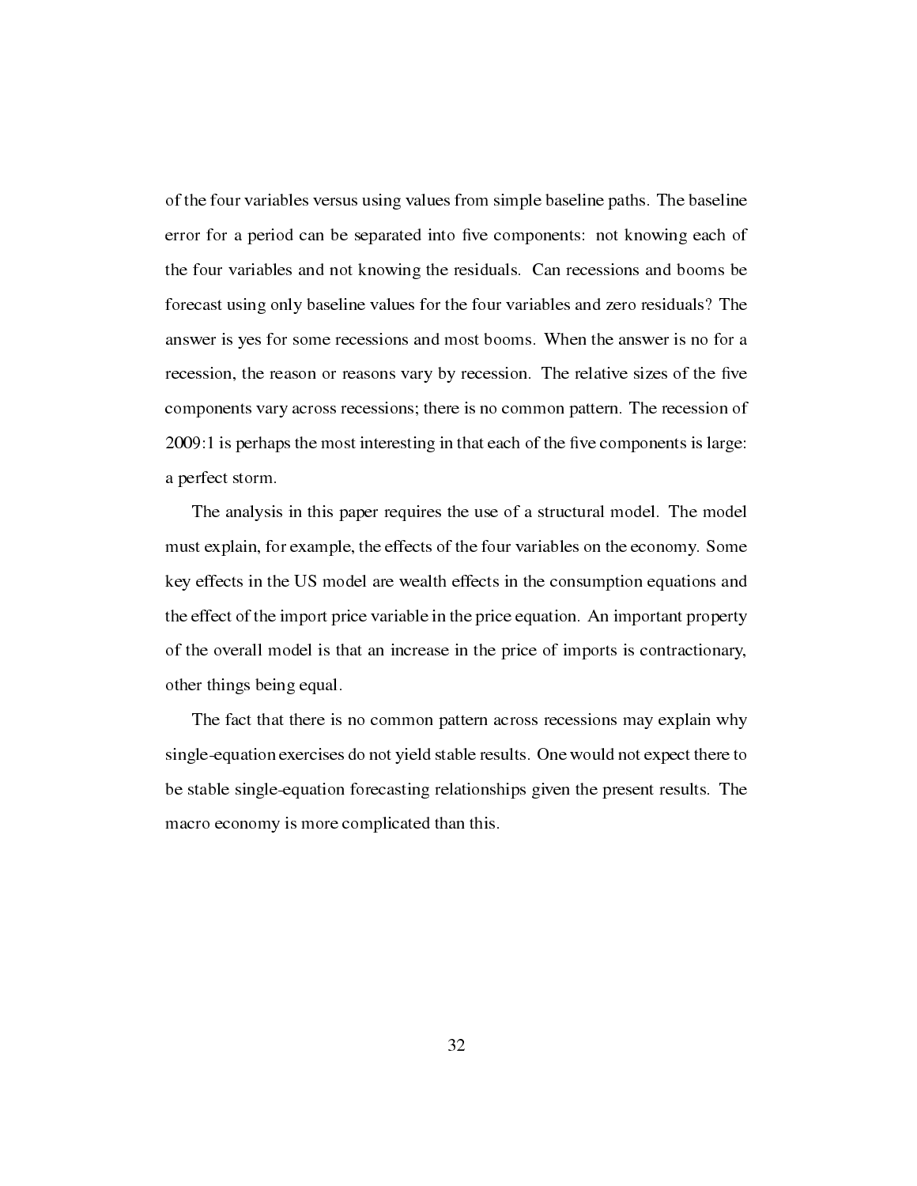of the four variables versus using values from simple baseline paths. The baseline error for a period can be separated into five components: not knowing each of the four variables and not knowing the residuals. Can recessions and booms be forecast using only baseline values for the four variables and zero residuals? The answer is yes for some recessions and most booms. When the answer is no for a recession, the reason or reasons vary by recession. The relative sizes of the five components vary across recessions; there is no common pattern. The recession of 2009:1 is perhaps the most interesting in that each of the five components is large: a perfect storm.

The analysis in this paper requires the use of a structural model. The model must explain, for example, the effects of the four variables on the economy. Some key effects in the US model are wealth effects in the consumption equations and the effect of the import price variable in the price equation. An important property of the overall model is that an increase in the price of imports is contractionary, other things being equal.

The fact that there is no common pattern across recessions may explain why single-equation exercises do not yield stable results. One would not expect there to be stable single-equation forecasting relationships given the present results. The macro economy is more complicated than this.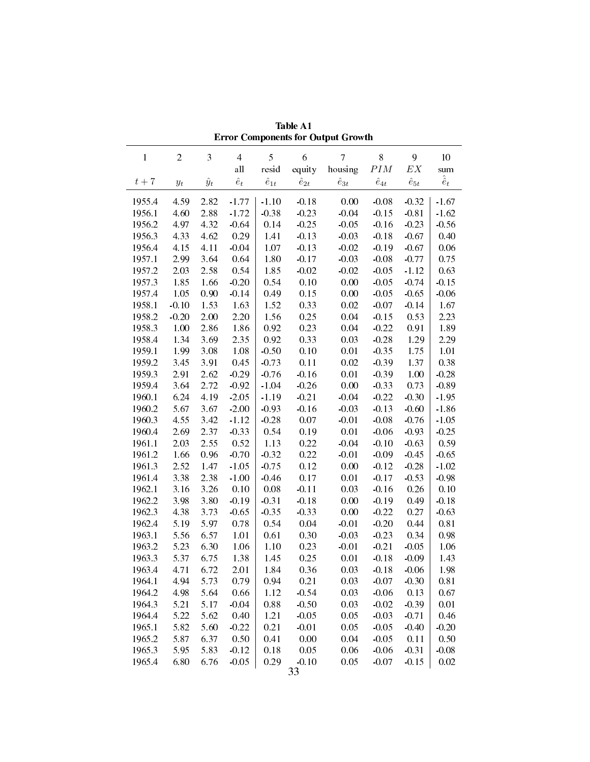**Table A1**
**Error Components for Output Growth**

| 1 | 2 | 3 | 4 | 5 | 6 | 7 | 8 | 9 | 10 |
|---|---|---|---|---|---|---|---|---|---|
| | | | all | resid | equity | housing | $PIM$ | $EX$ | sum |
| $t+7$ | $y_t$ | $\hat{y}_t$ | $\hat{e}_t$ | $\hat{e}_{1t}$ | $\hat{e}_{2t}$ | $\hat{e}_{3t}$ | $\hat{e}_{4t}$ | $\hat{e}_{5t}$ | $\hat{\hat{e}}_t$ |
| 1955.4 | 4.59 | 2.82 | -1.77 | -1.10 | -0.18 | 0.00 | -0.08 | -0.32 | -1.67 |
| 1956.1 | 4.60 | 2.88 | -1.72 | -0.38 | -0.23 | -0.04 | -0.15 | -0.81 | -1.62 |
| 1956.2 | 4.97 | 4.32 | -0.64 | 0.14 | -0.25 | -0.05 | -0.16 | -0.23 | -0.56 |
| 1956.3 | 4.33 | 4.62 | 0.29 | 1.41 | -0.13 | -0.03 | -0.18 | -0.67 | 0.40 |
| 1956.4 | 4.15 | 4.11 | -0.04 | 1.07 | -0.13 | -0.02 | -0.19 | -0.67 | 0.06 |
| 1957.1 | 2.99 | 3.64 | 0.64 | 1.80 | -0.17 | -0.03 | -0.08 | -0.77 | 0.75 |
| 1957.2 | 2.03 | 2.58 | 0.54 | 1.85 | -0.02 | -0.02 | -0.05 | -1.12 | 0.63 |
| 1957.3 | 1.85 | 1.66 | -0.20 | 0.54 | 0.10 | 0.00 | -0.05 | -0.74 | -0.15 |
| 1957.4 | 1.05 | 0.90 | -0.14 | 0.49 | 0.15 | 0.00 | -0.05 | -0.65 | -0.06 |
| 1958.1 | -0.10 | 1.53 | 1.63 | 1.52 | 0.33 | 0.02 | -0.07 | -0.14 | 1.67 |
| 1958.2 | -0.20 | 2.00 | 2.20 | 1.56 | 0.25 | 0.04 | -0.15 | 0.53 | 2.23 |
| 1958.3 | 1.00 | 2.86 | 1.86 | 0.92 | 0.23 | 0.04 | -0.22 | 0.91 | 1.89 |
| 1958.4 | 1.34 | 3.69 | 2.35 | 0.92 | 0.33 | 0.03 | -0.28 | 1.29 | 2.29 |
| 1959.1 | 1.99 | 3.08 | 1.08 | -0.50 | 0.10 | 0.01 | -0.35 | 1.75 | 1.01 |
| 1959.2 | 3.45 | 3.91 | 0.45 | -0.73 | 0.11 | 0.02 | -0.39 | 1.37 | 0.38 |
| 1959.3 | 2.91 | 2.62 | -0.29 | -0.76 | -0.16 | 0.01 | -0.39 | 1.00 | -0.28 |
| 1959.4 | 3.64 | 2.72 | -0.92 | -1.04 | -0.26 | 0.00 | -0.33 | 0.73 | -0.89 |
| 1960.1 | 6.24 | 4.19 | -2.05 | -1.19 | -0.21 | -0.04 | -0.22 | -0.30 | -1.95 |
| 1960.2 | 5.67 | 3.67 | -2.00 | -0.93 | -0.16 | -0.03 | -0.13 | -0.60 | -1.86 |
| 1960.3 | 4.55 | 3.42 | -1.12 | -0.28 | 0.07 | -0.01 | -0.08 | -0.76 | -1.05 |
| 1960.4 | 2.69 | 2.37 | -0.33 | 0.54 | 0.19 | 0.01 | -0.06 | -0.93 | -0.25 |
| 1961.1 | 2.03 | 2.55 | 0.52 | 1.13 | 0.22 | -0.04 | -0.10 | -0.63 | 0.59 |
| 1961.2 | 1.66 | 0.96 | -0.70 | -0.32 | 0.22 | -0.01 | -0.09 | -0.45 | -0.65 |
| 1961.3 | 2.52 | 1.47 | -1.05 | -0.75 | 0.12 | 0.00 | -0.12 | -0.28 | -1.02 |
| 1961.4 | 3.38 | 2.38 | -1.00 | -0.46 | 0.17 | 0.01 | -0.17 | -0.53 | -0.98 |
| 1962.1 | 3.16 | 3.26 | 0.10 | 0.08 | -0.11 | 0.03 | -0.16 | 0.26 | 0.10 |
| 1962.2 | 3.98 | 3.80 | -0.19 | -0.31 | -0.18 | 0.00 | -0.19 | 0.49 | -0.18 |
| 1962.3 | 4.38 | 3.73 | -0.65 | -0.35 | -0.33 | 0.00 | -0.22 | 0.27 | -0.63 |
| 1962.4 | 5.19 | 5.97 | 0.78 | 0.54 | 0.04 | -0.01 | -0.20 | 0.44 | 0.81 |
| 1963.1 | 5.56 | 6.57 | 1.01 | 0.61 | 0.30 | -0.03 | -0.23 | 0.34 | 0.98 |
| 1963.2 | 5.23 | 6.30 | 1.06 | 1.10 | 0.23 | -0.01 | -0.21 | -0.05 | 1.06 |
| 1963.3 | 5.37 | 6.75 | 1.38 | 1.45 | 0.25 | 0.01 | -0.18 | -0.09 | 1.43 |
| 1963.4 | 4.71 | 6.72 | 2.01 | 1.84 | 0.36 | 0.03 | -0.18 | -0.06 | 1.98 |
| 1964.1 | 4.94 | 5.73 | 0.79 | 0.94 | 0.21 | 0.03 | -0.07 | -0.30 | 0.81 |
| 1964.2 | 4.98 | 5.64 | 0.66 | 1.12 | -0.54 | 0.03 | -0.06 | 0.13 | 0.67 |
| 1964.3 | 5.21 | 5.17 | -0.04 | 0.88 | -0.50 | 0.03 | -0.02 | -0.39 | 0.01 |
| 1964.4 | 5.22 | 5.62 | 0.40 | 1.21 | -0.05 | 0.05 | -0.03 | -0.71 | 0.46 |
| 1965.1 | 5.82 | 5.60 | -0.22 | 0.21 | -0.01 | 0.05 | -0.05 | -0.40 | -0.20 |
| 1965.2 | 5.87 | 6.37 | 0.50 | 0.41 | 0.00 | 0.04 | -0.05 | 0.11 | 0.50 |
| 1965.3 | 5.95 | 5.83 | -0.12 | 0.18 | 0.05 | 0.06 | -0.06 | -0.31 | -0.08 |
| 1965.4 | 6.80 | 6.76 | -0.05 | 0.29 | -0.10 | 0.05 | -0.07 | -0.15 | 0.02 |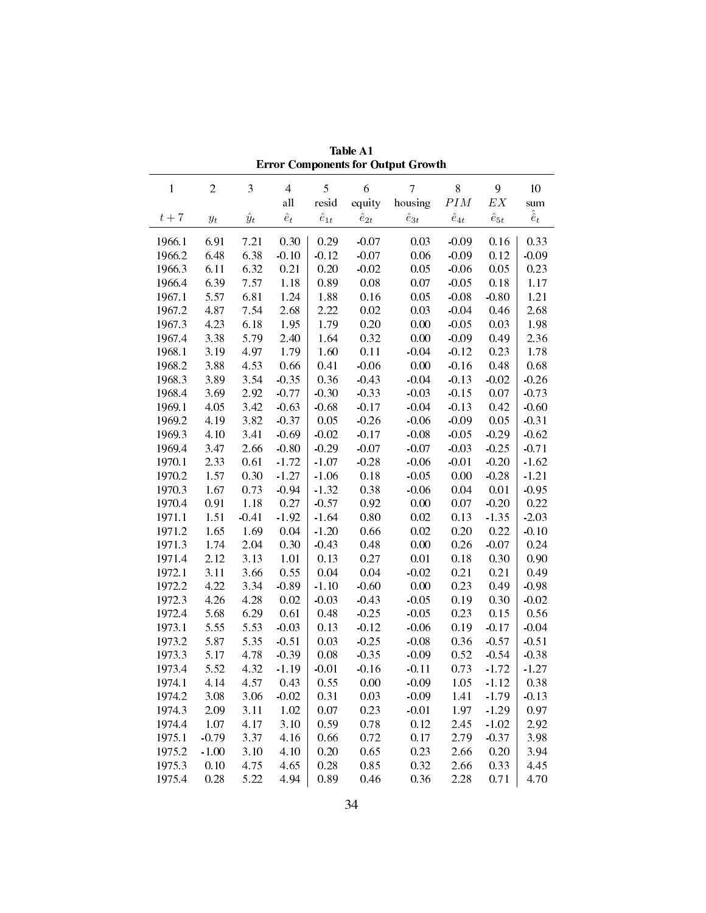**Table A1**
**Error Components for Output Growth**

| 1 | 2 | 3 | 4 | 5 | 6 | 7 | 8 | 9 | 10 |
|---|---|---|---|---|---|---|---|---|---|
| | | | all | resid | equity | housing | $PIM$ | $EX$ | sum |
| $t+7$ | $y_t$ | $\hat{y}_t$ | $\hat{e}_t$ | $\hat{e}_{1t}$ | $\hat{e}_{2t}$ | $\hat{e}_{3t}$ | $\hat{e}_{4t}$ | $\hat{e}_{5t}$ | $\hat{\hat{e}}_t$ |
| 1966.1 | 6.91 | 7.21 | 0.30 | 0.29 | -0.07 | 0.03 | -0.09 | 0.16 | 0.33 |
| 1966.2 | 6.48 | 6.38 | -0.10 | -0.12 | -0.07 | 0.06 | -0.09 | 0.12 | -0.09 |
| 1966.3 | 6.11 | 6.32 | 0.21 | 0.20 | -0.02 | 0.05 | -0.06 | 0.05 | 0.23 |
| 1966.4 | 6.39 | 7.57 | 1.18 | 0.89 | 0.08 | 0.07 | -0.05 | 0.18 | 1.17 |
| 1967.1 | 5.57 | 6.81 | 1.24 | 1.88 | 0.16 | 0.05 | -0.08 | -0.80 | 1.21 |
| 1967.2 | 4.87 | 7.54 | 2.68 | 2.22 | 0.02 | 0.03 | -0.04 | 0.46 | 2.68 |
| 1967.3 | 4.23 | 6.18 | 1.95 | 1.79 | 0.20 | 0.00 | -0.05 | 0.03 | 1.98 |
| 1967.4 | 3.38 | 5.79 | 2.40 | 1.64 | 0.32 | 0.00 | -0.09 | 0.49 | 2.36 |
| 1968.1 | 3.19 | 4.97 | 1.79 | 1.60 | 0.11 | -0.04 | -0.12 | 0.23 | 1.78 |
| 1968.2 | 3.88 | 4.53 | 0.66 | 0.41 | -0.06 | 0.00 | -0.16 | 0.48 | 0.68 |
| 1968.3 | 3.89 | 3.54 | -0.35 | 0.36 | -0.43 | -0.04 | -0.13 | -0.02 | -0.26 |
| 1968.4 | 3.69 | 2.92 | -0.77 | -0.30 | -0.33 | -0.03 | -0.15 | 0.07 | -0.73 |
| 1969.1 | 4.05 | 3.42 | -0.63 | -0.68 | -0.17 | -0.04 | -0.13 | 0.42 | -0.60 |
| 1969.2 | 4.19 | 3.82 | -0.37 | 0.05 | -0.26 | -0.06 | -0.09 | 0.05 | -0.31 |
| 1969.3 | 4.10 | 3.41 | -0.69 | -0.02 | -0.17 | -0.08 | -0.05 | -0.29 | -0.62 |
| 1969.4 | 3.47 | 2.66 | -0.80 | -0.29 | -0.07 | -0.07 | -0.03 | -0.25 | -0.71 |
| 1970.1 | 2.33 | 0.61 | -1.72 | -1.07 | -0.28 | -0.06 | -0.01 | -0.20 | -1.62 |
| 1970.2 | 1.57 | 0.30 | -1.27 | -1.06 | 0.18 | -0.05 | 0.00 | -0.28 | -1.21 |
| 1970.3 | 1.67 | 0.73 | -0.94 | -1.32 | 0.38 | -0.06 | 0.04 | 0.01 | -0.95 |
| 1970.4 | 0.91 | 1.18 | 0.27 | -0.57 | 0.92 | 0.00 | 0.07 | -0.20 | 0.22 |
| 1971.1 | 1.51 | -0.41 | -1.92 | -1.64 | 0.80 | 0.02 | 0.13 | -1.35 | -2.03 |
| 1971.2 | 1.65 | 1.69 | 0.04 | -1.20 | 0.66 | 0.02 | 0.20 | 0.22 | -0.10 |
| 1971.3 | 1.74 | 2.04 | 0.30 | -0.43 | 0.48 | 0.00 | 0.26 | -0.07 | 0.24 |
| 1971.4 | 2.12 | 3.13 | 1.01 | 0.13 | 0.27 | 0.01 | 0.18 | 0.30 | 0.90 |
| 1972.1 | 3.11 | 3.66 | 0.55 | 0.04 | 0.04 | -0.02 | 0.21 | 0.21 | 0.49 |
| 1972.2 | 4.22 | 3.34 | -0.89 | -1.10 | -0.60 | 0.00 | 0.23 | 0.49 | -0.98 |
| 1972.3 | 4.26 | 4.28 | 0.02 | -0.03 | -0.43 | -0.05 | 0.19 | 0.30 | -0.02 |
| 1972.4 | 5.68 | 6.29 | 0.61 | 0.48 | -0.25 | -0.05 | 0.23 | 0.15 | 0.56 |
| 1973.1 | 5.55 | 5.53 | -0.03 | 0.13 | -0.12 | -0.06 | 0.19 | -0.17 | -0.04 |
| 1973.2 | 5.87 | 5.35 | -0.51 | 0.03 | -0.25 | -0.08 | 0.36 | -0.57 | -0.51 |
| 1973.3 | 5.17 | 4.78 | -0.39 | 0.08 | -0.35 | -0.09 | 0.52 | -0.54 | -0.38 |
| 1973.4 | 5.52 | 4.32 | -1.19 | -0.01 | -0.16 | -0.11 | 0.73 | -1.72 | -1.27 |
| 1974.1 | 4.14 | 4.57 | 0.43 | 0.55 | 0.00 | -0.09 | 1.05 | -1.12 | 0.38 |
| 1974.2 | 3.08 | 3.06 | -0.02 | 0.31 | 0.03 | -0.09 | 1.41 | -1.79 | -0.13 |
| 1974.3 | 2.09 | 3.11 | 1.02 | 0.07 | 0.23 | -0.01 | 1.97 | -1.29 | 0.97 |
| 1974.4 | 1.07 | 4.17 | 3.10 | 0.59 | 0.78 | 0.12 | 2.45 | -1.02 | 2.92 |
| 1975.1 | -0.79 | 3.37 | 4.16 | 0.66 | 0.72 | 0.17 | 2.79 | -0.37 | 3.98 |
| 1975.2 | -1.00 | 3.10 | 4.10 | 0.20 | 0.65 | 0.23 | 2.66 | 0.20 | 3.94 |
| 1975.3 | 0.10 | 4.75 | 4.65 | 0.28 | 0.85 | 0.32 | 2.66 | 0.33 | 4.45 |
| 1975.4 | 0.28 | 5.22 | 4.94 | 0.89 | 0.46 | 0.36 | 2.28 | 0.71 | 4.70 |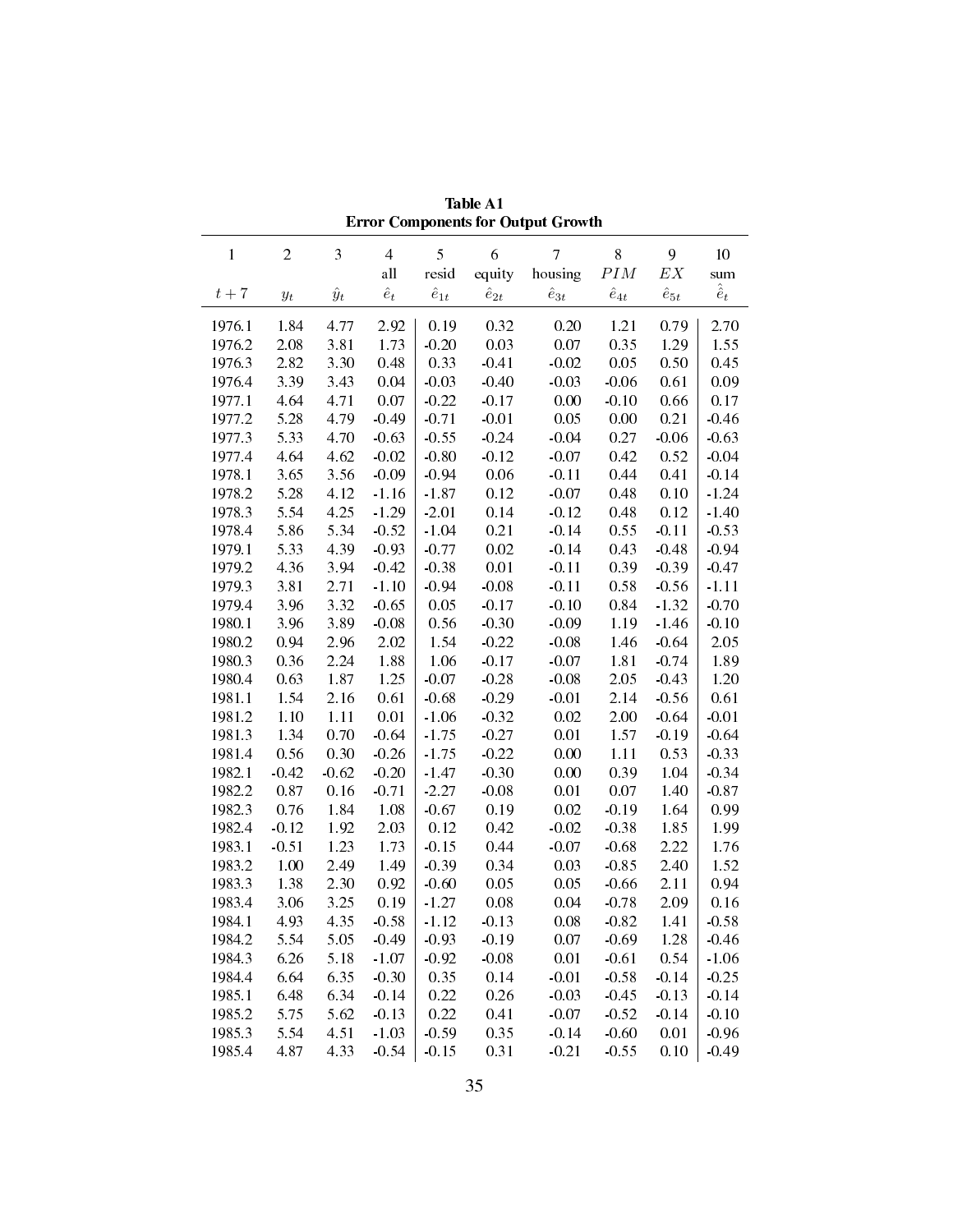**Table A1**
**Error Components for Output Growth**

| 1 | 2 | 3 | 4 | 5 | 6 | 7 | 8 | 9 | 10 |
|---|---|---|---|---|---|---|---|---|---|
| | | | all | resid | equity | housing | $PIM$ | $EX$ | sum |
| $t+7$ | $y_t$ | $\hat{y}_t$ | $\hat{e}_t$ | $\hat{e}_{1t}$ | $\hat{e}_{2t}$ | $\hat{e}_{3t}$ | $\hat{e}_{4t}$ | $\hat{e}_{5t}$ | $\hat{\hat{e}}_t$ |
| 1976.1 | 1.84 | 4.77 | 2.92 | 0.19 | 0.32 | 0.20 | 1.21 | 0.79 | 2.70 |
| 1976.2 | 2.08 | 3.81 | 1.73 | -0.20 | 0.03 | 0.07 | 0.35 | 1.29 | 1.55 |
| 1976.3 | 2.82 | 3.30 | 0.48 | 0.33 | -0.41 | -0.02 | 0.05 | 0.50 | 0.45 |
| 1976.4 | 3.39 | 3.43 | 0.04 | -0.03 | -0.40 | -0.03 | -0.06 | 0.61 | 0.09 |
| 1977.1 | 4.64 | 4.71 | 0.07 | -0.22 | -0.17 | 0.00 | -0.10 | 0.66 | 0.17 |
| 1977.2 | 5.28 | 4.79 | -0.49 | -0.71 | -0.01 | 0.05 | 0.00 | 0.21 | -0.46 |
| 1977.3 | 5.33 | 4.70 | -0.63 | -0.55 | -0.24 | -0.04 | 0.27 | -0.06 | -0.63 |
| 1977.4 | 4.64 | 4.62 | -0.02 | -0.80 | -0.12 | -0.07 | 0.42 | 0.52 | -0.04 |
| 1978.1 | 3.65 | 3.56 | -0.09 | -0.94 | 0.06 | -0.11 | 0.44 | 0.41 | -0.14 |
| 1978.2 | 5.28 | 4.12 | -1.16 | -1.87 | 0.12 | -0.07 | 0.48 | 0.10 | -1.24 |
| 1978.3 | 5.54 | 4.25 | -1.29 | -2.01 | 0.14 | -0.12 | 0.48 | 0.12 | -1.40 |
| 1978.4 | 5.86 | 5.34 | -0.52 | -1.04 | 0.21 | -0.14 | 0.55 | -0.11 | -0.53 |
| 1979.1 | 5.33 | 4.39 | -0.93 | -0.77 | 0.02 | -0.14 | 0.43 | -0.48 | -0.94 |
| 1979.2 | 4.36 | 3.94 | -0.42 | -0.38 | 0.01 | -0.11 | 0.39 | -0.39 | -0.47 |
| 1979.3 | 3.81 | 2.71 | -1.10 | -0.94 | -0.08 | -0.11 | 0.58 | -0.56 | -1.11 |
| 1979.4 | 3.96 | 3.32 | -0.65 | 0.05 | -0.17 | -0.10 | 0.84 | -1.32 | -0.70 |
| 1980.1 | 3.96 | 3.89 | -0.08 | 0.56 | -0.30 | -0.09 | 1.19 | -1.46 | -0.10 |
| 1980.2 | 0.94 | 2.96 | 2.02 | 1.54 | -0.22 | -0.08 | 1.46 | -0.64 | 2.05 |
| 1980.3 | 0.36 | 2.24 | 1.88 | 1.06 | -0.17 | -0.07 | 1.81 | -0.74 | 1.89 |
| 1980.4 | 0.63 | 1.87 | 1.25 | -0.07 | -0.28 | -0.08 | 2.05 | -0.43 | 1.20 |
| 1981.1 | 1.54 | 2.16 | 0.61 | -0.68 | -0.29 | -0.01 | 2.14 | -0.56 | 0.61 |
| 1981.2 | 1.10 | 1.11 | 0.01 | -1.06 | -0.32 | 0.02 | 2.00 | -0.64 | -0.01 |
| 1981.3 | 1.34 | 0.70 | -0.64 | -1.75 | -0.27 | 0.01 | 1.57 | -0.19 | -0.64 |
| 1981.4 | 0.56 | 0.30 | -0.26 | -1.75 | -0.22 | 0.00 | 1.11 | 0.53 | -0.33 |
| 1982.1 | -0.42 | -0.62 | -0.20 | -1.47 | -0.30 | 0.00 | 0.39 | 1.04 | -0.34 |
| 1982.2 | 0.87 | 0.16 | -0.71 | -2.27 | -0.08 | 0.01 | 0.07 | 1.40 | -0.87 |
| 1982.3 | 0.76 | 1.84 | 1.08 | -0.67 | 0.19 | 0.02 | -0.19 | 1.64 | 0.99 |
| 1982.4 | -0.12 | 1.92 | 2.03 | 0.12 | 0.42 | -0.02 | -0.38 | 1.85 | 1.99 |
| 1983.1 | -0.51 | 1.23 | 1.73 | -0.15 | 0.44 | -0.07 | -0.68 | 2.22 | 1.76 |
| 1983.2 | 1.00 | 2.49 | 1.49 | -0.39 | 0.34 | 0.03 | -0.85 | 2.40 | 1.52 |
| 1983.3 | 1.38 | 2.30 | 0.92 | -0.60 | 0.05 | 0.05 | -0.66 | 2.11 | 0.94 |
| 1983.4 | 3.06 | 3.25 | 0.19 | -1.27 | 0.08 | 0.04 | -0.78 | 2.09 | 0.16 |
| 1984.1 | 4.93 | 4.35 | -0.58 | -1.12 | -0.13 | 0.08 | -0.82 | 1.41 | -0.58 |
| 1984.2 | 5.54 | 5.05 | -0.49 | -0.93 | -0.19 | 0.07 | -0.69 | 1.28 | -0.46 |
| 1984.3 | 6.26 | 5.18 | -1.07 | -0.92 | -0.08 | 0.01 | -0.61 | 0.54 | -1.06 |
| 1984.4 | 6.64 | 6.35 | -0.30 | 0.35 | 0.14 | -0.01 | -0.58 | -0.14 | -0.25 |
| 1985.1 | 6.48 | 6.34 | -0.14 | 0.22 | 0.26 | -0.03 | -0.45 | -0.13 | -0.14 |
| 1985.2 | 5.75 | 5.62 | -0.13 | 0.22 | 0.41 | -0.07 | -0.52 | -0.14 | -0.10 |
| 1985.3 | 5.54 | 4.51 | -1.03 | -0.59 | 0.35 | -0.14 | -0.60 | 0.01 | -0.96 |
| 1985.4 | 4.87 | 4.33 | -0.54 | -0.15 | 0.31 | -0.21 | -0.55 | 0.10 | -0.49 |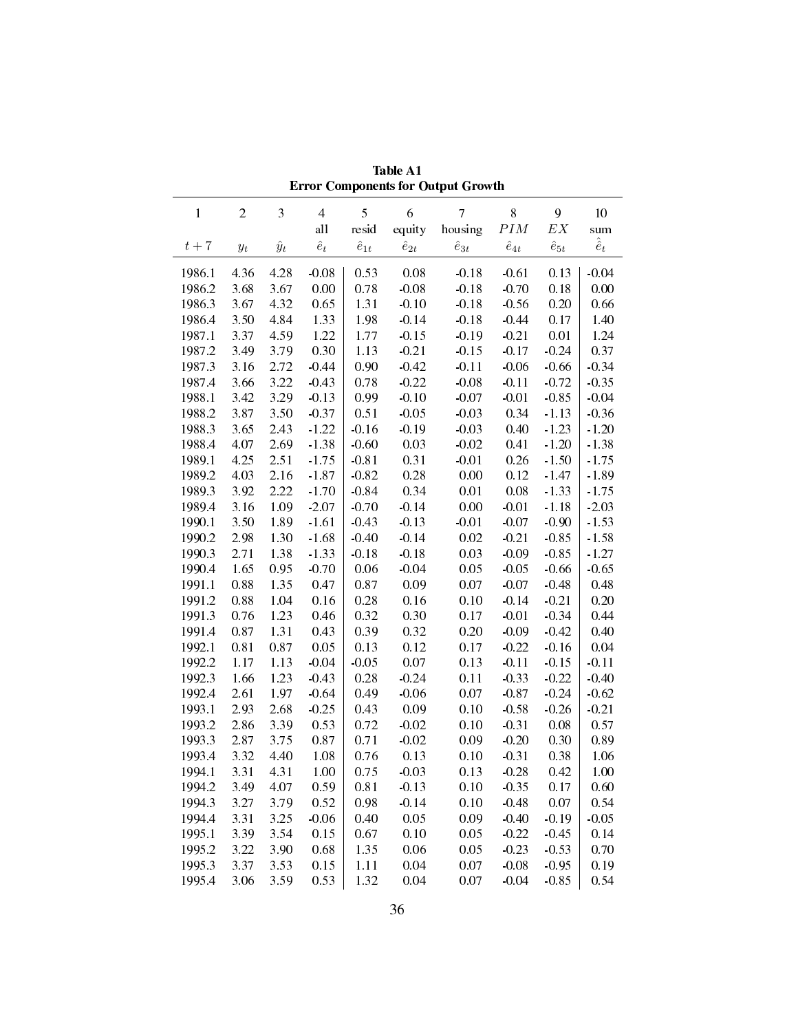**Table A1**
**Error Components for Output Growth**

| 1 | 2 | 3 | 4 | 5 | 6 | 7 | 8 | 9 | 10 |
|---|---|---|---|---|---|---|---|---|---|
| | | | all | resid | equity | housing | $PIM$ | $EX$ | sum |
| $t+7$ | $y_t$ | $\hat{y}_t$ | $\hat{e}_t$ | $\hat{e}_{1t}$ | $\hat{e}_{2t}$ | $\hat{e}_{3t}$ | $\hat{e}_{4t}$ | $\hat{e}_{5t}$ | $\hat{\hat{e}}_t$ |
| 1986.1 | 4.36 | 4.28 | -0.08 | 0.53 | 0.08 | -0.18 | -0.61 | 0.13 | -0.04 |
| 1986.2 | 3.68 | 3.67 | 0.00 | 0.78 | -0.08 | -0.18 | -0.70 | 0.18 | 0.00 |
| 1986.3 | 3.67 | 4.32 | 0.65 | 1.31 | -0.10 | -0.18 | -0.56 | 0.20 | 0.66 |
| 1986.4 | 3.50 | 4.84 | 1.33 | 1.98 | -0.14 | -0.18 | -0.44 | 0.17 | 1.40 |
| 1987.1 | 3.37 | 4.59 | 1.22 | 1.77 | -0.15 | -0.19 | -0.21 | 0.01 | 1.24 |
| 1987.2 | 3.49 | 3.79 | 0.30 | 1.13 | -0.21 | -0.15 | -0.17 | -0.24 | 0.37 |
| 1987.3 | 3.16 | 2.72 | -0.44 | 0.90 | -0.42 | -0.11 | -0.06 | -0.66 | -0.34 |
| 1987.4 | 3.66 | 3.22 | -0.43 | 0.78 | -0.22 | -0.08 | -0.11 | -0.72 | -0.35 |
| 1988.1 | 3.42 | 3.29 | -0.13 | 0.99 | -0.10 | -0.07 | -0.01 | -0.85 | -0.04 |
| 1988.2 | 3.87 | 3.50 | -0.37 | 0.51 | -0.05 | -0.03 | 0.34 | -1.13 | -0.36 |
| 1988.3 | 3.65 | 2.43 | -1.22 | -0.16 | -0.19 | -0.03 | 0.40 | -1.23 | -1.20 |
| 1988.4 | 4.07 | 2.69 | -1.38 | -0.60 | 0.03 | -0.02 | 0.41 | -1.20 | -1.38 |
| 1989.1 | 4.25 | 2.51 | -1.75 | -0.81 | 0.31 | -0.01 | 0.26 | -1.50 | -1.75 |
| 1989.2 | 4.03 | 2.16 | -1.87 | -0.82 | 0.28 | 0.00 | 0.12 | -1.47 | -1.89 |
| 1989.3 | 3.92 | 2.22 | -1.70 | -0.84 | 0.34 | 0.01 | 0.08 | -1.33 | -1.75 |
| 1989.4 | 3.16 | 1.09 | -2.07 | -0.70 | -0.14 | 0.00 | -0.01 | -1.18 | -2.03 |
| 1990.1 | 3.50 | 1.89 | -1.61 | -0.43 | -0.13 | -0.01 | -0.07 | -0.90 | -1.53 |
| 1990.2 | 2.98 | 1.30 | -1.68 | -0.40 | -0.14 | 0.02 | -0.21 | -0.85 | -1.58 |
| 1990.3 | 2.71 | 1.38 | -1.33 | -0.18 | -0.18 | 0.03 | -0.09 | -0.85 | -1.27 |
| 1990.4 | 1.65 | 0.95 | -0.70 | 0.06 | -0.04 | 0.05 | -0.05 | -0.66 | -0.65 |
| 1991.1 | 0.88 | 1.35 | 0.47 | 0.87 | 0.09 | 0.07 | -0.07 | -0.48 | 0.48 |
| 1991.2 | 0.88 | 1.04 | 0.16 | 0.28 | 0.16 | 0.10 | -0.14 | -0.21 | 0.20 |
| 1991.3 | 0.76 | 1.23 | 0.46 | 0.32 | 0.30 | 0.17 | -0.01 | -0.34 | 0.44 |
| 1991.4 | 0.87 | 1.31 | 0.43 | 0.39 | 0.32 | 0.20 | -0.09 | -0.42 | 0.40 |
| 1992.1 | 0.81 | 0.87 | 0.05 | 0.13 | 0.12 | 0.17 | -0.22 | -0.16 | 0.04 |
| 1992.2 | 1.17 | 1.13 | -0.04 | -0.05 | 0.07 | 0.13 | -0.11 | -0.15 | -0.11 |
| 1992.3 | 1.66 | 1.23 | -0.43 | 0.28 | -0.24 | 0.11 | -0.33 | -0.22 | -0.40 |
| 1992.4 | 2.61 | 1.97 | -0.64 | 0.49 | -0.06 | 0.07 | -0.87 | -0.24 | -0.62 |
| 1993.1 | 2.93 | 2.68 | -0.25 | 0.43 | 0.09 | 0.10 | -0.58 | -0.26 | -0.21 |
| 1993.2 | 2.86 | 3.39 | 0.53 | 0.72 | -0.02 | 0.10 | -0.31 | 0.08 | 0.57 |
| 1993.3 | 2.87 | 3.75 | 0.87 | 0.71 | -0.02 | 0.09 | -0.20 | 0.30 | 0.89 |
| 1993.4 | 3.32 | 4.40 | 1.08 | 0.76 | 0.13 | 0.10 | -0.31 | 0.38 | 1.06 |
| 1994.1 | 3.31 | 4.31 | 1.00 | 0.75 | -0.03 | 0.13 | -0.28 | 0.42 | 1.00 |
| 1994.2 | 3.49 | 4.07 | 0.59 | 0.81 | -0.13 | 0.10 | -0.35 | 0.17 | 0.60 |
| 1994.3 | 3.27 | 3.79 | 0.52 | 0.98 | -0.14 | 0.10 | -0.48 | 0.07 | 0.54 |
| 1994.4 | 3.31 | 3.25 | -0.06 | 0.40 | 0.05 | 0.09 | -0.40 | -0.19 | -0.05 |
| 1995.1 | 3.39 | 3.54 | 0.15 | 0.67 | 0.10 | 0.05 | -0.22 | -0.45 | 0.14 |
| 1995.2 | 3.22 | 3.90 | 0.68 | 1.35 | 0.06 | 0.05 | -0.23 | -0.53 | 0.70 |
| 1995.3 | 3.37 | 3.53 | 0.15 | 1.11 | 0.04 | 0.07 | -0.08 | -0.95 | 0.19 |
| 1995.4 | 3.06 | 3.59 | 0.53 | 1.32 | 0.04 | 0.07 | -0.04 | -0.85 | 0.54 |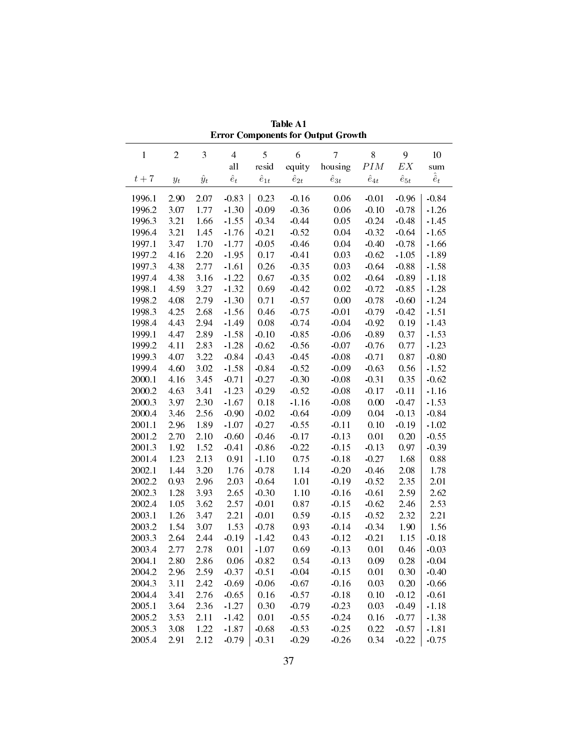**Table A1**
**Error Components for Output Growth**

| 1 | 2 | 3 | 4 | 5 | 6 | 7 | 8 | 9 | 10 |
|---|---|---|---|---|---|---|---|---|---|
| | | | all | resid | equity | housing | $PIM$ | $EX$ | sum |
| $t+7$ | $y_t$ | $\hat{y}_t$ | $\hat{e}_t$ | $\hat{e}_{1t}$ | $\hat{e}_{2t}$ | $\hat{e}_{3t}$ | $\hat{e}_{4t}$ | $\hat{e}_{5t}$ | $\hat{\hat{e}}_t$ |
| 1996.1 | 2.90 | 2.07 | -0.83 | 0.23 | -0.16 | 0.06 | -0.01 | -0.96 | -0.84 |
| 1996.2 | 3.07 | 1.77 | -1.30 | -0.09 | -0.36 | 0.06 | -0.10 | -0.78 | -1.26 |
| 1996.3 | 3.21 | 1.66 | -1.55 | -0.34 | -0.44 | 0.05 | -0.24 | -0.48 | -1.45 |
| 1996.4 | 3.21 | 1.45 | -1.76 | -0.21 | -0.52 | 0.04 | -0.32 | -0.64 | -1.65 |
| 1997.1 | 3.47 | 1.70 | -1.77 | -0.05 | -0.46 | 0.04 | -0.40 | -0.78 | -1.66 |
| 1997.2 | 4.16 | 2.20 | -1.95 | 0.17 | -0.41 | 0.03 | -0.62 | -1.05 | -1.89 |
| 1997.3 | 4.38 | 2.77 | -1.61 | 0.26 | -0.35 | 0.03 | -0.64 | -0.88 | -1.58 |
| 1997.4 | 4.38 | 3.16 | -1.22 | 0.67 | -0.35 | 0.02 | -0.64 | -0.89 | -1.18 |
| 1998.1 | 4.59 | 3.27 | -1.32 | 0.69 | -0.42 | 0.02 | -0.72 | -0.85 | -1.28 |
| 1998.2 | 4.08 | 2.79 | -1.30 | 0.71 | -0.57 | 0.00 | -0.78 | -0.60 | -1.24 |
| 1998.3 | 4.25 | 2.68 | -1.56 | 0.46 | -0.75 | -0.01 | -0.79 | -0.42 | -1.51 |
| 1998.4 | 4.43 | 2.94 | -1.49 | 0.08 | -0.74 | -0.04 | -0.92 | 0.19 | -1.43 |
| 1999.1 | 4.47 | 2.89 | -1.58 | -0.10 | -0.85 | -0.06 | -0.89 | 0.37 | -1.53 |
| 1999.2 | 4.11 | 2.83 | -1.28 | -0.62 | -0.56 | -0.07 | -0.76 | 0.77 | -1.23 |
| 1999.3 | 4.07 | 3.22 | -0.84 | -0.43 | -0.45 | -0.08 | -0.71 | 0.87 | -0.80 |
| 1999.4 | 4.60 | 3.02 | -1.58 | -0.84 | -0.52 | -0.09 | -0.63 | 0.56 | -1.52 |
| 2000.1 | 4.16 | 3.45 | -0.71 | -0.27 | -0.30 | -0.08 | -0.31 | 0.35 | -0.62 |
| 2000.2 | 4.63 | 3.41 | -1.23 | -0.29 | -0.52 | -0.08 | -0.17 | -0.11 | -1.16 |
| 2000.3 | 3.97 | 2.30 | -1.67 | 0.18 | -1.16 | -0.08 | 0.00 | -0.47 | -1.53 |
| 2000.4 | 3.46 | 2.56 | -0.90 | -0.02 | -0.64 | -0.09 | 0.04 | -0.13 | -0.84 |
| 2001.1 | 2.96 | 1.89 | -1.07 | -0.27 | -0.55 | -0.11 | 0.10 | -0.19 | -1.02 |
| 2001.2 | 2.70 | 2.10 | -0.60 | -0.46 | -0.17 | -0.13 | 0.01 | 0.20 | -0.55 |
| 2001.3 | 1.92 | 1.52 | -0.41 | -0.86 | -0.22 | -0.15 | -0.13 | 0.97 | -0.39 |
| 2001.4 | 1.23 | 2.13 | 0.91 | -1.10 | 0.75 | -0.18 | -0.27 | 1.68 | 0.88 |
| 2002.1 | 1.44 | 3.20 | 1.76 | -0.78 | 1.14 | -0.20 | -0.46 | 2.08 | 1.78 |
| 2002.2 | 0.93 | 2.96 | 2.03 | -0.64 | 1.01 | -0.19 | -0.52 | 2.35 | 2.01 |
| 2002.3 | 1.28 | 3.93 | 2.65 | -0.30 | 1.10 | -0.16 | -0.61 | 2.59 | 2.62 |
| 2002.4 | 1.05 | 3.62 | 2.57 | -0.01 | 0.87 | -0.15 | -0.62 | 2.46 | 2.53 |
| 2003.1 | 1.26 | 3.47 | 2.21 | -0.01 | 0.59 | -0.15 | -0.52 | 2.32 | 2.21 |
| 2003.2 | 1.54 | 3.07 | 1.53 | -0.78 | 0.93 | -0.14 | -0.34 | 1.90 | 1.56 |
| 2003.3 | 2.64 | 2.44 | -0.19 | -1.42 | 0.43 | -0.12 | -0.21 | 1.15 | -0.18 |
| 2003.4 | 2.77 | 2.78 | 0.01 | -1.07 | 0.69 | -0.13 | 0.01 | 0.46 | -0.03 |
| 2004.1 | 2.80 | 2.86 | 0.06 | -0.82 | 0.54 | -0.13 | 0.09 | 0.28 | -0.04 |
| 2004.2 | 2.96 | 2.59 | -0.37 | -0.51 | -0.04 | -0.15 | 0.01 | 0.30 | -0.40 |
| 2004.3 | 3.11 | 2.42 | -0.69 | -0.06 | -0.67 | -0.16 | 0.03 | 0.20 | -0.66 |
| 2004.4 | 3.41 | 2.76 | -0.65 | 0.16 | -0.57 | -0.18 | 0.10 | -0.12 | -0.61 |
| 2005.1 | 3.64 | 2.36 | -1.27 | 0.30 | -0.79 | -0.23 | 0.03 | -0.49 | -1.18 |
| 2005.2 | 3.53 | 2.11 | -1.42 | 0.01 | -0.55 | -0.24 | 0.16 | -0.77 | -1.38 |
| 2005.3 | 3.08 | 1.22 | -1.87 | -0.68 | -0.53 | -0.25 | 0.22 | -0.57 | -1.81 |
| 2005.4 | 2.91 | 2.12 | -0.79 | -0.31 | -0.29 | -0.26 | 0.34 | -0.22 | -0.75 |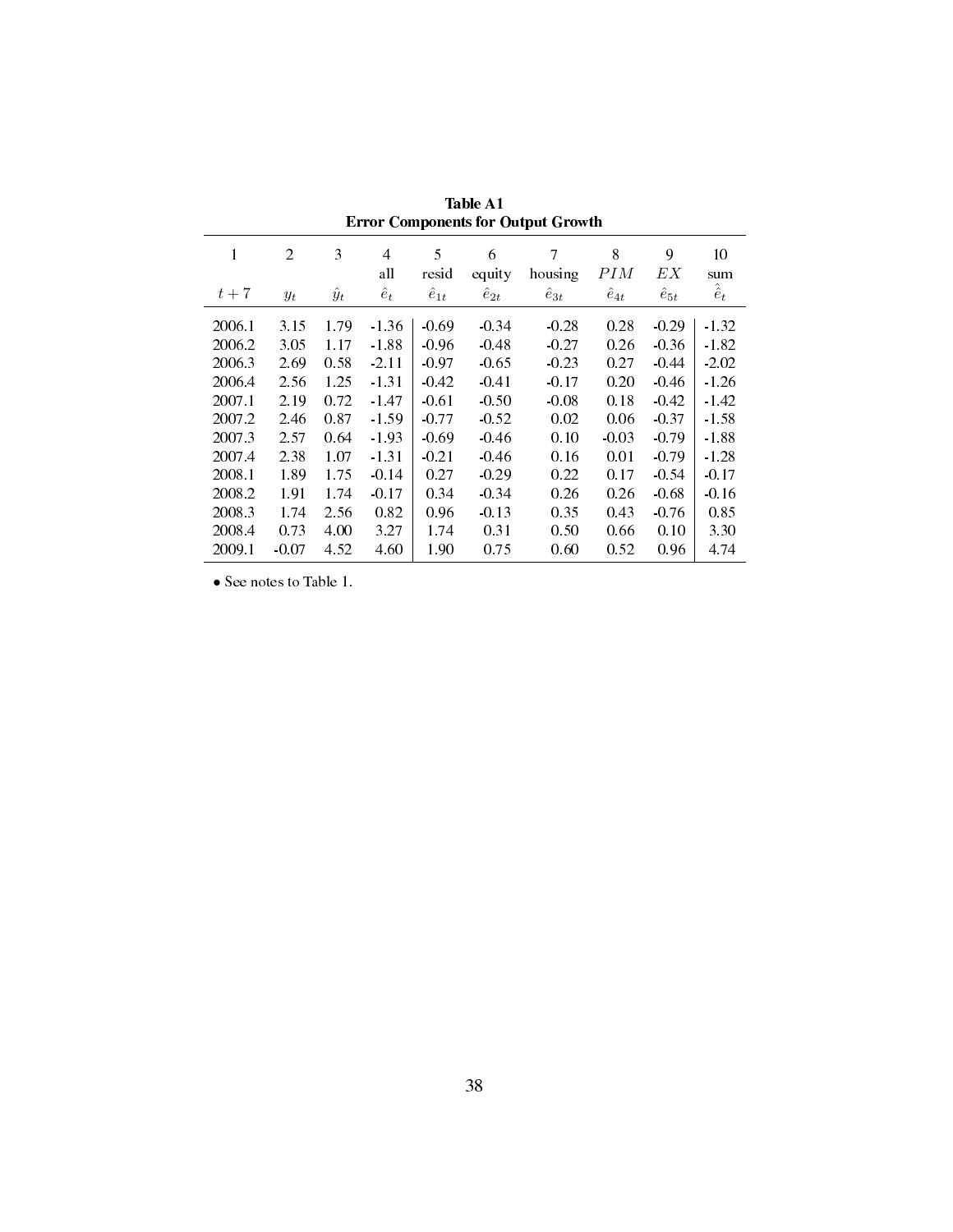**Table A1**
**Error Components for Output Growth**

| 1 | 2 | 3 | 4 | 5 | 6 | 7 | 8 | 9 | 10 |
|---|---|---|---|---|---|---|---|---|---|
| | | | all | resid | equity | housing | $PIM$ | $EX$ | sum |
| $t+7$ | $y_t$ | $\hat{y}_t$ | $\hat{e}_t$ | $\hat{e}_{1t}$ | $\hat{e}_{2t}$ | $\hat{e}_{3t}$ | $\hat{e}_{4t}$ | $\hat{e}_{5t}$ | $\hat{\hat{e}}_t$ |
| 2006.1 | 3.15 | 1.79 | -1.36 | -0.69 | -0.34 | -0.28 | 0.28 | -0.29 | -1.32 |
| 2006.2 | 3.05 | 1.17 | -1.88 | -0.96 | -0.48 | -0.27 | 0.26 | -0.36 | -1.82 |
| 2006.3 | 2.69 | 0.58 | -2.11 | -0.97 | -0.65 | -0.23 | 0.27 | -0.44 | -2.02 |
| 2006.4 | 2.56 | 1.25 | -1.31 | -0.42 | -0.41 | -0.17 | 0.20 | -0.46 | -1.26 |
| 2007.1 | 2.19 | 0.72 | -1.47 | -0.61 | -0.50 | -0.08 | 0.18 | -0.42 | -1.42 |
| 2007.2 | 2.46 | 0.87 | -1.59 | -0.77 | -0.52 | 0.02 | 0.06 | -0.37 | -1.58 |
| 2007.3 | 2.57 | 0.64 | -1.93 | -0.69 | -0.46 | 0.10 | -0.03 | -0.79 | -1.88 |
| 2007.4 | 2.38 | 1.07 | -1.31 | -0.21 | -0.46 | 0.16 | 0.01 | -0.79 | -1.28 |
| 2008.1 | 1.89 | 1.75 | -0.14 | 0.27 | -0.29 | 0.22 | 0.17 | -0.54 | -0.17 |
| 2008.2 | 1.91 | 1.74 | -0.17 | 0.34 | -0.34 | 0.26 | 0.26 | -0.68 | -0.16 |
| 2008.3 | 1.74 | 2.56 | 0.82 | 0.96 | -0.13 | 0.35 | 0.43 | -0.76 | 0.85 |
| 2008.4 | 0.73 | 4.00 | 3.27 | 1.74 | 0.31 | 0.50 | 0.66 | 0.10 | 3.30 |
| 2009.1 | -0.07 | 4.52 | 4.60 | 1.90 | 0.75 | 0.60 | 0.52 | 0.96 | 4.74 |

• See notes to Table 1.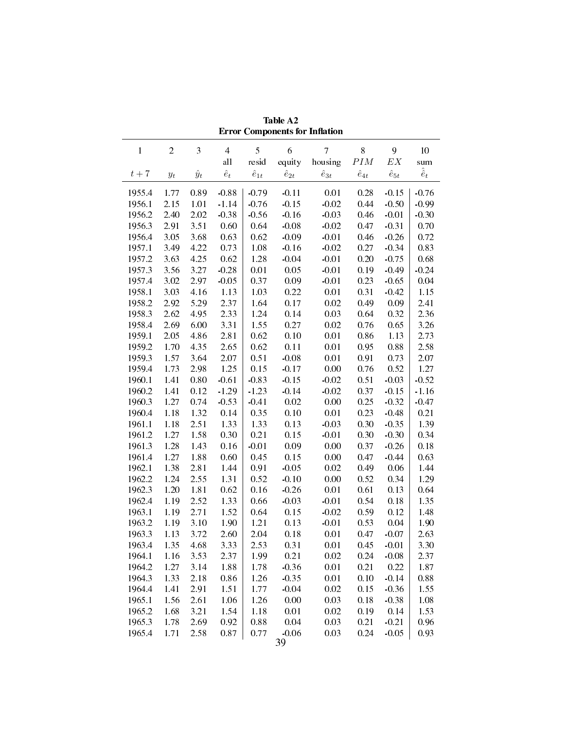**Table A2**
**Error Components for Inflation**

| 1 | 2 | 3 | 4 | 5 | 6 | 7 | 8 | 9 | 10 |
|---|---|---|---|---|---|---|---|---|---|
| | | | all | resid | equity | housing | $PIM$ | $EX$ | sum |
| $t+7$ | $y_t$ | $\hat{y}_t$ | $\hat{e}_t$ | $\hat{e}_{1t}$ | $\hat{e}_{2t}$ | $\hat{e}_{3t}$ | $\hat{e}_{4t}$ | $\hat{e}_{5t}$ | $\hat{\hat{e}}_t$ |
| 1955.4 | 1.77 | 0.89 | -0.88 | -0.79 | -0.11 | 0.01 | 0.28 | -0.15 | -0.76 |
| 1956.1 | 2.15 | 1.01 | -1.14 | -0.76 | -0.15 | -0.02 | 0.44 | -0.50 | -0.99 |
| 1956.2 | 2.40 | 2.02 | -0.38 | -0.56 | -0.16 | -0.03 | 0.46 | -0.01 | -0.30 |
| 1956.3 | 2.91 | 3.51 | 0.60 | 0.64 | -0.08 | -0.02 | 0.47 | -0.31 | 0.70 |
| 1956.4 | 3.05 | 3.68 | 0.63 | 0.62 | -0.09 | -0.01 | 0.46 | -0.26 | 0.72 |
| 1957.1 | 3.49 | 4.22 | 0.73 | 1.08 | -0.16 | -0.02 | 0.27 | -0.34 | 0.83 |
| 1957.2 | 3.63 | 4.25 | 0.62 | 1.28 | -0.04 | -0.01 | 0.20 | -0.75 | 0.68 |
| 1957.3 | 3.56 | 3.27 | -0.28 | 0.01 | 0.05 | -0.01 | 0.19 | -0.49 | -0.24 |
| 1957.4 | 3.02 | 2.97 | -0.05 | 0.37 | 0.09 | -0.01 | 0.23 | -0.65 | 0.04 |
| 1958.1 | 3.03 | 4.16 | 1.13 | 1.03 | 0.22 | 0.01 | 0.31 | -0.42 | 1.15 |
| 1958.2 | 2.92 | 5.29 | 2.37 | 1.64 | 0.17 | 0.02 | 0.49 | 0.09 | 2.41 |
| 1958.3 | 2.62 | 4.95 | 2.33 | 1.24 | 0.14 | 0.03 | 0.64 | 0.32 | 2.36 |
| 1958.4 | 2.69 | 6.00 | 3.31 | 1.55 | 0.27 | 0.02 | 0.76 | 0.65 | 3.26 |
| 1959.1 | 2.05 | 4.86 | 2.81 | 0.62 | 0.10 | 0.01 | 0.86 | 1.13 | 2.73 |
| 1959.2 | 1.70 | 4.35 | 2.65 | 0.62 | 0.11 | 0.01 | 0.95 | 0.88 | 2.58 |
| 1959.3 | 1.57 | 3.64 | 2.07 | 0.51 | -0.08 | 0.01 | 0.91 | 0.73 | 2.07 |
| 1959.4 | 1.73 | 2.98 | 1.25 | 0.15 | -0.17 | 0.00 | 0.76 | 0.52 | 1.27 |
| 1960.1 | 1.41 | 0.80 | -0.61 | -0.83 | -0.15 | -0.02 | 0.51 | -0.03 | -0.52 |
| 1960.2 | 1.41 | 0.12 | -1.29 | -1.23 | -0.14 | -0.02 | 0.37 | -0.15 | -1.16 |
| 1960.3 | 1.27 | 0.74 | -0.53 | -0.41 | 0.02 | 0.00 | 0.25 | -0.32 | -0.47 |
| 1960.4 | 1.18 | 1.32 | 0.14 | 0.35 | 0.10 | 0.01 | 0.23 | -0.48 | 0.21 |
| 1961.1 | 1.18 | 2.51 | 1.33 | 1.33 | 0.13 | -0.03 | 0.30 | -0.35 | 1.39 |
| 1961.2 | 1.27 | 1.58 | 0.30 | 0.21 | 0.15 | -0.01 | 0.30 | -0.30 | 0.34 |
| 1961.3 | 1.28 | 1.43 | 0.16 | -0.01 | 0.09 | 0.00 | 0.37 | -0.26 | 0.18 |
| 1961.4 | 1.27 | 1.88 | 0.60 | 0.45 | 0.15 | 0.00 | 0.47 | -0.44 | 0.63 |
| 1962.1 | 1.38 | 2.81 | 1.44 | 0.91 | -0.05 | 0.02 | 0.49 | 0.06 | 1.44 |
| 1962.2 | 1.24 | 2.55 | 1.31 | 0.52 | -0.10 | 0.00 | 0.52 | 0.34 | 1.29 |
| 1962.3 | 1.20 | 1.81 | 0.62 | 0.16 | -0.26 | 0.01 | 0.61 | 0.13 | 0.64 |
| 1962.4 | 1.19 | 2.52 | 1.33 | 0.66 | -0.03 | -0.01 | 0.54 | 0.18 | 1.35 |
| 1963.1 | 1.19 | 2.71 | 1.52 | 0.64 | 0.15 | -0.02 | 0.59 | 0.12 | 1.48 |
| 1963.2 | 1.19 | 3.10 | 1.90 | 1.21 | 0.13 | -0.01 | 0.53 | 0.04 | 1.90 |
| 1963.3 | 1.13 | 3.72 | 2.60 | 2.04 | 0.18 | 0.01 | 0.47 | -0.07 | 2.63 |
| 1963.4 | 1.35 | 4.68 | 3.33 | 2.53 | 0.31 | 0.01 | 0.45 | -0.01 | 3.30 |
| 1964.1 | 1.16 | 3.53 | 2.37 | 1.99 | 0.21 | 0.02 | 0.24 | -0.08 | 2.37 |
| 1964.2 | 1.27 | 3.14 | 1.88 | 1.78 | -0.36 | 0.01 | 0.21 | 0.22 | 1.87 |
| 1964.3 | 1.33 | 2.18 | 0.86 | 1.26 | -0.35 | 0.01 | 0.10 | -0.14 | 0.88 |
| 1964.4 | 1.41 | 2.91 | 1.51 | 1.77 | -0.04 | 0.02 | 0.15 | -0.36 | 1.55 |
| 1965.1 | 1.56 | 2.61 | 1.06 | 1.26 | 0.00 | 0.03 | 0.18 | -0.38 | 1.08 |
| 1965.2 | 1.68 | 3.21 | 1.54 | 1.18 | 0.01 | 0.02 | 0.19 | 0.14 | 1.53 |
| 1965.3 | 1.78 | 2.69 | 0.92 | 0.88 | 0.04 | 0.03 | 0.21 | -0.21 | 0.96 |
| 1965.4 | 1.71 | 2.58 | 0.87 | 0.77 | -0.06 | 0.03 | 0.24 | -0.05 | 0.93 |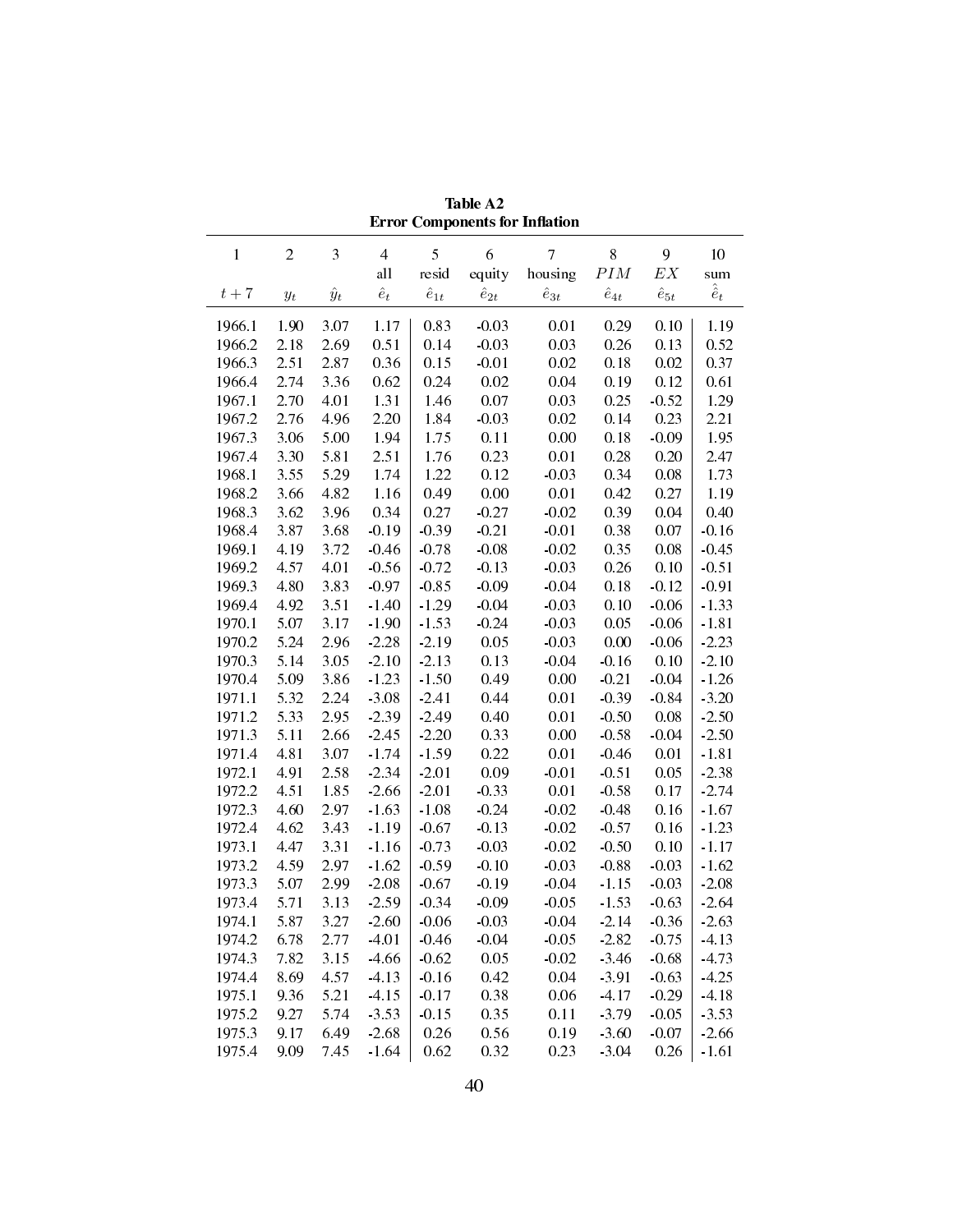**Table A2**
**Error Components for Inflation**

| 1 | 2 | 3 | 4 | 5 | 6 | 7 | 8 | 9 | 10 |
|---|---|---|---|---|---|---|---|---|---|
| | | | all | resid | equity | housing | $PIM$ | $EX$ | sum |
| $t+7$ | $y_t$ | $\hat{y}_t$ | $\hat{e}_t$ | $\hat{e}_{1t}$ | $\hat{e}_{2t}$ | $\hat{e}_{3t}$ | $\hat{e}_{4t}$ | $\hat{e}_{5t}$ | $\hat{\hat{e}}_t$ |
| 1966.1 | 1.90 | 3.07 | 1.17 | 0.83 | -0.03 | 0.01 | 0.29 | 0.10 | 1.19 |
| 1966.2 | 2.18 | 2.69 | 0.51 | 0.14 | -0.03 | 0.03 | 0.26 | 0.13 | 0.52 |
| 1966.3 | 2.51 | 2.87 | 0.36 | 0.15 | -0.01 | 0.02 | 0.18 | 0.02 | 0.37 |
| 1966.4 | 2.74 | 3.36 | 0.62 | 0.24 | 0.02 | 0.04 | 0.19 | 0.12 | 0.61 |
| 1967.1 | 2.70 | 4.01 | 1.31 | 1.46 | 0.07 | 0.03 | 0.25 | -0.52 | 1.29 |
| 1967.2 | 2.76 | 4.96 | 2.20 | 1.84 | -0.03 | 0.02 | 0.14 | 0.23 | 2.21 |
| 1967.3 | 3.06 | 5.00 | 1.94 | 1.75 | 0.11 | 0.00 | 0.18 | -0.09 | 1.95 |
| 1967.4 | 3.30 | 5.81 | 2.51 | 1.76 | 0.23 | 0.01 | 0.28 | 0.20 | 2.47 |
| 1968.1 | 3.55 | 5.29 | 1.74 | 1.22 | 0.12 | -0.03 | 0.34 | 0.08 | 1.73 |
| 1968.2 | 3.66 | 4.82 | 1.16 | 0.49 | 0.00 | 0.01 | 0.42 | 0.27 | 1.19 |
| 1968.3 | 3.62 | 3.96 | 0.34 | 0.27 | -0.27 | -0.02 | 0.39 | 0.04 | 0.40 |
| 1968.4 | 3.87 | 3.68 | -0.19 | -0.39 | -0.21 | -0.01 | 0.38 | 0.07 | -0.16 |
| 1969.1 | 4.19 | 3.72 | -0.46 | -0.78 | -0.08 | -0.02 | 0.35 | 0.08 | -0.45 |
| 1969.2 | 4.57 | 4.01 | -0.56 | -0.72 | -0.13 | -0.03 | 0.26 | 0.10 | -0.51 |
| 1969.3 | 4.80 | 3.83 | -0.97 | -0.85 | -0.09 | -0.04 | 0.18 | -0.12 | -0.91 |
| 1969.4 | 4.92 | 3.51 | -1.40 | -1.29 | -0.04 | -0.03 | 0.10 | -0.06 | -1.33 |
| 1970.1 | 5.07 | 3.17 | -1.90 | -1.53 | -0.24 | -0.03 | 0.05 | -0.06 | -1.81 |
| 1970.2 | 5.24 | 2.96 | -2.28 | -2.19 | 0.05 | -0.03 | 0.00 | -0.06 | -2.23 |
| 1970.3 | 5.14 | 3.05 | -2.10 | -2.13 | 0.13 | -0.04 | -0.16 | 0.10 | -2.10 |
| 1970.4 | 5.09 | 3.86 | -1.23 | -1.50 | 0.49 | 0.00 | -0.21 | -0.04 | -1.26 |
| 1971.1 | 5.32 | 2.24 | -3.08 | -2.41 | 0.44 | 0.01 | -0.39 | -0.84 | -3.20 |
| 1971.2 | 5.33 | 2.95 | -2.39 | -2.49 | 0.40 | 0.01 | -0.50 | 0.08 | -2.50 |
| 1971.3 | 5.11 | 2.66 | -2.45 | -2.20 | 0.33 | 0.00 | -0.58 | -0.04 | -2.50 |
| 1971.4 | 4.81 | 3.07 | -1.74 | -1.59 | 0.22 | 0.01 | -0.46 | 0.01 | -1.81 |
| 1972.1 | 4.91 | 2.58 | -2.34 | -2.01 | 0.09 | -0.01 | -0.51 | 0.05 | -2.38 |
| 1972.2 | 4.51 | 1.85 | -2.66 | -2.01 | -0.33 | 0.01 | -0.58 | 0.17 | -2.74 |
| 1972.3 | 4.60 | 2.97 | -1.63 | -1.08 | -0.24 | -0.02 | -0.48 | 0.16 | -1.67 |
| 1972.4 | 4.62 | 3.43 | -1.19 | -0.67 | -0.13 | -0.02 | -0.57 | 0.16 | -1.23 |
| 1973.1 | 4.47 | 3.31 | -1.16 | -0.73 | -0.03 | -0.02 | -0.50 | 0.10 | -1.17 |
| 1973.2 | 4.59 | 2.97 | -1.62 | -0.59 | -0.10 | -0.03 | -0.88 | -0.03 | -1.62 |
| 1973.3 | 5.07 | 2.99 | -2.08 | -0.67 | -0.19 | -0.04 | -1.15 | -0.03 | -2.08 |
| 1973.4 | 5.71 | 3.13 | -2.59 | -0.34 | -0.09 | -0.05 | -1.53 | -0.63 | -2.64 |
| 1974.1 | 5.87 | 3.27 | -2.60 | -0.06 | -0.03 | -0.04 | -2.14 | -0.36 | -2.63 |
| 1974.2 | 6.78 | 2.77 | -4.01 | -0.46 | -0.04 | -0.05 | -2.82 | -0.75 | -4.13 |
| 1974.3 | 7.82 | 3.15 | -4.66 | -0.62 | 0.05 | -0.02 | -3.46 | -0.68 | -4.73 |
| 1974.4 | 8.69 | 4.57 | -4.13 | -0.16 | 0.42 | 0.04 | -3.91 | -0.63 | -4.25 |
| 1975.1 | 9.36 | 5.21 | -4.15 | -0.17 | 0.38 | 0.06 | -4.17 | -0.29 | -4.18 |
| 1975.2 | 9.27 | 5.74 | -3.53 | -0.15 | 0.35 | 0.11 | -3.79 | -0.05 | -3.53 |
| 1975.3 | 9.17 | 6.49 | -2.68 | 0.26 | 0.56 | 0.19 | -3.60 | -0.07 | -2.66 |
| 1975.4 | 9.09 | 7.45 | -1.64 | 0.62 | 0.32 | 0.23 | -3.04 | 0.26 | -1.61 |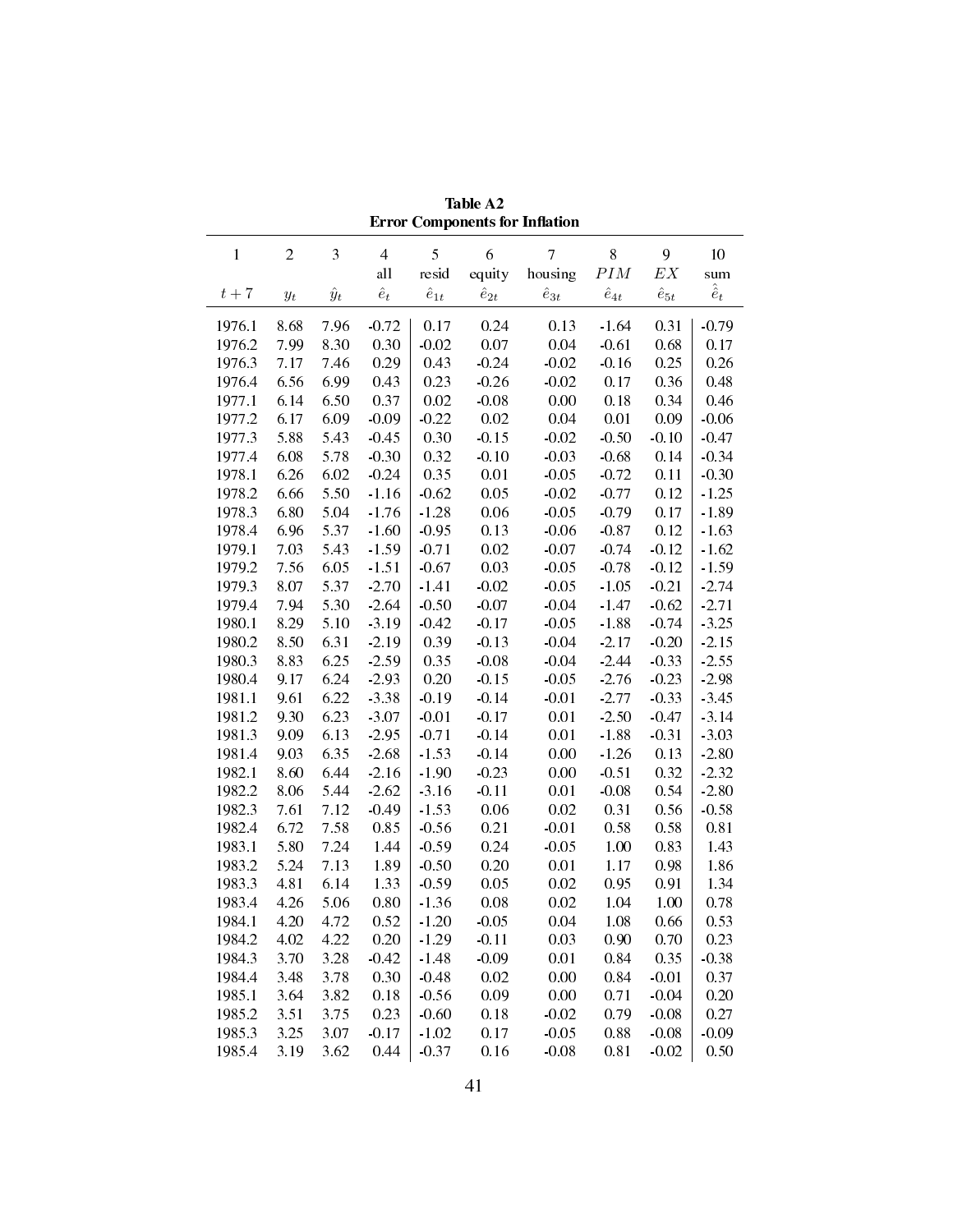**Table A2**
**Error Components for Inflation**

| 1 | 2 | 3 | 4 | 5 | 6 | 7 | 8 | 9 | 10 |
|---|---|---|---|---|---|---|---|---|---|
| | | | all | resid | equity | housing | $PIM$ | $EX$ | sum |
| $t+7$ | $y_t$ | $\hat{y}_t$ | $\hat{e}_t$ | $\hat{e}_{1t}$ | $\hat{e}_{2t}$ | $\hat{e}_{3t}$ | $\hat{e}_{4t}$ | $\hat{e}_{5t}$ | $\hat{\hat{e}}_t$ |
| 1976.1 | 8.68 | 7.96 | -0.72 | 0.17 | 0.24 | 0.13 | -1.64 | 0.31 | -0.79 |
| 1976.2 | 7.99 | 8.30 | 0.30 | -0.02 | 0.07 | 0.04 | -0.61 | 0.68 | 0.17 |
| 1976.3 | 7.17 | 7.46 | 0.29 | 0.43 | -0.24 | -0.02 | -0.16 | 0.25 | 0.26 |
| 1976.4 | 6.56 | 6.99 | 0.43 | 0.23 | -0.26 | -0.02 | 0.17 | 0.36 | 0.48 |
| 1977.1 | 6.14 | 6.50 | 0.37 | 0.02 | -0.08 | 0.00 | 0.18 | 0.34 | 0.46 |
| 1977.2 | 6.17 | 6.09 | -0.09 | -0.22 | 0.02 | 0.04 | 0.01 | 0.09 | -0.06 |
| 1977.3 | 5.88 | 5.43 | -0.45 | 0.30 | -0.15 | -0.02 | -0.50 | -0.10 | -0.47 |
| 1977.4 | 6.08 | 5.78 | -0.30 | 0.32 | -0.10 | -0.03 | -0.68 | 0.14 | -0.34 |
| 1978.1 | 6.26 | 6.02 | -0.24 | 0.35 | 0.01 | -0.05 | -0.72 | 0.11 | -0.30 |
| 1978.2 | 6.66 | 5.50 | -1.16 | -0.62 | 0.05 | -0.02 | -0.77 | 0.12 | -1.25 |
| 1978.3 | 6.80 | 5.04 | -1.76 | -1.28 | 0.06 | -0.05 | -0.79 | 0.17 | -1.89 |
| 1978.4 | 6.96 | 5.37 | -1.60 | -0.95 | 0.13 | -0.06 | -0.87 | 0.12 | -1.63 |
| 1979.1 | 7.03 | 5.43 | -1.59 | -0.71 | 0.02 | -0.07 | -0.74 | -0.12 | -1.62 |
| 1979.2 | 7.56 | 6.05 | -1.51 | -0.67 | 0.03 | -0.05 | -0.78 | -0.12 | -1.59 |
| 1979.3 | 8.07 | 5.37 | -2.70 | -1.41 | -0.02 | -0.05 | -1.05 | -0.21 | -2.74 |
| 1979.4 | 7.94 | 5.30 | -2.64 | -0.50 | -0.07 | -0.04 | -1.47 | -0.62 | -2.71 |
| 1980.1 | 8.29 | 5.10 | -3.19 | -0.42 | -0.17 | -0.05 | -1.88 | -0.74 | -3.25 |
| 1980.2 | 8.50 | 6.31 | -2.19 | 0.39 | -0.13 | -0.04 | -2.17 | -0.20 | -2.15 |
| 1980.3 | 8.83 | 6.25 | -2.59 | 0.35 | -0.08 | -0.04 | -2.44 | -0.33 | -2.55 |
| 1980.4 | 9.17 | 6.24 | -2.93 | 0.20 | -0.15 | -0.05 | -2.76 | -0.23 | -2.98 |
| 1981.1 | 9.61 | 6.22 | -3.38 | -0.19 | -0.14 | -0.01 | -2.77 | -0.33 | -3.45 |
| 1981.2 | 9.30 | 6.23 | -3.07 | -0.01 | -0.17 | 0.01 | -2.50 | -0.47 | -3.14 |
| 1981.3 | 9.09 | 6.13 | -2.95 | -0.71 | -0.14 | 0.01 | -1.88 | -0.31 | -3.03 |
| 1981.4 | 9.03 | 6.35 | -2.68 | -1.53 | -0.14 | 0.00 | -1.26 | 0.13 | -2.80 |
| 1982.1 | 8.60 | 6.44 | -2.16 | -1.90 | -0.23 | 0.00 | -0.51 | 0.32 | -2.32 |
| 1982.2 | 8.06 | 5.44 | -2.62 | -3.16 | -0.11 | 0.01 | -0.08 | 0.54 | -2.80 |
| 1982.3 | 7.61 | 7.12 | -0.49 | -1.53 | 0.06 | 0.02 | 0.31 | 0.56 | -0.58 |
| 1982.4 | 6.72 | 7.58 | 0.85 | -0.56 | 0.21 | -0.01 | 0.58 | 0.58 | 0.81 |
| 1983.1 | 5.80 | 7.24 | 1.44 | -0.59 | 0.24 | -0.05 | 1.00 | 0.83 | 1.43 |
| 1983.2 | 5.24 | 7.13 | 1.89 | -0.50 | 0.20 | 0.01 | 1.17 | 0.98 | 1.86 |
| 1983.3 | 4.81 | 6.14 | 1.33 | -0.59 | 0.05 | 0.02 | 0.95 | 0.91 | 1.34 |
| 1983.4 | 4.26 | 5.06 | 0.80 | -1.36 | 0.08 | 0.02 | 1.04 | 1.00 | 0.78 |
| 1984.1 | 4.20 | 4.72 | 0.52 | -1.20 | -0.05 | 0.04 | 1.08 | 0.66 | 0.53 |
| 1984.2 | 4.02 | 4.22 | 0.20 | -1.29 | -0.11 | 0.03 | 0.90 | 0.70 | 0.23 |
| 1984.3 | 3.70 | 3.28 | -0.42 | -1.48 | -0.09 | 0.01 | 0.84 | 0.35 | -0.38 |
| 1984.4 | 3.48 | 3.78 | 0.30 | -0.48 | 0.02 | 0.00 | 0.84 | -0.01 | 0.37 |
| 1985.1 | 3.64 | 3.82 | 0.18 | -0.56 | 0.09 | 0.00 | 0.71 | -0.04 | 0.20 |
| 1985.2 | 3.51 | 3.75 | 0.23 | -0.60 | 0.18 | -0.02 | 0.79 | -0.08 | 0.27 |
| 1985.3 | 3.25 | 3.07 | -0.17 | -1.02 | 0.17 | -0.05 | 0.88 | -0.08 | -0.09 |
| 1985.4 | 3.19 | 3.62 | 0.44 | -0.37 | 0.16 | -0.08 | 0.81 | -0.02 | 0.50 |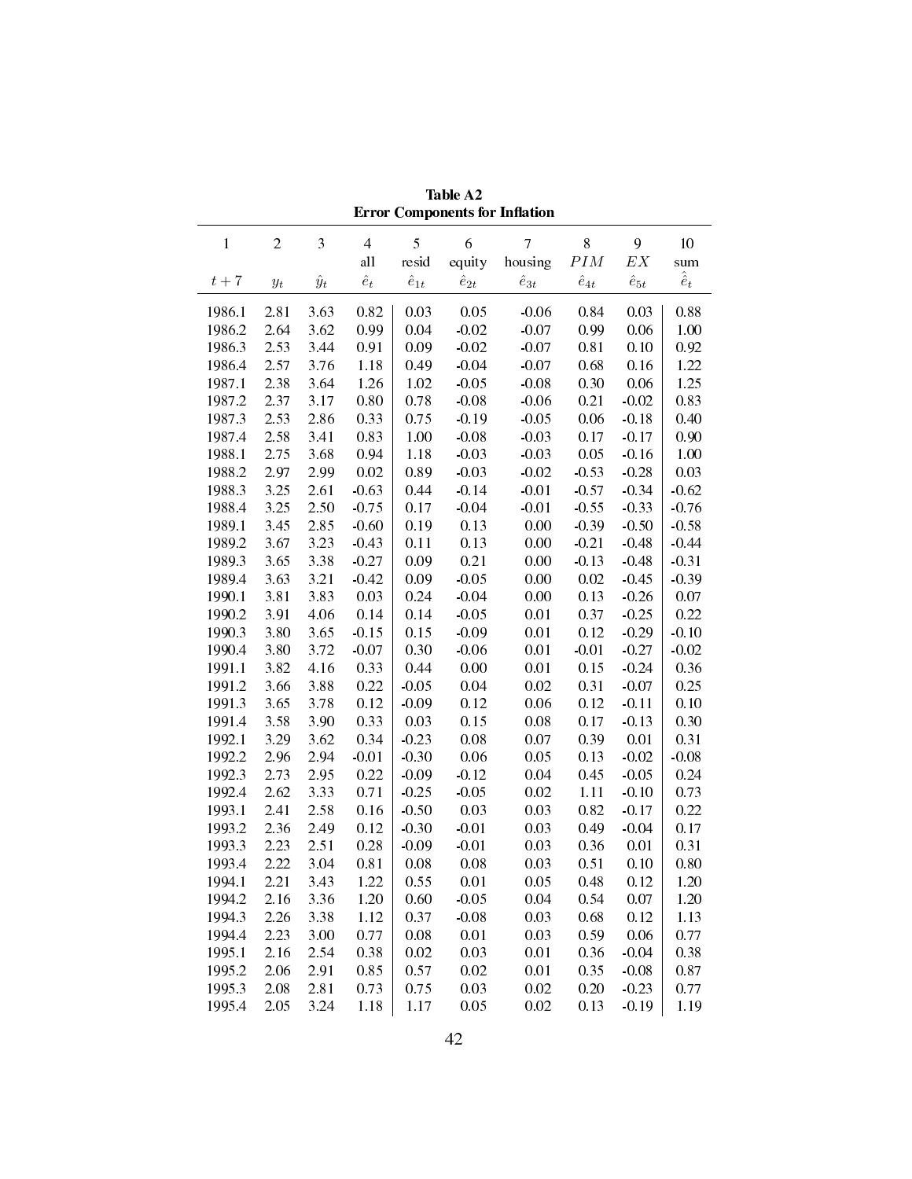**Table A2**
**Error Components for Inflation**

| 1 | 2 | 3 | 4 | 5 | 6 | 7 | 8 | 9 | 10 |
|---|---|---|---|---|---|---|---|---|---|
| | | | all | resid | equity | housing | $PIM$ | $EX$ | sum |
| $t+7$ | $y_t$ | $\hat{y}_t$ | $\hat{e}_t$ | $\hat{e}_{1t}$ | $\hat{e}_{2t}$ | $\hat{e}_{3t}$ | $\hat{e}_{4t}$ | $\hat{e}_{5t}$ | $\hat{\hat{e}}_t$ |
| 1986.1 | 2.81 | 3.63 | 0.82 | 0.03 | 0.05 | -0.06 | 0.84 | 0.03 | 0.88 |
| 1986.2 | 2.64 | 3.62 | 0.99 | 0.04 | -0.02 | -0.07 | 0.99 | 0.06 | 1.00 |
| 1986.3 | 2.53 | 3.44 | 0.91 | 0.09 | -0.02 | -0.07 | 0.81 | 0.10 | 0.92 |
| 1986.4 | 2.57 | 3.76 | 1.18 | 0.49 | -0.04 | -0.07 | 0.68 | 0.16 | 1.22 |
| 1987.1 | 2.38 | 3.64 | 1.26 | 1.02 | -0.05 | -0.08 | 0.30 | 0.06 | 1.25 |
| 1987.2 | 2.37 | 3.17 | 0.80 | 0.78 | -0.08 | -0.06 | 0.21 | -0.02 | 0.83 |
| 1987.3 | 2.53 | 2.86 | 0.33 | 0.75 | -0.19 | -0.05 | 0.06 | -0.18 | 0.40 |
| 1987.4 | 2.58 | 3.41 | 0.83 | 1.00 | -0.08 | -0.03 | 0.17 | -0.17 | 0.90 |
| 1988.1 | 2.75 | 3.68 | 0.94 | 1.18 | -0.03 | -0.03 | 0.05 | -0.16 | 1.00 |
| 1988.2 | 2.97 | 2.99 | 0.02 | 0.89 | -0.03 | -0.02 | -0.53 | -0.28 | 0.03 |
| 1988.3 | 3.25 | 2.61 | -0.63 | 0.44 | -0.14 | -0.01 | -0.57 | -0.34 | -0.62 |
| 1988.4 | 3.25 | 2.50 | -0.75 | 0.17 | -0.04 | -0.01 | -0.55 | -0.33 | -0.76 |
| 1989.1 | 3.45 | 2.85 | -0.60 | 0.19 | 0.13 | 0.00 | -0.39 | -0.50 | -0.58 |
| 1989.2 | 3.67 | 3.23 | -0.43 | 0.11 | 0.13 | 0.00 | -0.21 | -0.48 | -0.44 |
| 1989.3 | 3.65 | 3.38 | -0.27 | 0.09 | 0.21 | 0.00 | -0.13 | -0.48 | -0.31 |
| 1989.4 | 3.63 | 3.21 | -0.42 | 0.09 | -0.05 | 0.00 | 0.02 | -0.45 | -0.39 |
| 1990.1 | 3.81 | 3.83 | 0.03 | 0.24 | -0.04 | 0.00 | 0.13 | -0.26 | 0.07 |
| 1990.2 | 3.91 | 4.06 | 0.14 | 0.14 | -0.05 | 0.01 | 0.37 | -0.25 | 0.22 |
| 1990.3 | 3.80 | 3.65 | -0.15 | 0.15 | -0.09 | 0.01 | 0.12 | -0.29 | -0.10 |
| 1990.4 | 3.80 | 3.72 | -0.07 | 0.30 | -0.06 | 0.01 | -0.01 | -0.27 | -0.02 |
| 1991.1 | 3.82 | 4.16 | 0.33 | 0.44 | 0.00 | 0.01 | 0.15 | -0.24 | 0.36 |
| 1991.2 | 3.66 | 3.88 | 0.22 | -0.05 | 0.04 | 0.02 | 0.31 | -0.07 | 0.25 |
| 1991.3 | 3.65 | 3.78 | 0.12 | -0.09 | 0.12 | 0.06 | 0.12 | -0.11 | 0.10 |
| 1991.4 | 3.58 | 3.90 | 0.33 | 0.03 | 0.15 | 0.08 | 0.17 | -0.13 | 0.30 |
| 1992.1 | 3.29 | 3.62 | 0.34 | -0.23 | 0.08 | 0.07 | 0.39 | 0.01 | 0.31 |
| 1992.2 | 2.96 | 2.94 | -0.01 | -0.30 | 0.06 | 0.05 | 0.13 | -0.02 | -0.08 |
| 1992.3 | 2.73 | 2.95 | 0.22 | -0.09 | -0.12 | 0.04 | 0.45 | -0.05 | 0.24 |
| 1992.4 | 2.62 | 3.33 | 0.71 | -0.25 | -0.05 | 0.02 | 1.11 | -0.10 | 0.73 |
| 1993.1 | 2.41 | 2.58 | 0.16 | -0.50 | 0.03 | 0.03 | 0.82 | -0.17 | 0.22 |
| 1993.2 | 2.36 | 2.49 | 0.12 | -0.30 | -0.01 | 0.03 | 0.49 | -0.04 | 0.17 |
| 1993.3 | 2.23 | 2.51 | 0.28 | -0.09 | -0.01 | 0.03 | 0.36 | 0.01 | 0.31 |
| 1993.4 | 2.22 | 3.04 | 0.81 | 0.08 | 0.08 | 0.03 | 0.51 | 0.10 | 0.80 |
| 1994.1 | 2.21 | 3.43 | 1.22 | 0.55 | 0.01 | 0.05 | 0.48 | 0.12 | 1.20 |
| 1994.2 | 2.16 | 3.36 | 1.20 | 0.60 | -0.05 | 0.04 | 0.54 | 0.07 | 1.20 |
| 1994.3 | 2.26 | 3.38 | 1.12 | 0.37 | -0.08 | 0.03 | 0.68 | 0.12 | 1.13 |
| 1994.4 | 2.23 | 3.00 | 0.77 | 0.08 | 0.01 | 0.03 | 0.59 | 0.06 | 0.77 |
| 1995.1 | 2.16 | 2.54 | 0.38 | 0.02 | 0.03 | 0.01 | 0.36 | -0.04 | 0.38 |
| 1995.2 | 2.06 | 2.91 | 0.85 | 0.57 | 0.02 | 0.01 | 0.35 | -0.08 | 0.87 |
| 1995.3 | 2.08 | 2.81 | 0.73 | 0.75 | 0.03 | 0.02 | 0.20 | -0.23 | 0.77 |
| 1995.4 | 2.05 | 3.24 | 1.18 | 1.17 | 0.05 | 0.02 | 0.13 | -0.19 | 1.19 |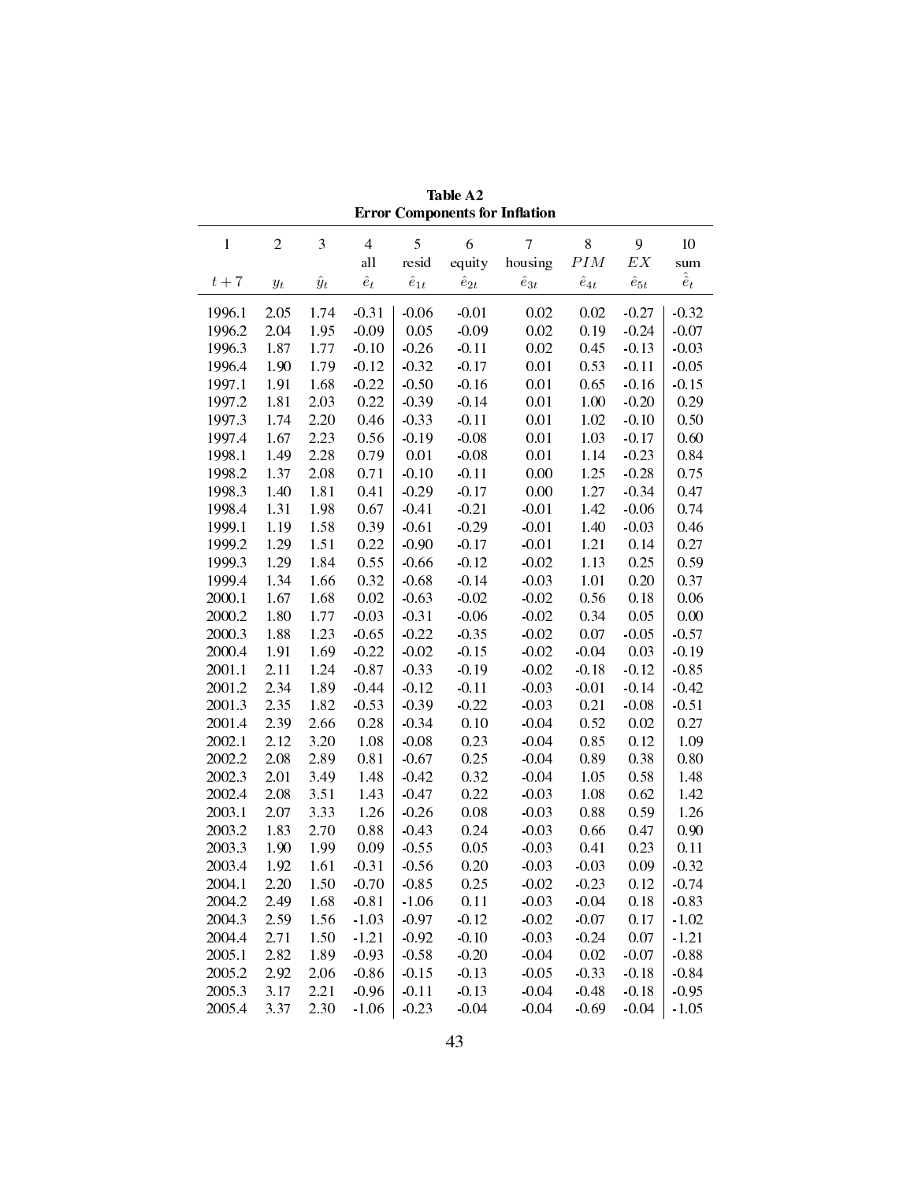**Table A2**
**Error Components for Inflation**

| 1 | 2 | 3 | 4 | 5 | 6 | 7 | 8 | 9 | 10 |
|---|---|---|---|---|---|---|---|---|---|
| | | | all | resid | equity | housing | $PIM$ | $EX$ | sum |
| $t+7$ | $y_t$ | $\hat{y}_t$ | $\hat{e}_t$ | $\hat{e}_{1t}$ | $\hat{e}_{2t}$ | $\hat{e}_{3t}$ | $\hat{e}_{4t}$ | $\hat{e}_{5t}$ | $\hat{\hat{e}}_t$ |
| 1996.1 | 2.05 | 1.74 | -0.31 | -0.06 | -0.01 | 0.02 | 0.02 | -0.27 | -0.32 |
| 1996.2 | 2.04 | 1.95 | -0.09 | 0.05 | -0.09 | 0.02 | 0.19 | -0.24 | -0.07 |
| 1996.3 | 1.87 | 1.77 | -0.10 | -0.26 | -0.11 | 0.02 | 0.45 | -0.13 | -0.03 |
| 1996.4 | 1.90 | 1.79 | -0.12 | -0.32 | -0.17 | 0.01 | 0.53 | -0.11 | -0.05 |
| 1997.1 | 1.91 | 1.68 | -0.22 | -0.50 | -0.16 | 0.01 | 0.65 | -0.16 | -0.15 |
| 1997.2 | 1.81 | 2.03 | 0.22 | -0.39 | -0.14 | 0.01 | 1.00 | -0.20 | 0.29 |
| 1997.3 | 1.74 | 2.20 | 0.46 | -0.33 | -0.11 | 0.01 | 1.02 | -0.10 | 0.50 |
| 1997.4 | 1.67 | 2.23 | 0.56 | -0.19 | -0.08 | 0.01 | 1.03 | -0.17 | 0.60 |
| 1998.1 | 1.49 | 2.28 | 0.79 | 0.01 | -0.08 | 0.01 | 1.14 | -0.23 | 0.84 |
| 1998.2 | 1.37 | 2.08 | 0.71 | -0.10 | -0.11 | 0.00 | 1.25 | -0.28 | 0.75 |
| 1998.3 | 1.40 | 1.81 | 0.41 | -0.29 | -0.17 | 0.00 | 1.27 | -0.34 | 0.47 |
| 1998.4 | 1.31 | 1.98 | 0.67 | -0.41 | -0.21 | -0.01 | 1.42 | -0.06 | 0.74 |
| 1999.1 | 1.19 | 1.58 | 0.39 | -0.61 | -0.29 | -0.01 | 1.40 | -0.03 | 0.46 |
| 1999.2 | 1.29 | 1.51 | 0.22 | -0.90 | -0.17 | -0.01 | 1.21 | 0.14 | 0.27 |
| 1999.3 | 1.29 | 1.84 | 0.55 | -0.66 | -0.12 | -0.02 | 1.13 | 0.25 | 0.59 |
| 1999.4 | 1.34 | 1.66 | 0.32 | -0.68 | -0.14 | -0.03 | 1.01 | 0.20 | 0.37 |
| 2000.1 | 1.67 | 1.68 | 0.02 | -0.63 | -0.02 | -0.02 | 0.56 | 0.18 | 0.06 |
| 2000.2 | 1.80 | 1.77 | -0.03 | -0.31 | -0.06 | -0.02 | 0.34 | 0.05 | 0.00 |
| 2000.3 | 1.88 | 1.23 | -0.65 | -0.22 | -0.35 | -0.02 | 0.07 | -0.05 | -0.57 |
| 2000.4 | 1.91 | 1.69 | -0.22 | -0.02 | -0.15 | -0.02 | -0.04 | 0.03 | -0.19 |
| 2001.1 | 2.11 | 1.24 | -0.87 | -0.33 | -0.19 | -0.02 | -0.18 | -0.12 | -0.85 |
| 2001.2 | 2.34 | 1.89 | -0.44 | -0.12 | -0.11 | -0.03 | -0.01 | -0.14 | -0.42 |
| 2001.3 | 2.35 | 1.82 | -0.53 | -0.39 | -0.22 | -0.03 | 0.21 | -0.08 | -0.51 |
| 2001.4 | 2.39 | 2.66 | 0.28 | -0.34 | 0.10 | -0.04 | 0.52 | 0.02 | 0.27 |
| 2002.1 | 2.12 | 3.20 | 1.08 | -0.08 | 0.23 | -0.04 | 0.85 | 0.12 | 1.09 |
| 2002.2 | 2.08 | 2.89 | 0.81 | -0.67 | 0.25 | -0.04 | 0.89 | 0.38 | 0.80 |
| 2002.3 | 2.01 | 3.49 | 1.48 | -0.42 | 0.32 | -0.04 | 1.05 | 0.58 | 1.48 |
| 2002.4 | 2.08 | 3.51 | 1.43 | -0.47 | 0.22 | -0.03 | 1.08 | 0.62 | 1.42 |
| 2003.1 | 2.07 | 3.33 | 1.26 | -0.26 | 0.08 | -0.03 | 0.88 | 0.59 | 1.26 |
| 2003.2 | 1.83 | 2.70 | 0.88 | -0.43 | 0.24 | -0.03 | 0.66 | 0.47 | 0.90 |
| 2003.3 | 1.90 | 1.99 | 0.09 | -0.55 | 0.05 | -0.03 | 0.41 | 0.23 | 0.11 |
| 2003.4 | 1.92 | 1.61 | -0.31 | -0.56 | 0.20 | -0.03 | -0.03 | 0.09 | -0.32 |
| 2004.1 | 2.20 | 1.50 | -0.70 | -0.85 | 0.25 | -0.02 | -0.23 | 0.12 | -0.74 |
| 2004.2 | 2.49 | 1.68 | -0.81 | -1.06 | 0.11 | -0.03 | -0.04 | 0.18 | -0.83 |
| 2004.3 | 2.59 | 1.56 | -1.03 | -0.97 | -0.12 | -0.02 | -0.07 | 0.17 | -1.02 |
| 2004.4 | 2.71 | 1.50 | -1.21 | -0.92 | -0.10 | -0.03 | -0.24 | 0.07 | -1.21 |
| 2005.1 | 2.82 | 1.89 | -0.93 | -0.58 | -0.20 | -0.04 | 0.02 | -0.07 | -0.88 |
| 2005.2 | 2.92 | 2.06 | -0.86 | -0.15 | -0.13 | -0.05 | -0.33 | -0.18 | -0.84 |
| 2005.3 | 3.17 | 2.21 | -0.96 | -0.11 | -0.13 | -0.04 | -0.48 | -0.18 | -0.95 |
| 2005.4 | 3.37 | 2.30 | -1.06 | -0.23 | -0.04 | -0.04 | -0.69 | -0.04 | -1.05 |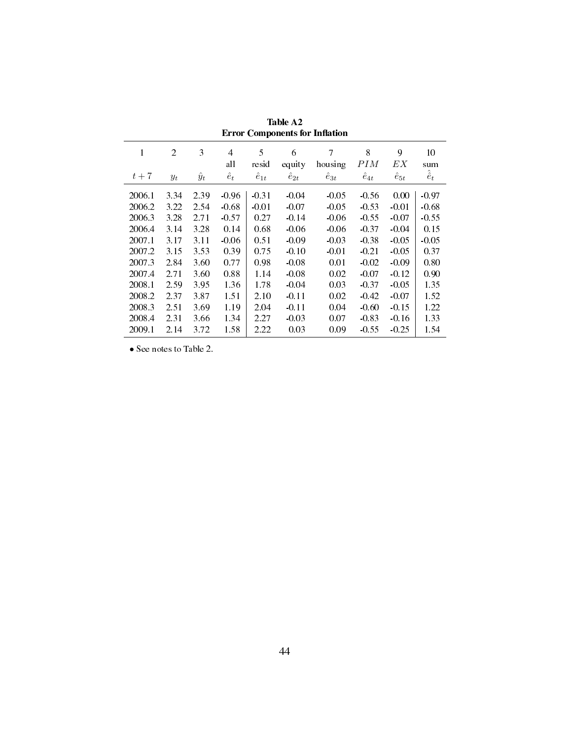**Table A2**
**Error Components for Inflation**

| 1 | 2 | 3 | 4 | 5 | 6 | 7 | 8 | 9 | 10 |
|---|---|---|---|---|---|---|---|---|---|
| | | | all | resid | equity | housing | $PIM$ | $EX$ | sum |
| $t+7$ | $y_t$ | $\hat{y}_t$ | $\hat{e}_t$ | $\hat{e}_{1t}$ | $\hat{e}_{2t}$ | $\hat{e}_{3t}$ | $\hat{e}_{4t}$ | $\hat{e}_{5t}$ | $\hat{\hat{e}}_t$ |
| 2006.1 | 3.34 | 2.39 | -0.96 | -0.31 | -0.04 | -0.05 | -0.56 | 0.00 | -0.97 |
| 2006.2 | 3.22 | 2.54 | -0.68 | -0.01 | -0.07 | -0.05 | -0.53 | -0.01 | -0.68 |
| 2006.3 | 3.28 | 2.71 | -0.57 | 0.27 | -0.14 | -0.06 | -0.55 | -0.07 | -0.55 |
| 2006.4 | 3.14 | 3.28 | 0.14 | 0.68 | -0.06 | -0.06 | -0.37 | -0.04 | 0.15 |
| 2007.1 | 3.17 | 3.11 | -0.06 | 0.51 | -0.09 | -0.03 | -0.38 | -0.05 | -0.05 |
| 2007.2 | 3.15 | 3.53 | 0.39 | 0.75 | -0.10 | -0.01 | -0.21 | -0.05 | 0.37 |
| 2007.3 | 2.84 | 3.60 | 0.77 | 0.98 | -0.08 | 0.01 | -0.02 | -0.09 | 0.80 |
| 2007.4 | 2.71 | 3.60 | 0.88 | 1.14 | -0.08 | 0.02 | -0.07 | -0.12 | 0.90 |
| 2008.1 | 2.59 | 3.95 | 1.36 | 1.78 | -0.04 | 0.03 | -0.37 | -0.05 | 1.35 |
| 2008.2 | 2.37 | 3.87 | 1.51 | 2.10 | -0.11 | 0.02 | -0.42 | -0.07 | 1.52 |
| 2008.3 | 2.51 | 3.69 | 1.19 | 2.04 | -0.11 | 0.04 | -0.60 | -0.15 | 1.22 |
| 2008.4 | 2.31 | 3.66 | 1.34 | 2.27 | -0.03 | 0.07 | -0.83 | -0.16 | 1.33 |
| 2009.1 | 2.14 | 3.72 | 1.58 | 2.22 | 0.03 | 0.09 | -0.55 | -0.25 | 1.54 |

• See notes to Table 2.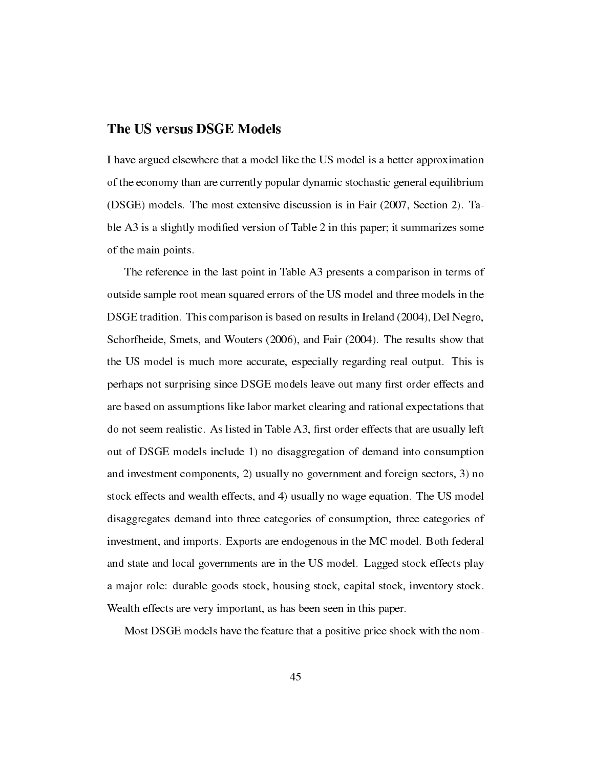## The US versus DSGE Models

I have argued elsewhere that a model like the US model is a better approximation of the economy than are currently popular dynamic stochastic general equilibrium (DSGE) models. The most extensive discussion is in Fair (2007, Section 2). Table A3 is a slightly modified version of Table 2 in this paper; it summarizes some of the main points.

The reference in the last point in Table A3 presents a comparison in terms of outside sample root mean squared errors of the US model and three models in the DSGE tradition. This comparison is based on results in Ireland (2004), Del Negro, Schorfheide, Smets, and Wouters (2006), and Fair (2004). The results show that the US model is much more accurate, especially regarding real output. This is perhaps not surprising since DSGE models leave out many first order effects and are based on assumptions like labor market clearing and rational expectations that do not seem realistic. As listed in Table A3, first order effects that are usually left out of DSGE models include 1) no disaggregation of demand into consumption and investment components, 2) usually no government and foreign sectors, 3) no stock effects and wealth effects, and 4) usually no wage equation. The US model disaggregates demand into three categories of consumption, three categories of investment, and imports. Exports are endogenous in the MC model. Both federal and state and local governments are in the US model. Lagged stock effects play a major role: durable goods stock, housing stock, capital stock, inventory stock. Wealth effects are very important, as has been seen in this paper.

Most DSGE models have the feature that a positive price shock with the nom-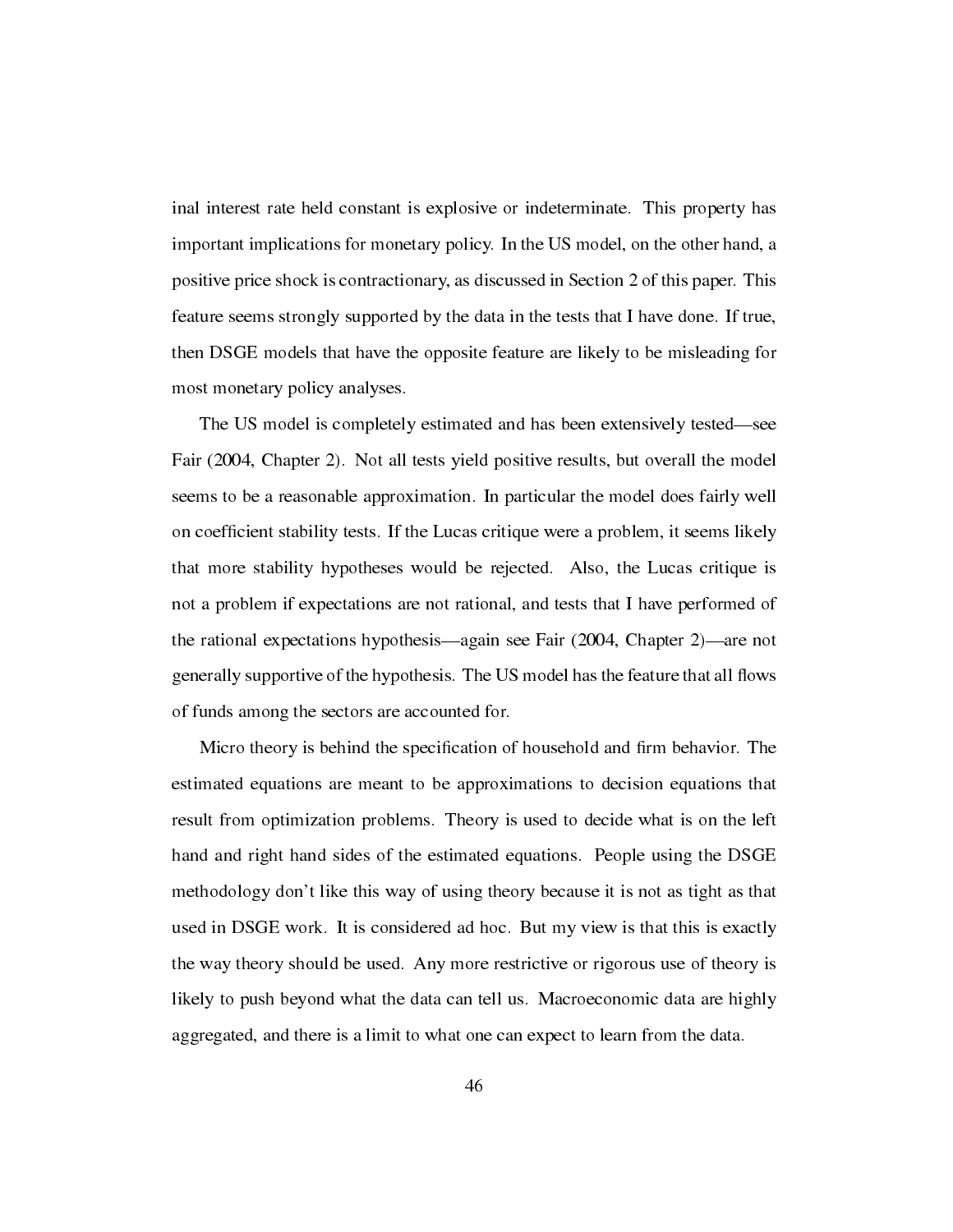inal interest rate held constant is explosive or indeterminate. This property has important implications for monetary policy. In the US model, on the other hand, a positive price shock is contractionary, as discussed in Section 2 of this paper. This feature seems strongly supported by the data in the tests that I have done. If true, then DSGE models that have the opposite feature are likely to be misleading for most monetary policy analyses.

The US model is completely estimated and has been extensively tested—see Fair (2004, Chapter 2). Not all tests yield positive results, but overall the model seems to be a reasonable approximation. In particular the model does fairly well on coefficient stability tests. If the Lucas critique were a problem, it seems likely that more stability hypotheses would be rejected. Also, the Lucas critique is not a problem if expectations are not rational, and tests that I have performed of the rational expectations hypothesis—again see Fair (2004, Chapter 2)—are not generally supportive of the hypothesis. The US model has the feature that all flows of funds among the sectors are accounted for.

Micro theory is behind the specification of household and firm behavior. The estimated equations are meant to be approximations to decision equations that result from optimization problems. Theory is used to decide what is on the left hand and right hand sides of the estimated equations. People using the DSGE methodology don't like this way of using theory because it is not as tight as that used in DSGE work. It is considered ad hoc. But my view is that this is exactly the way theory should be used. Any more restrictive or rigorous use of theory is likely to push beyond what the data can tell us. Macroeconomic data are highly aggregated, and there is a limit to what one can expect to learn from the data.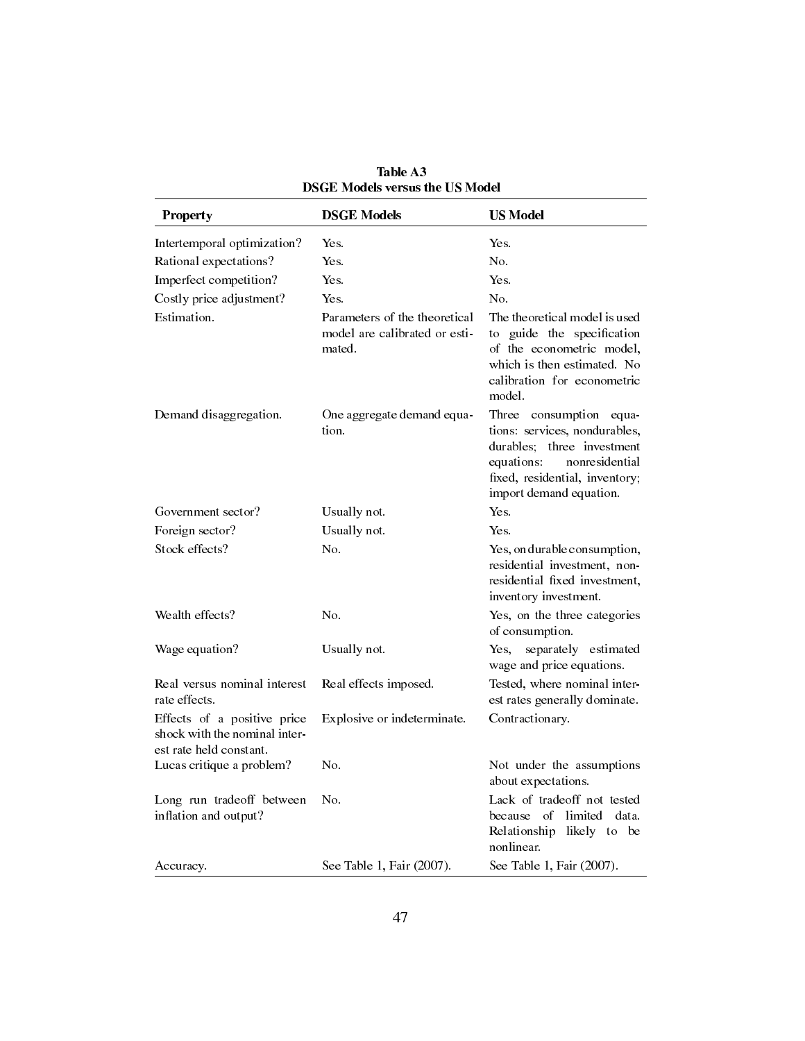**Table A3**
**DSGE Models versus the US Model**

| Property | DSGE Models | US Model |
|---|---|---|
| Intertemporal optimization? | Yes. | Yes. |
| Rational expectations? | Yes. | No. |
| Imperfect competition? | Yes. | Yes. |
| Costly price adjustment? | Yes. | No. |
| Estimation. | Parameters of the theoretical model are calibrated or estimated. | The theoretical model is used to guide the specification of the econometric model, which is then estimated. No calibration for econometric model. |
| Demand disaggregation. | One aggregate demand equation. | Three consumption equations: services, nondurables, durables; three investment equations: nonresidential fixed, residential, inventory; import demand equation. |
| Government sector? | Usually not. | Yes. |
| Foreign sector? | Usually not. | Yes. |
| Stock effects? | No. | Yes, on durable consumption, residential investment, nonresidential fixed investment, inventory investment. |
| Wealth effects? | No. | Yes, on the three categories of consumption. |
| Wage equation? | Usually not. | Yes, separately estimated wage and price equations. |
| Real versus nominal interest rate effects. | Real effects imposed. | Tested, where nominal interest rates generally dominate. |
| Effects of a positive price shock with the nominal interest rate held constant. | Explosive or indeterminate. | Contractionary. |
| Lucas critique a problem? | No. | Not under the assumptions about expectations. |
| Long run tradeoff between inflation and output? | No. | Lack of tradeoff not tested because of limited data. Relationship likely to be nonlinear. |
| Accuracy. | See Table 1, Fair (2007). | See Table 1, Fair (2007). |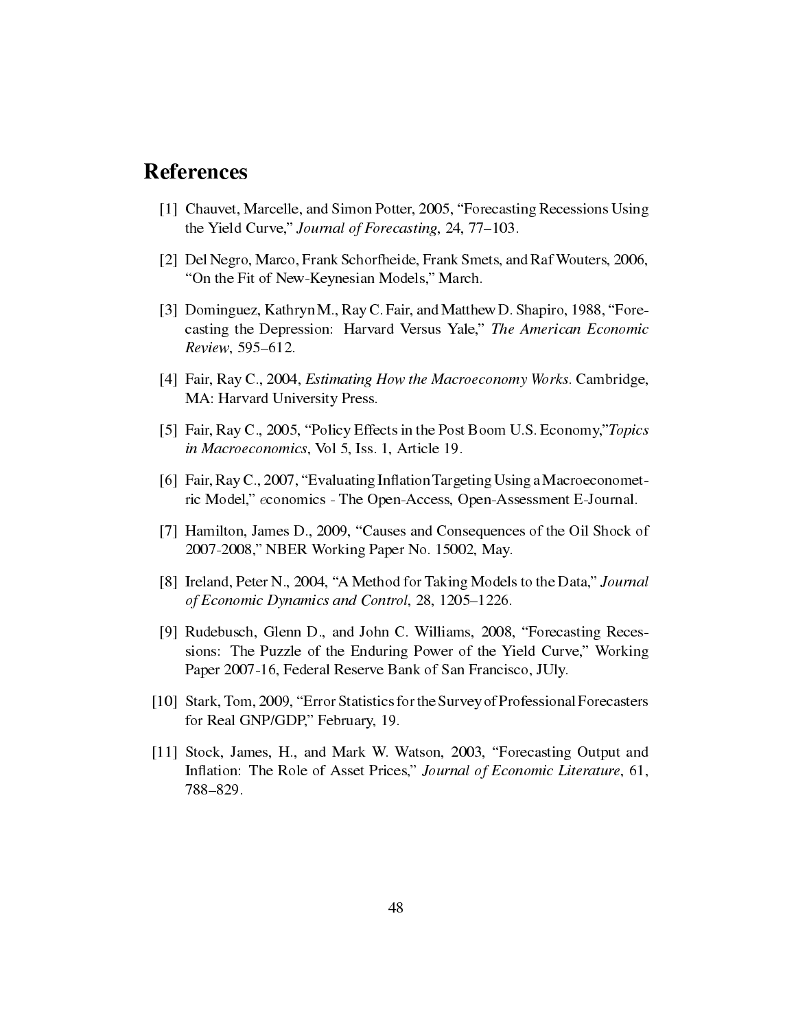# References

[1] Chauvet, Marcelle, and Simon Potter, 2005, "Forecasting Recessions Using the Yield Curve," *Journal of Forecasting*, 24, 77–103.

[2] Del Negro, Marco, Frank Schorfheide, Frank Smets, and Raf Wouters, 2006, "On the Fit of New-Keynesian Models," March.

[3] Dominguez, Kathryn M., Ray C. Fair, and Matthew D. Shapiro, 1988, "Forecasting the Depression: Harvard Versus Yale," *The American Economic Review*, 595–612.

[4] Fair, Ray C., 2004, *Estimating How the Macroeconomy Works*. Cambridge, MA: Harvard University Press.

[5] Fair, Ray C., 2005, "Policy Effects in the Post Boom U.S. Economy,"*Topics in Macroeconomics*, Vol 5, Iss. 1, Article 19.

[6] Fair, Ray C., 2007, "Evaluating Inflation Targeting Using a Macroeconometric Model," *e*conomics - The Open-Access, Open-Assessment E-Journal.

[7] Hamilton, James D., 2009, "Causes and Consequences of the Oil Shock of 2007-2008," NBER Working Paper No. 15002, May.

[8] Ireland, Peter N., 2004, "A Method for Taking Models to the Data," *Journal of Economic Dynamics and Control*, 28, 1205–1226.

[9] Rudebusch, Glenn D., and John C. Williams, 2008, "Forecasting Recessions: The Puzzle of the Enduring Power of the Yield Curve," Working Paper 2007-16, Federal Reserve Bank of San Francisco, JUly.

[10] Stark, Tom, 2009, "Error Statistics for the Survey of Professional Forecasters for Real GNP/GDP," February, 19.

[11] Stock, James, H., and Mark W. Watson, 2003, "Forecasting Output and Inflation: The Role of Asset Prices," *Journal of Economic Literature*, 61, 788–829.